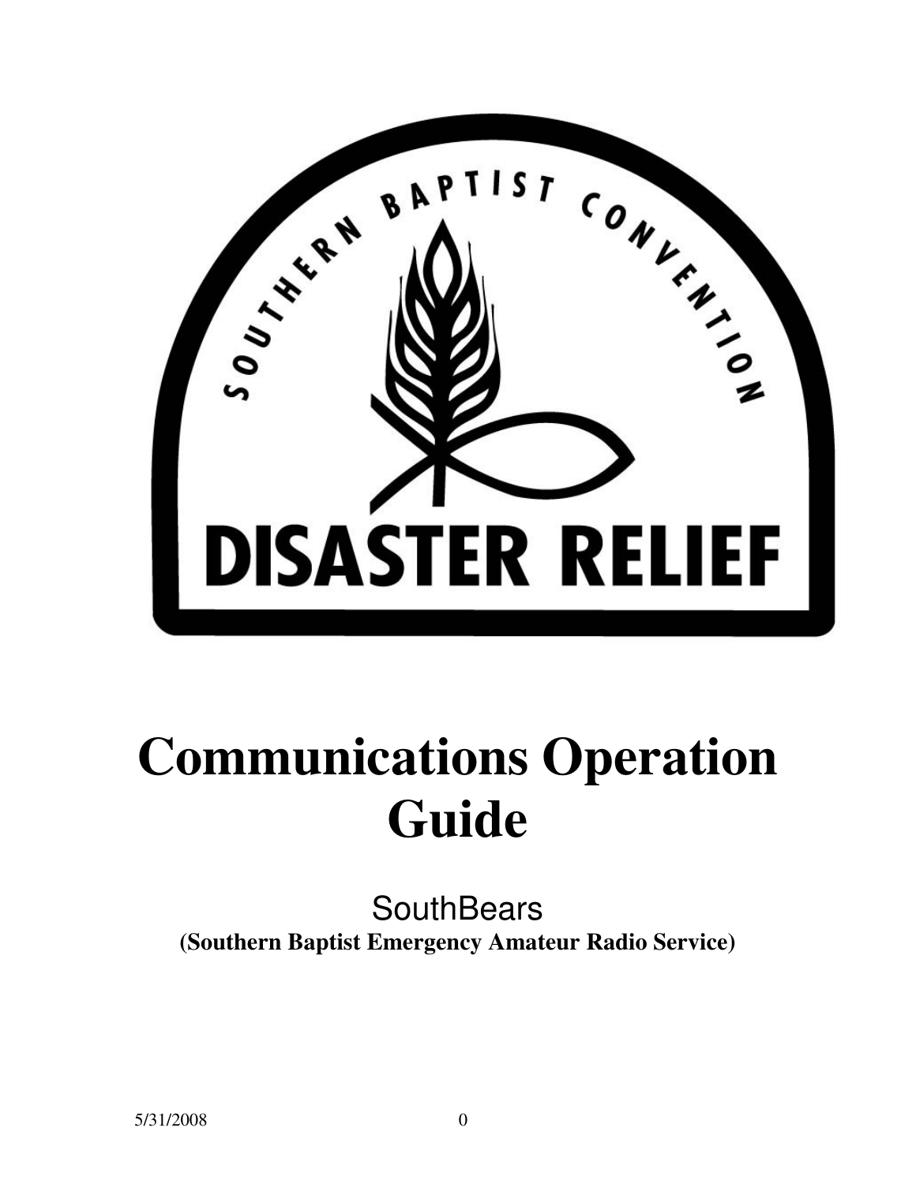SOUTHERN BAPTIST CONVENTION

DISASTER RELIEF

# Communications Operation Guide

SouthBears

**(Southern Baptist Emergency Amateur Radio Service)**

5/31/2008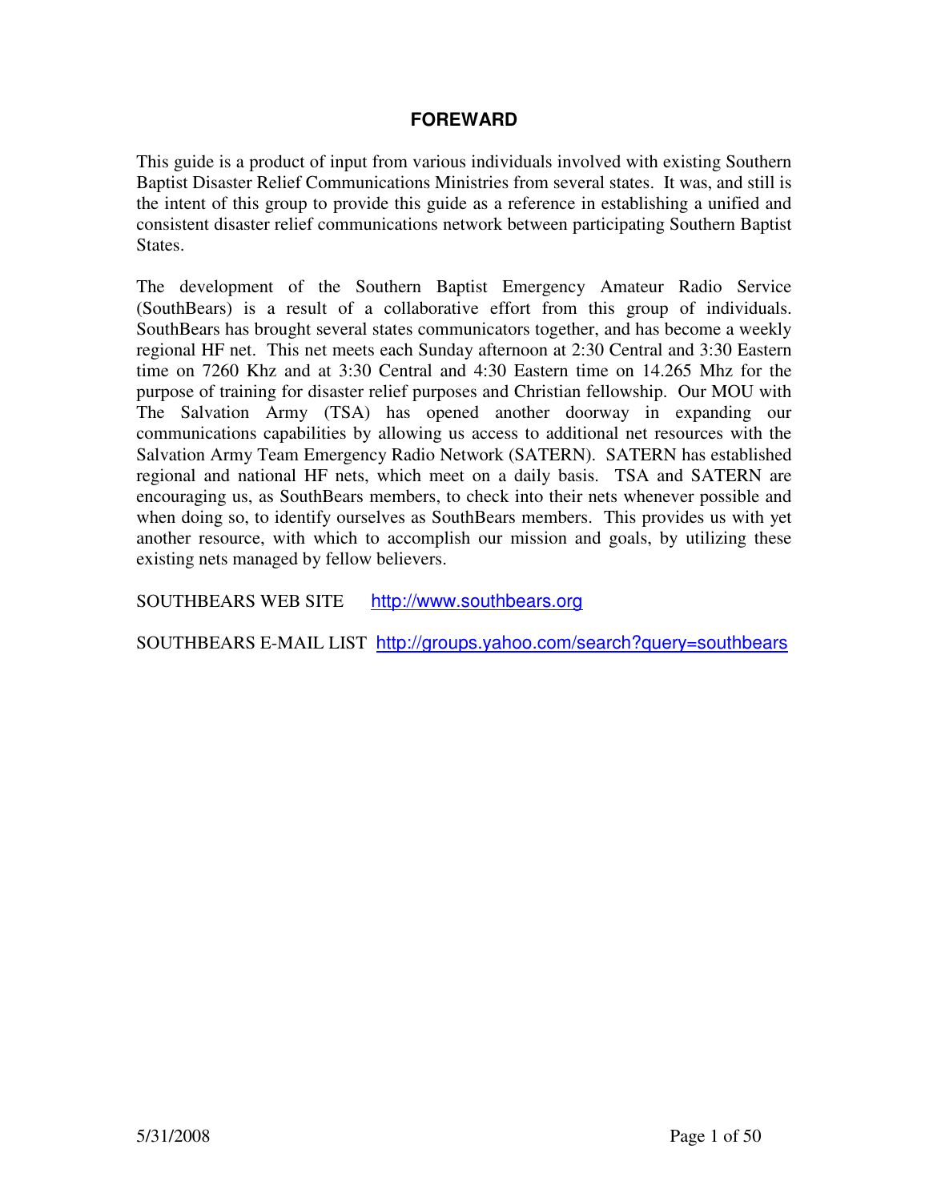## FOREWARD

This guide is a product of input from various individuals involved with existing Southern Baptist Disaster Relief Communications Ministries from several states. It was, and still is the intent of this group to provide this guide as a reference in establishing a unified and consistent disaster relief communications network between participating Southern Baptist States.

The development of the Southern Baptist Emergency Amateur Radio Service (SouthBears) is a result of a collaborative effort from this group of individuals. SouthBears has brought several states communicators together, and has become a weekly regional HF net. This net meets each Sunday afternoon at 2:30 Central and 3:30 Eastern time on 7260 Khz and at 3:30 Central and 4:30 Eastern time on 14.265 Mhz for the purpose of training for disaster relief purposes and Christian fellowship. Our MOU with The Salvation Army (TSA) has opened another doorway in expanding our communications capabilities by allowing us access to additional net resources with the Salvation Army Team Emergency Radio Network (SATERN). SATERN has established regional and national HF nets, which meet on a daily basis. TSA and SATERN are encouraging us, as SouthBears members, to check into their nets whenever possible and when doing so, to identify ourselves as SouthBears members. This provides us with yet another resource, with which to accomplish our mission and goals, by utilizing these existing nets managed by fellow believers.

SOUTHBEARS WEB SITE http://www.southbears.org

SOUTHBEARS E-MAIL LIST http://groups.yahoo.com/search?query=southbears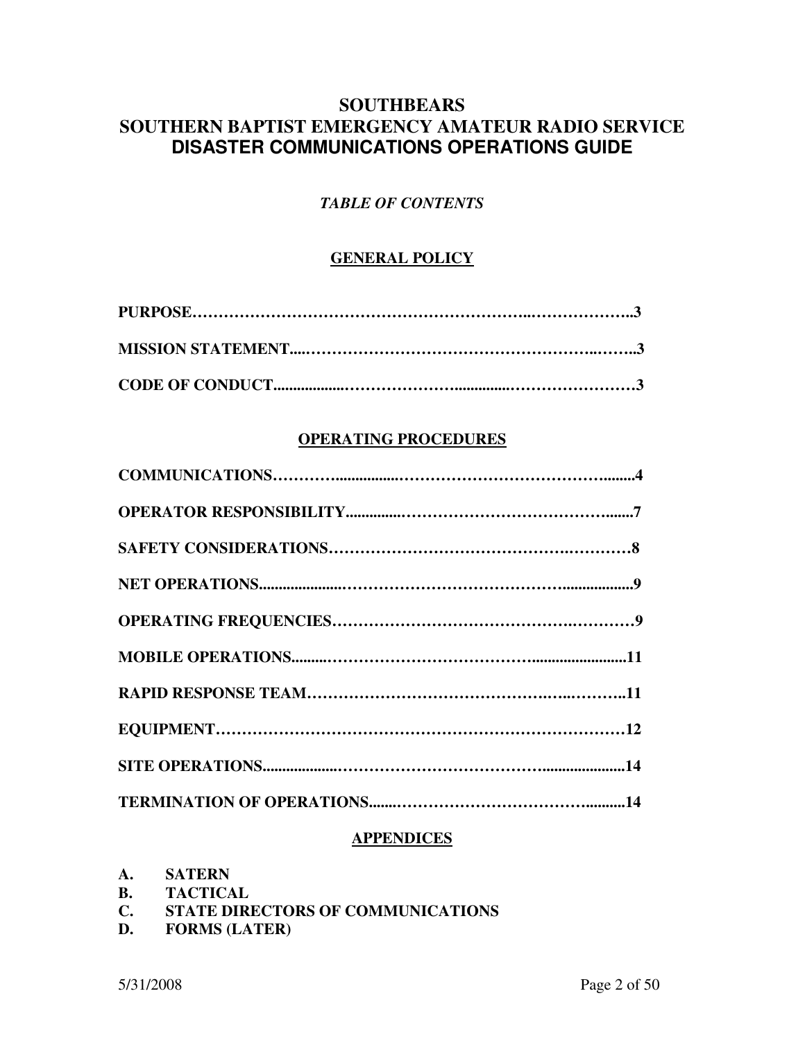# SOUTHBEARS
# SOUTHERN BAPTIST EMERGENCY AMATEUR RADIO SERVICE
# DISASTER COMMUNICATIONS OPERATIONS GUIDE

*TABLE OF CONTENTS*

## GENERAL POLICY

**PURPOSE……………………………………………………...………………..3**

**MISSION STATEMENT....……………………………………………….……..3**

**CODE OF CONDUCT..................……………….............……………………3**

## OPERATING PROCEDURES

**COMMUNICATIONS………...............………………………………….........4**

**OPERATOR RESPONSIBILITY..............……………………………….......7**

**SAFETY CONSIDERATIONS………………………………….…………8**

**NET OPERATIONS.....................……………………………….................9**

**OPERATING FREQUENCIES…………………………………………………9**

**MOBILE OPERATIONS.........……………………………........................11**

**RAPID RESPONSE TEAM……………………………….…...………..11**

**EQUIPMENT……………………………………………………………………12**

**SITE OPERATIONS...................……………………………......................14**

**TERMINATION OF OPERATIONS.......………………………………..........14**

## APPENDICES

**A. SATERN**
**B. TACTICAL**
**C. STATE DIRECTORS OF COMMUNICATIONS**
**D. FORMS (LATER)**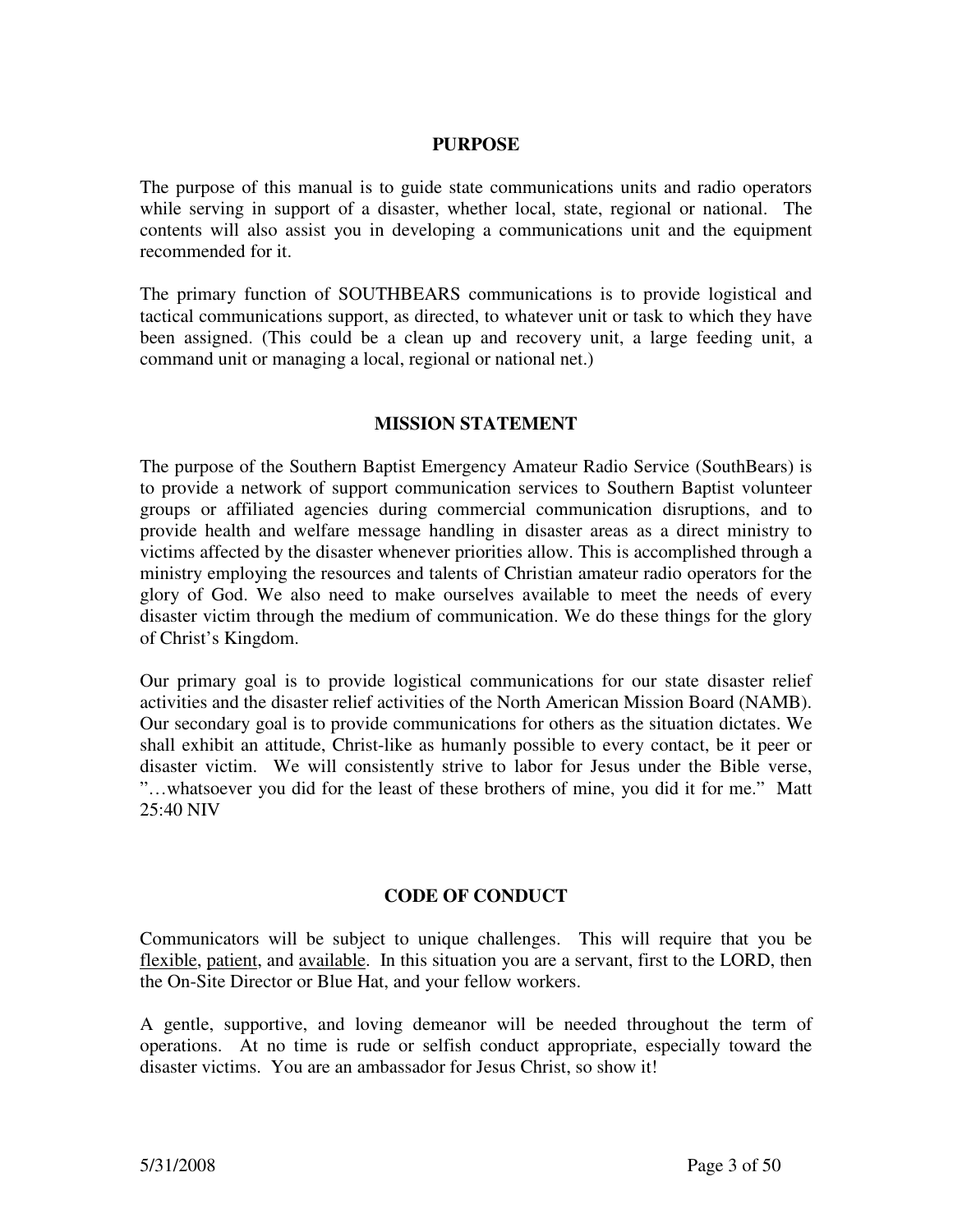## PURPOSE

The purpose of this manual is to guide state communications units and radio operators while serving in support of a disaster, whether local, state, regional or national. The contents will also assist you in developing a communications unit and the equipment recommended for it.

The primary function of SOUTHBEARS communications is to provide logistical and tactical communications support, as directed, to whatever unit or task to which they have been assigned. (This could be a clean up and recovery unit, a large feeding unit, a command unit or managing a local, regional or national net.)

## MISSION STATEMENT

The purpose of the Southern Baptist Emergency Amateur Radio Service (SouthBears) is to provide a network of support communication services to Southern Baptist volunteer groups or affiliated agencies during commercial communication disruptions, and to provide health and welfare message handling in disaster areas as a direct ministry to victims affected by the disaster whenever priorities allow. This is accomplished through a ministry employing the resources and talents of Christian amateur radio operators for the glory of God. We also need to make ourselves available to meet the needs of every disaster victim through the medium of communication. We do these things for the glory of Christ's Kingdom.

Our primary goal is to provide logistical communications for our state disaster relief activities and the disaster relief activities of the North American Mission Board (NAMB). Our secondary goal is to provide communications for others as the situation dictates. We shall exhibit an attitude, Christ-like as humanly possible to every contact, be it peer or disaster victim. We will consistently strive to labor for Jesus under the Bible verse, "…whatsoever you did for the least of these brothers of mine, you did it for me." Matt 25:40 NIV

## CODE OF CONDUCT

Communicators will be subject to unique challenges. This will require that you be <u>flexible</u>, <u>patient</u>, and <u>available</u>. In this situation you are a servant, first to the LORD, then the On-Site Director or Blue Hat, and your fellow workers.

A gentle, supportive, and loving demeanor will be needed throughout the term of operations. At no time is rude or selfish conduct appropriate, especially toward the disaster victims. You are an ambassador for Jesus Christ, so show it!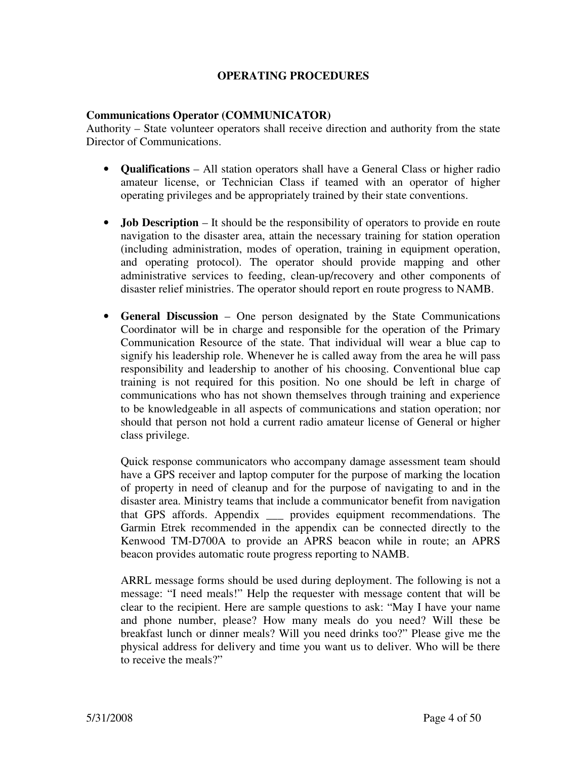# OPERATING PROCEDURES

**Communications Operator (COMMUNICATOR)**

Authority – State volunteer operators shall receive direction and authority from the state Director of Communications.

- **Qualifications** – All station operators shall have a General Class or higher radio amateur license, or Technician Class if teamed with an operator of higher operating privileges and be appropriately trained by their state conventions.

- **Job Description** – It should be the responsibility of operators to provide en route navigation to the disaster area, attain the necessary training for station operation (including administration, modes of operation, training in equipment operation, and operating protocol). The operator should provide mapping and other administrative services to feeding, clean-up/recovery and other components of disaster relief ministries. The operator should report en route progress to NAMB.

- **General Discussion** – One person designated by the State Communications Coordinator will be in charge and responsible for the operation of the Primary Communication Resource of the state. That individual will wear a blue cap to signify his leadership role. Whenever he is called away from the area he will pass responsibility and leadership to another of his choosing. Conventional blue cap training is not required for this position. No one should be left in charge of communications who has not shown themselves through training and experience to be knowledgeable in all aspects of communications and station operation; nor should that person not hold a current radio amateur license of General or higher class privilege.

  Quick response communicators who accompany damage assessment team should have a GPS receiver and laptop computer for the purpose of marking the location of property in need of cleanup and for the purpose of navigating to and in the disaster area. Ministry teams that include a communicator benefit from navigation that GPS affords. Appendix ___ provides equipment recommendations. The Garmin Etrek recommended in the appendix can be connected directly to the Kenwood TM-D700A to provide an APRS beacon while in route; an APRS beacon provides automatic route progress reporting to NAMB.

  ARRL message forms should be used during deployment. The following is not a message: "I need meals!" Help the requester with message content that will be clear to the recipient. Here are sample questions to ask: "May I have your name and phone number, please? How many meals do you need? Will these be breakfast lunch or dinner meals? Will you need drinks too?" Please give me the physical address for delivery and time you want us to deliver. Who will be there to receive the meals?"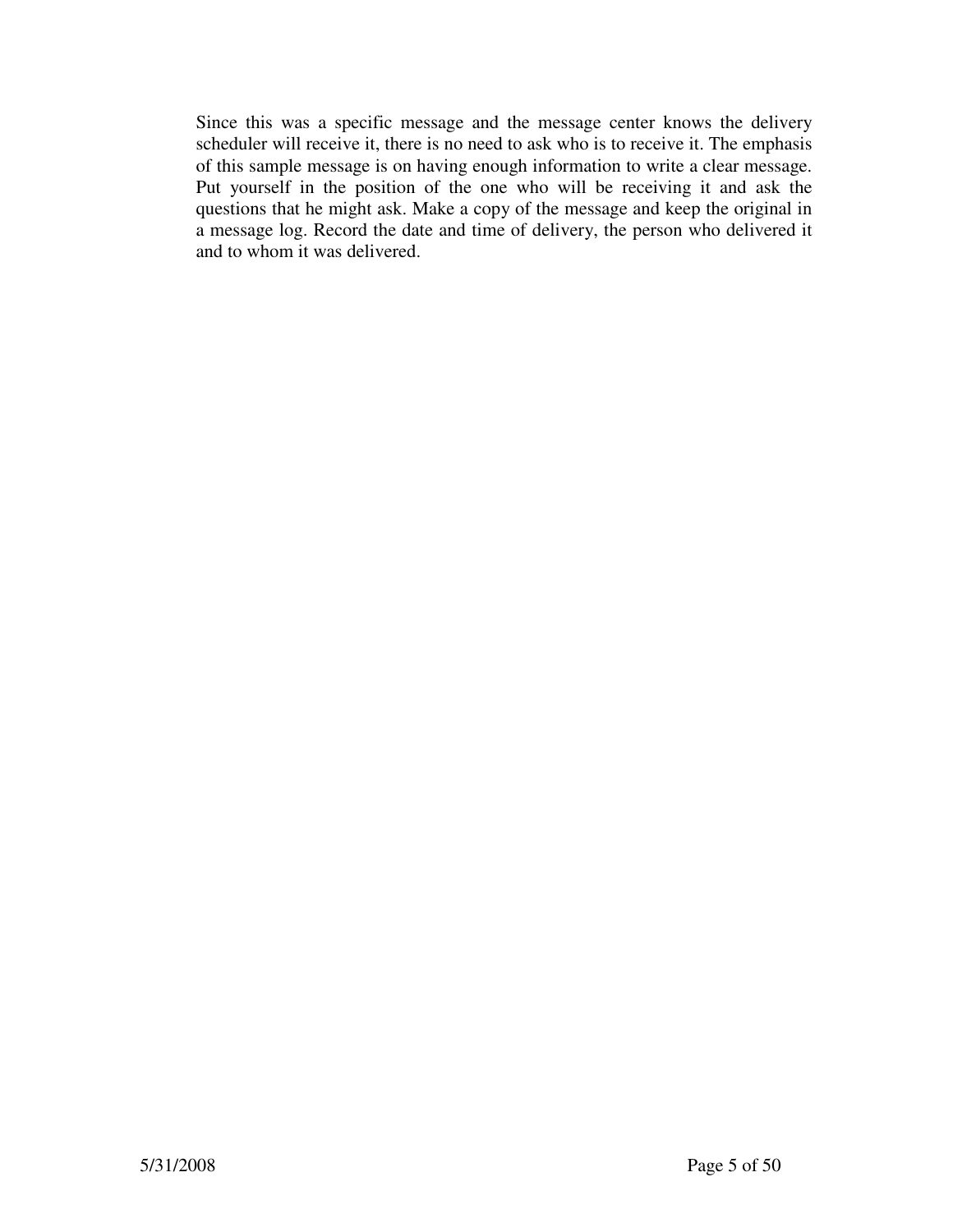Since this was a specific message and the message center knows the delivery scheduler will receive it, there is no need to ask who is to receive it. The emphasis of this sample message is on having enough information to write a clear message. Put yourself in the position of the one who will be receiving it and ask the questions that he might ask. Make a copy of the message and keep the original in a message log. Record the date and time of delivery, the person who delivered it and to whom it was delivered.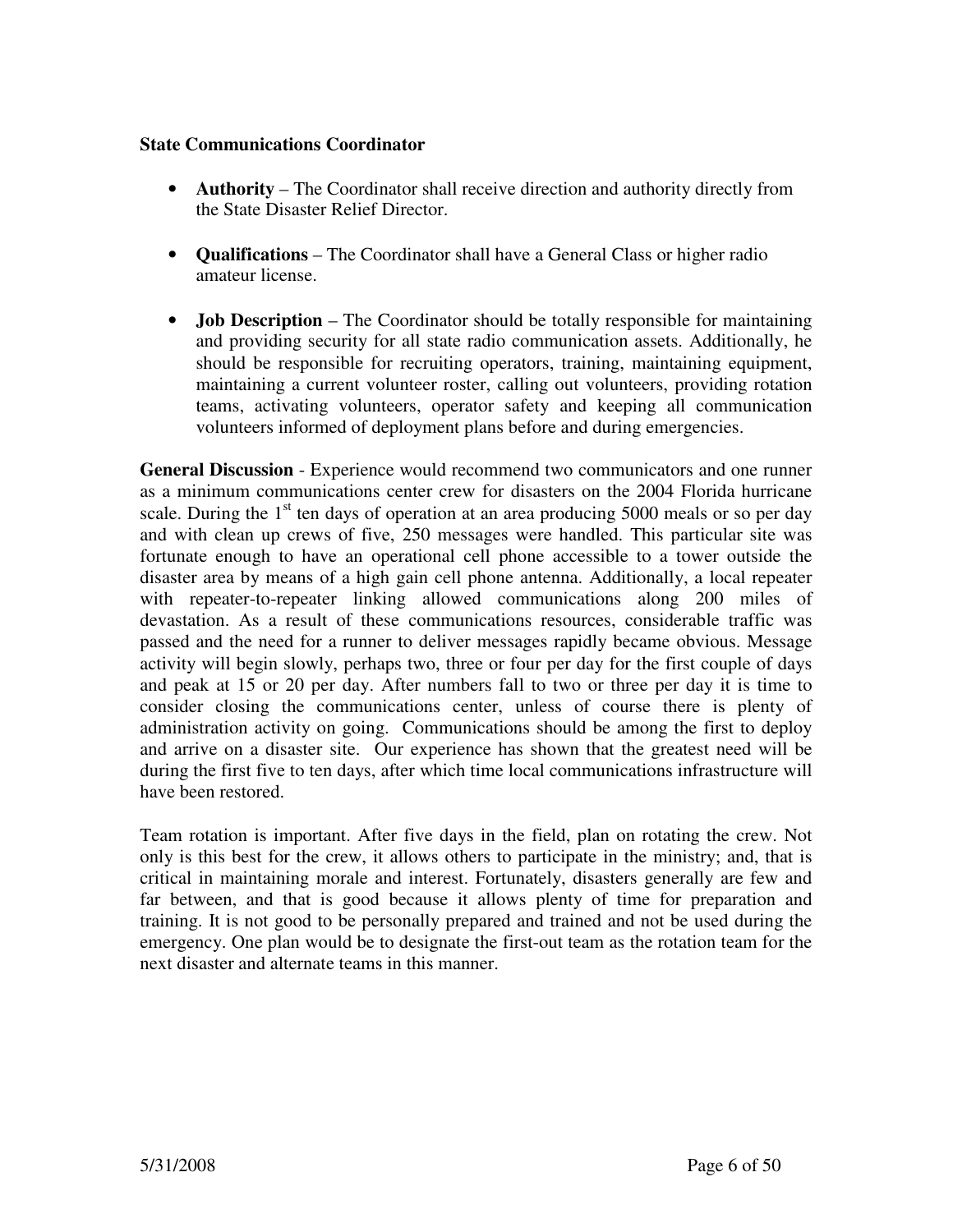**State Communications Coordinator**

- **Authority** – The Coordinator shall receive direction and authority directly from the State Disaster Relief Director.

- **Qualifications** – The Coordinator shall have a General Class or higher radio amateur license.

- **Job Description** – The Coordinator should be totally responsible for maintaining and providing security for all state radio communication assets. Additionally, he should be responsible for recruiting operators, training, maintaining equipment, maintaining a current volunteer roster, calling out volunteers, providing rotation teams, activating volunteers, operator safety and keeping all communication volunteers informed of deployment plans before and during emergencies.

**General Discussion** - Experience would recommend two communicators and one runner as a minimum communications center crew for disasters on the 2004 Florida hurricane scale. During the 1st ten days of operation at an area producing 5000 meals or so per day and with clean up crews of five, 250 messages were handled. This particular site was fortunate enough to have an operational cell phone accessible to a tower outside the disaster area by means of a high gain cell phone antenna. Additionally, a local repeater with repeater-to-repeater linking allowed communications along 200 miles of devastation. As a result of these communications resources, considerable traffic was passed and the need for a runner to deliver messages rapidly became obvious. Message activity will begin slowly, perhaps two, three or four per day for the first couple of days and peak at 15 or 20 per day. After numbers fall to two or three per day it is time to consider closing the communications center, unless of course there is plenty of administration activity on going. Communications should be among the first to deploy and arrive on a disaster site. Our experience has shown that the greatest need will be during the first five to ten days, after which time local communications infrastructure will have been restored.

Team rotation is important. After five days in the field, plan on rotating the crew. Not only is this best for the crew, it allows others to participate in the ministry; and, that is critical in maintaining morale and interest. Fortunately, disasters generally are few and far between, and that is good because it allows plenty of time for preparation and training. It is not good to be personally prepared and trained and not be used during the emergency. One plan would be to designate the first-out team as the rotation team for the next disaster and alternate teams in this manner.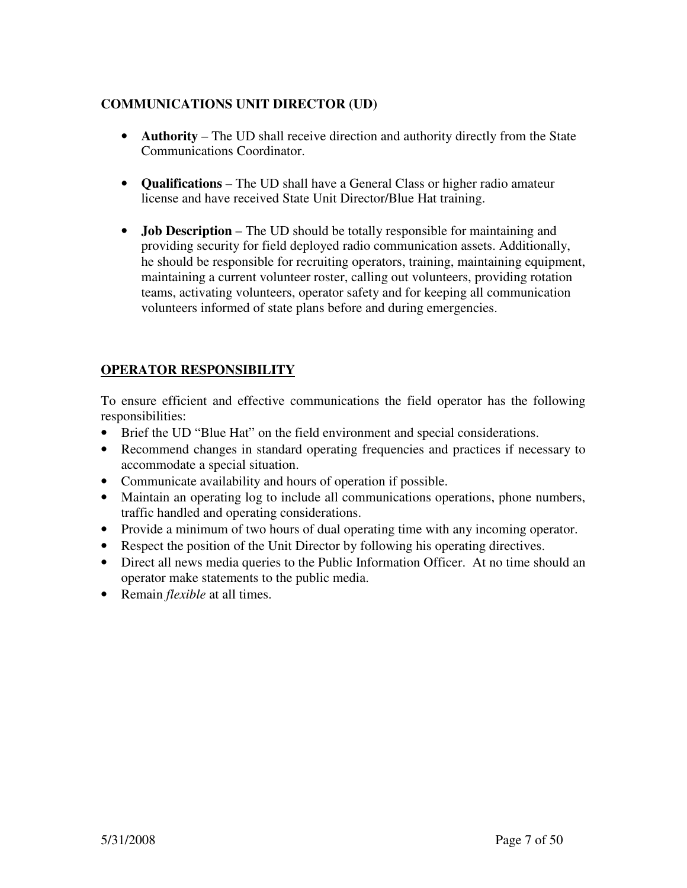## COMMUNICATIONS UNIT DIRECTOR (UD)

- **Authority** – The UD shall receive direction and authority directly from the State Communications Coordinator.

- **Qualifications** – The UD shall have a General Class or higher radio amateur license and have received State Unit Director/Blue Hat training.

- **Job Description** – The UD should be totally responsible for maintaining and providing security for field deployed radio communication assets. Additionally, he should be responsible for recruiting operators, training, maintaining equipment, maintaining a current volunteer roster, calling out volunteers, providing rotation teams, activating volunteers, operator safety and for keeping all communication volunteers informed of state plans before and during emergencies.

## OPERATOR RESPONSIBILITY

To ensure efficient and effective communications the field operator has the following responsibilities:

- Brief the UD "Blue Hat" on the field environment and special considerations.
- Recommend changes in standard operating frequencies and practices if necessary to accommodate a special situation.
- Communicate availability and hours of operation if possible.
- Maintain an operating log to include all communications operations, phone numbers, traffic handled and operating considerations.
- Provide a minimum of two hours of dual operating time with any incoming operator.
- Respect the position of the Unit Director by following his operating directives.
- Direct all news media queries to the Public Information Officer. At no time should an operator make statements to the public media.
- Remain *flexible* at all times.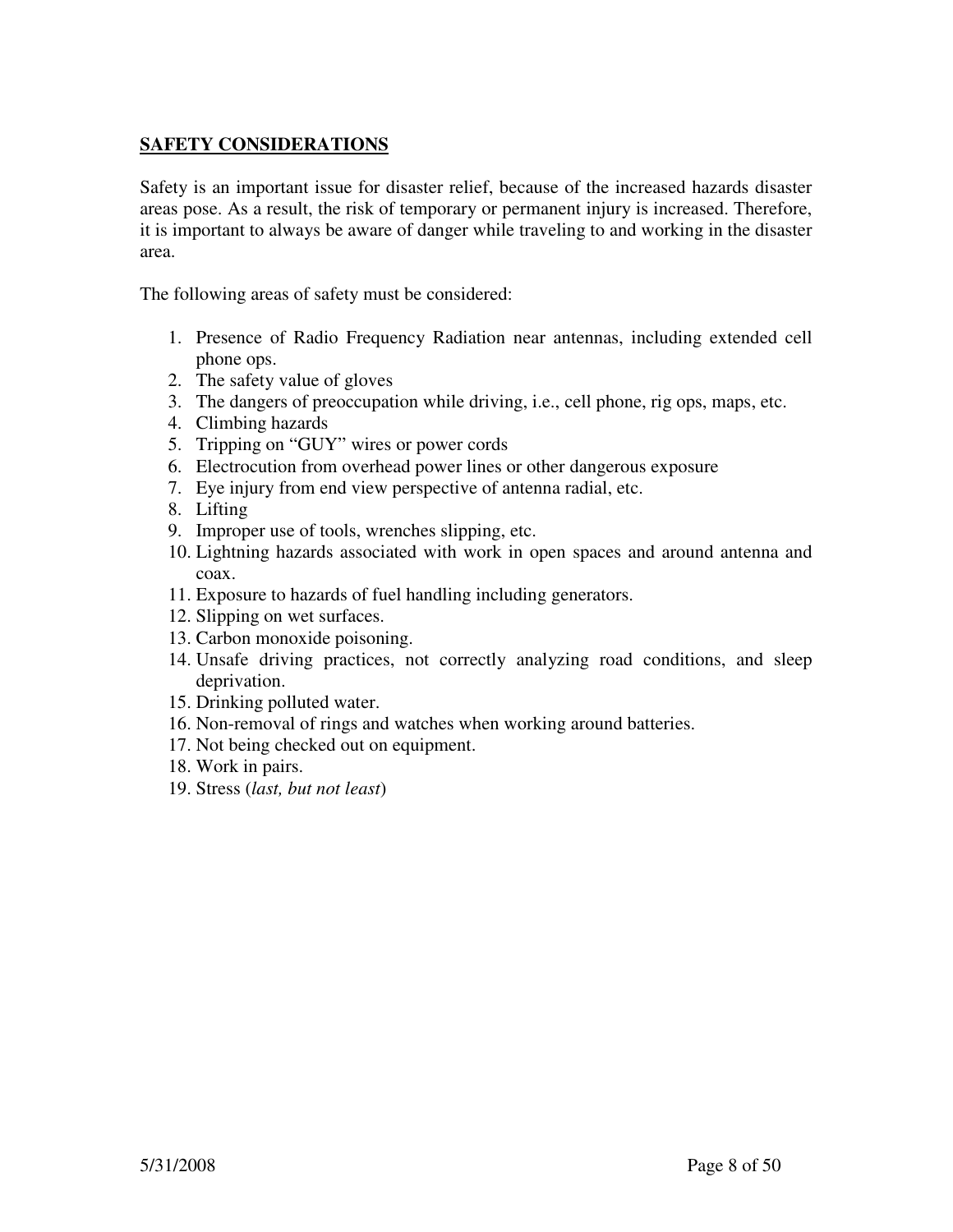## **SAFETY CONSIDERATIONS**

Safety is an important issue for disaster relief, because of the increased hazards disaster areas pose. As a result, the risk of temporary or permanent injury is increased. Therefore, it is important to always be aware of danger while traveling to and working in the disaster area.

The following areas of safety must be considered:

1. Presence of Radio Frequency Radiation near antennas, including extended cell phone ops.
2. The safety value of gloves
3. The dangers of preoccupation while driving, i.e., cell phone, rig ops, maps, etc.
4. Climbing hazards
5. Tripping on "GUY" wires or power cords
6. Electrocution from overhead power lines or other dangerous exposure
7. Eye injury from end view perspective of antenna radial, etc.
8. Lifting
9. Improper use of tools, wrenches slipping, etc.
10. Lightning hazards associated with work in open spaces and around antenna and coax.
11. Exposure to hazards of fuel handling including generators.
12. Slipping on wet surfaces.
13. Carbon monoxide poisoning.
14. Unsafe driving practices, not correctly analyzing road conditions, and sleep deprivation.
15. Drinking polluted water.
16. Non-removal of rings and watches when working around batteries.
17. Not being checked out on equipment.
18. Work in pairs.
19. Stress (*last, but not least*)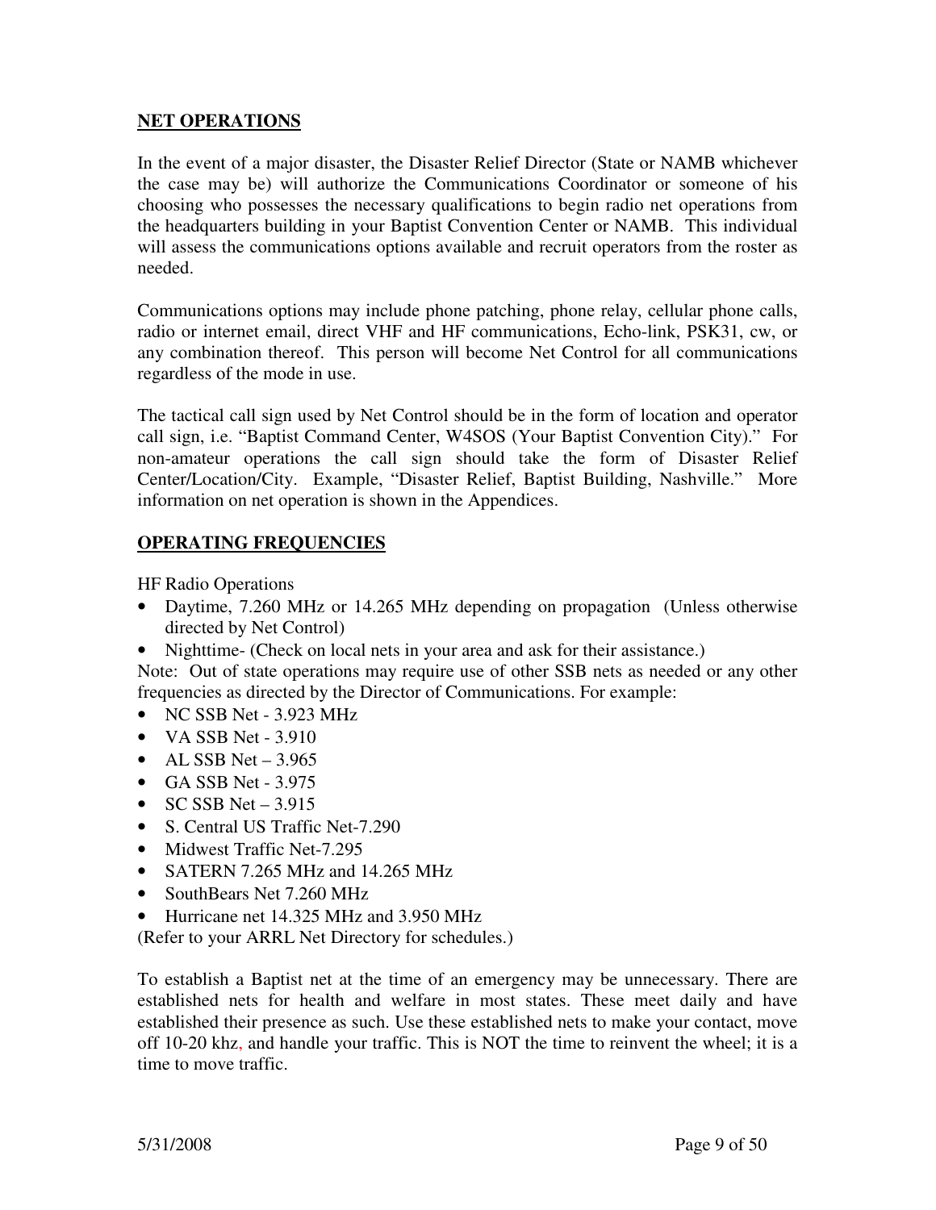## NET OPERATIONS

In the event of a major disaster, the Disaster Relief Director (State or NAMB whichever the case may be) will authorize the Communications Coordinator or someone of his choosing who possesses the necessary qualifications to begin radio net operations from the headquarters building in your Baptist Convention Center or NAMB.  This individual will assess the communications options available and recruit operators from the roster as needed.

Communications options may include phone patching, phone relay, cellular phone calls, radio or internet email, direct VHF and HF communications, Echo-link, PSK31, cw, or any combination thereof.  This person will become Net Control for all communications regardless of the mode in use.

The tactical call sign used by Net Control should be in the form of location and operator call sign, i.e. "Baptist Command Center, W4SOS (Your Baptist Convention City)."  For non-amateur operations the call sign should take the form of Disaster Relief Center/Location/City.  Example, "Disaster Relief, Baptist Building, Nashville."  More information on net operation is shown in the Appendices.

## OPERATING FREQUENCIES

HF Radio Operations

- Daytime, 7.260 MHz or 14.265 MHz depending on propagation  (Unless otherwise directed by Net Control)
- Nighttime- (Check on local nets in your area and ask for their assistance.)

Note:  Out of state operations may require use of other SSB nets as needed or any other frequencies as directed by the Director of Communications. For example:

- NC SSB Net - 3.923 MHz
- VA SSB Net - 3.910
- AL SSB Net – 3.965
- GA SSB Net - 3.975
- SC SSB Net – 3.915
- S. Central US Traffic Net-7.290
- Midwest Traffic Net-7.295
- SATERN 7.265 MHz and 14.265 MHz
- SouthBears Net 7.260 MHz
- Hurricane net 14.325 MHz and 3.950 MHz

(Refer to your ARRL Net Directory for schedules.)

To establish a Baptist net at the time of an emergency may be unnecessary. There are established nets for health and welfare in most states. These meet daily and have established their presence as such. Use these established nets to make your contact, move off 10-20 khz, and handle your traffic. This is NOT the time to reinvent the wheel; it is a time to move traffic.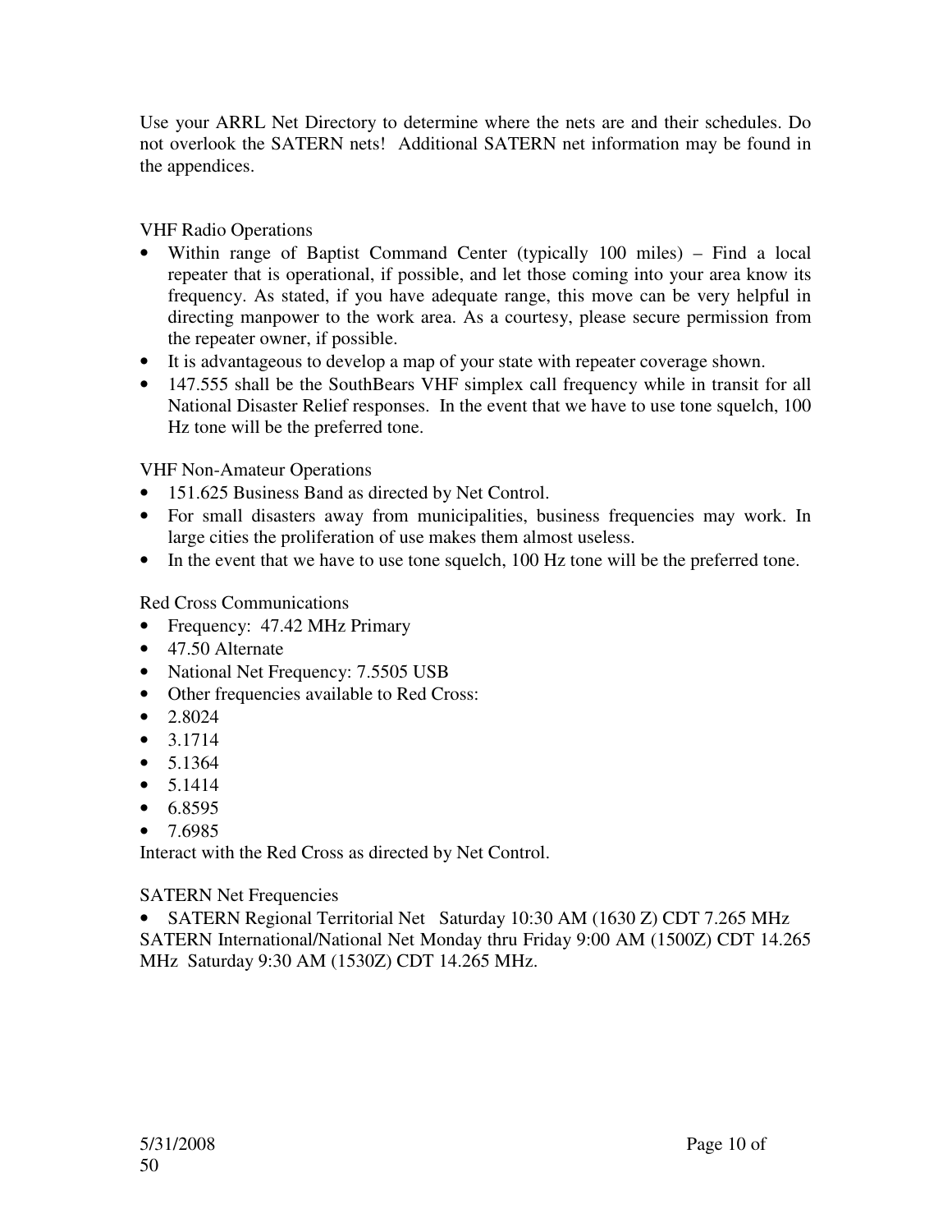Use your ARRL Net Directory to determine where the nets are and their schedules. Do not overlook the SATERN nets! Additional SATERN net information may be found in the appendices.

VHF Radio Operations

- Within range of Baptist Command Center (typically 100 miles) – Find a local repeater that is operational, if possible, and let those coming into your area know its frequency. As stated, if you have adequate range, this move can be very helpful in directing manpower to the work area. As a courtesy, please secure permission from the repeater owner, if possible.
- It is advantageous to develop a map of your state with repeater coverage shown.
- 147.555 shall be the SouthBears VHF simplex call frequency while in transit for all National Disaster Relief responses. In the event that we have to use tone squelch, 100 Hz tone will be the preferred tone.

VHF Non-Amateur Operations

- 151.625 Business Band as directed by Net Control.
- For small disasters away from municipalities, business frequencies may work. In large cities the proliferation of use makes them almost useless.
- In the event that we have to use tone squelch, 100 Hz tone will be the preferred tone.

Red Cross Communications

- Frequency: 47.42 MHz Primary
- 47.50 Alternate
- National Net Frequency: 7.5505 USB
- Other frequencies available to Red Cross:
- 2.8024
- 3.1714
- 5.1364
- 5.1414
- 6.8595
- 7.6985

Interact with the Red Cross as directed by Net Control.

SATERN Net Frequencies

- SATERN Regional Territorial Net Saturday 10:30 AM (1630 Z) CDT 7.265 MHz

SATERN International/National Net Monday thru Friday 9:00 AM (1500Z) CDT 14.265 MHz Saturday 9:30 AM (1530Z) CDT 14.265 MHz.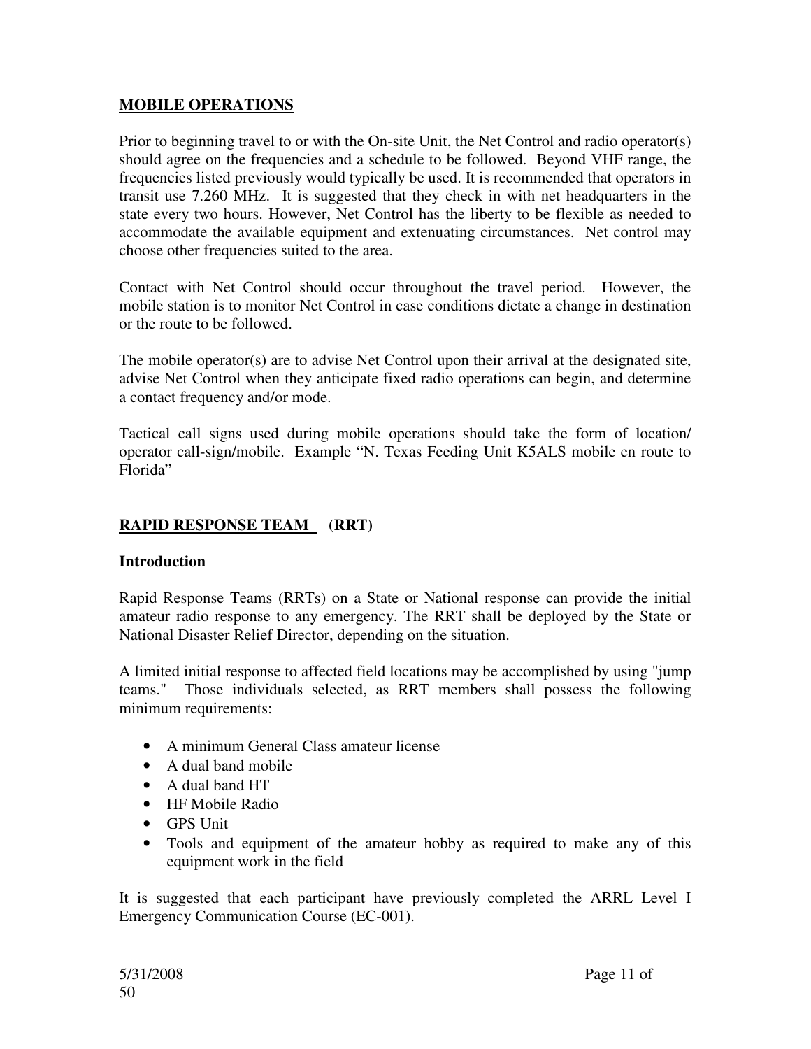## MOBILE OPERATIONS

Prior to beginning travel to or with the On-site Unit, the Net Control and radio operator(s) should agree on the frequencies and a schedule to be followed. Beyond VHF range, the frequencies listed previously would typically be used. It is recommended that operators in transit use 7.260 MHz. It is suggested that they check in with net headquarters in the state every two hours. However, Net Control has the liberty to be flexible as needed to accommodate the available equipment and extenuating circumstances. Net control may choose other frequencies suited to the area.

Contact with Net Control should occur throughout the travel period. However, the mobile station is to monitor Net Control in case conditions dictate a change in destination or the route to be followed.

The mobile operator(s) are to advise Net Control upon their arrival at the designated site, advise Net Control when they anticipate fixed radio operations can begin, and determine a contact frequency and/or mode.

Tactical call signs used during mobile operations should take the form of location/ operator call-sign/mobile. Example "N. Texas Feeding Unit K5ALS mobile en route to Florida"

## RAPID RESPONSE TEAM (RRT)

### Introduction

Rapid Response Teams (RRTs) on a State or National response can provide the initial amateur radio response to any emergency. The RRT shall be deployed by the State or National Disaster Relief Director, depending on the situation.

A limited initial response to affected field locations may be accomplished by using "jump teams." Those individuals selected, as RRT members shall possess the following minimum requirements:

- A minimum General Class amateur license
- A dual band mobile
- A dual band HT
- HF Mobile Radio
- GPS Unit
- Tools and equipment of the amateur hobby as required to make any of this equipment work in the field

It is suggested that each participant have previously completed the ARRL Level I Emergency Communication Course (EC-001).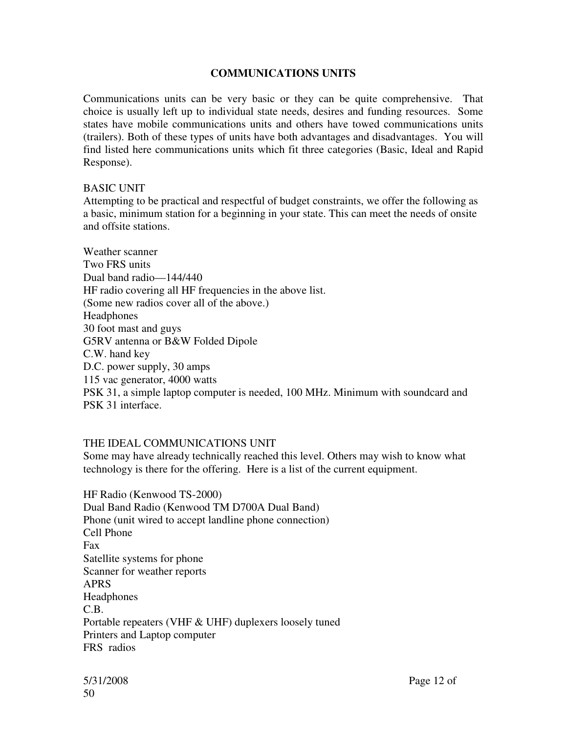## COMMUNICATIONS UNITS

Communications units can be very basic or they can be quite comprehensive. That choice is usually left up to individual state needs, desires and funding resources. Some states have mobile communications units and others have towed communications units (trailers). Both of these types of units have both advantages and disadvantages. You will find listed here communications units which fit three categories (Basic, Ideal and Rapid Response).

### BASIC UNIT

Attempting to be practical and respectful of budget constraints, we offer the following as a basic, minimum station for a beginning in your state. This can meet the needs of onsite and offsite stations.

Weather scanner
Two FRS units
Dual band radio—144/440
HF radio covering all HF frequencies in the above list.
(Some new radios cover all of the above.)
Headphones
30 foot mast and guys
G5RV antenna or B&W Folded Dipole
C.W. hand key
D.C. power supply, 30 amps
115 vac generator, 4000 watts
PSK 31, a simple laptop computer is needed, 100 MHz. Minimum with soundcard and PSK 31 interface.

### THE IDEAL COMMUNICATIONS UNIT

Some may have already technically reached this level. Others may wish to know what technology is there for the offering. Here is a list of the current equipment.

HF Radio (Kenwood TS-2000)
Dual Band Radio (Kenwood TM D700A Dual Band)
Phone (unit wired to accept landline phone connection)
Cell Phone
Fax
Satellite systems for phone
Scanner for weather reports
APRS
Headphones
C.B.
Portable repeaters (VHF & UHF) duplexers loosely tuned
Printers and Laptop computer
FRS radios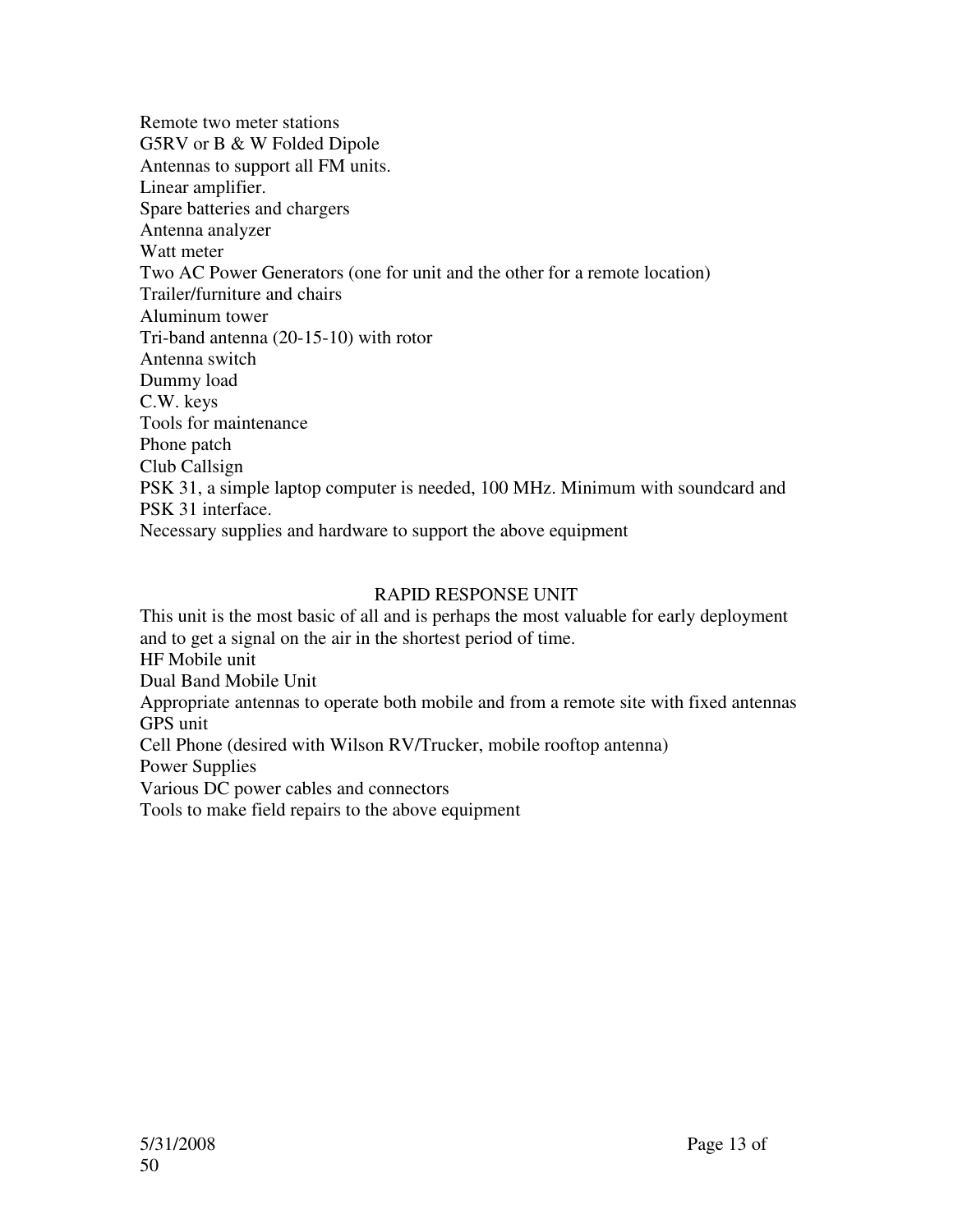Remote two meter stations  
G5RV or B & W Folded Dipole  
Antennas to support all FM units.  
Linear amplifier.  
Spare batteries and chargers  
Antenna analyzer  
Watt meter  
Two AC Power Generators (one for unit and the other for a remote location)  
Trailer/furniture and chairs  
Aluminum tower  
Tri-band antenna (20-15-10) with rotor  
Antenna switch  
Dummy load  
C.W. keys  
Tools for maintenance  
Phone patch  
Club Callsign  
PSK 31, a simple laptop computer is needed, 100 MHz. Minimum with soundcard and PSK 31 interface.  
Necessary supplies and hardware to support the above equipment

## RAPID RESPONSE UNIT

This unit is the most basic of all and is perhaps the most valuable for early deployment and to get a signal on the air in the shortest period of time.  
HF Mobile unit  
Dual Band Mobile Unit  
Appropriate antennas to operate both mobile and from a remote site with fixed antennas  
GPS unit  
Cell Phone (desired with Wilson RV/Trucker, mobile rooftop antenna)  
Power Supplies  
Various DC power cables and connectors  
Tools to make field repairs to the above equipment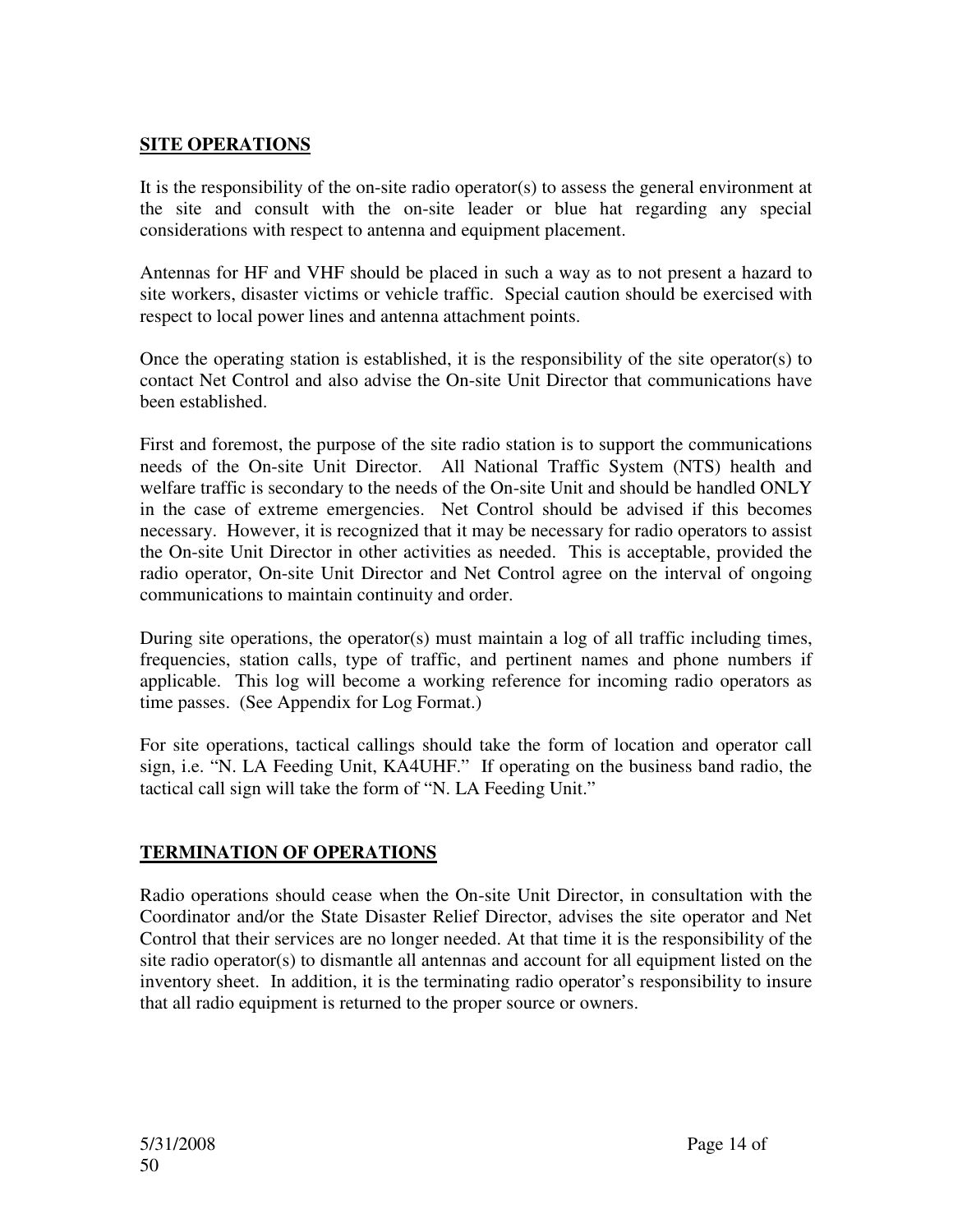## SITE OPERATIONS

It is the responsibility of the on-site radio operator(s) to assess the general environment at the site and consult with the on-site leader or blue hat regarding any special considerations with respect to antenna and equipment placement.

Antennas for HF and VHF should be placed in such a way as to not present a hazard to site workers, disaster victims or vehicle traffic. Special caution should be exercised with respect to local power lines and antenna attachment points.

Once the operating station is established, it is the responsibility of the site operator(s) to contact Net Control and also advise the On-site Unit Director that communications have been established.

First and foremost, the purpose of the site radio station is to support the communications needs of the On-site Unit Director. All National Traffic System (NTS) health and welfare traffic is secondary to the needs of the On-site Unit and should be handled ONLY in the case of extreme emergencies. Net Control should be advised if this becomes necessary. However, it is recognized that it may be necessary for radio operators to assist the On-site Unit Director in other activities as needed. This is acceptable, provided the radio operator, On-site Unit Director and Net Control agree on the interval of ongoing communications to maintain continuity and order.

During site operations, the operator(s) must maintain a log of all traffic including times, frequencies, station calls, type of traffic, and pertinent names and phone numbers if applicable. This log will become a working reference for incoming radio operators as time passes. (See Appendix for Log Format.)

For site operations, tactical callings should take the form of location and operator call sign, i.e. "N. LA Feeding Unit, KA4UHF." If operating on the business band radio, the tactical call sign will take the form of "N. LA Feeding Unit."

## TERMINATION OF OPERATIONS

Radio operations should cease when the On-site Unit Director, in consultation with the Coordinator and/or the State Disaster Relief Director, advises the site operator and Net Control that their services are no longer needed. At that time it is the responsibility of the site radio operator(s) to dismantle all antennas and account for all equipment listed on the inventory sheet. In addition, it is the terminating radio operator's responsibility to insure that all radio equipment is returned to the proper source or owners.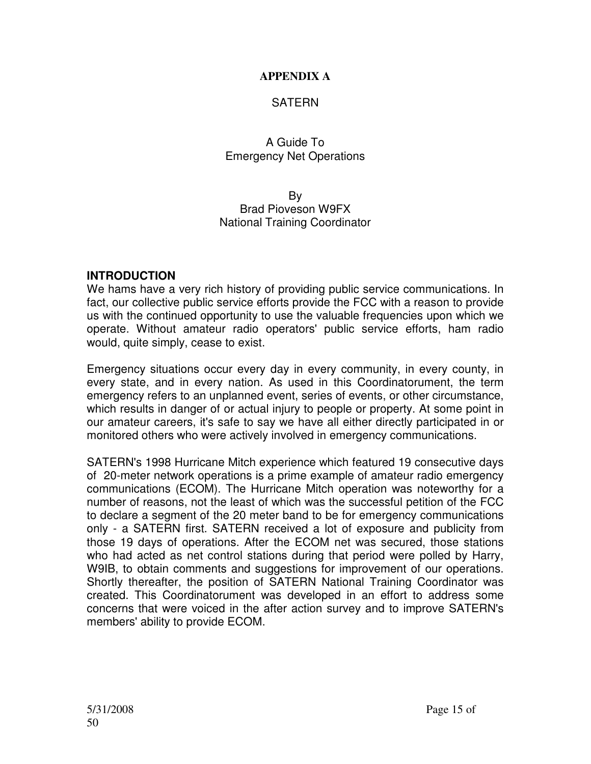**APPENDIX A**

SATERN

A Guide To
Emergency Net Operations

By
Brad Pioveson W9FX
National Training Coordinator

**INTRODUCTION**

We hams have a very rich history of providing public service communications. In fact, our collective public service efforts provide the FCC with a reason to provide us with the continued opportunity to use the valuable frequencies upon which we operate. Without amateur radio operators' public service efforts, ham radio would, quite simply, cease to exist.

Emergency situations occur every day in every community, in every county, in every state, and in every nation. As used in this Coordinatorument, the term emergency refers to an unplanned event, series of events, or other circumstance, which results in danger of or actual injury to people or property. At some point in our amateur careers, it's safe to say we have all either directly participated in or monitored others who were actively involved in emergency communications.

SATERN's 1998 Hurricane Mitch experience which featured 19 consecutive days of 20-meter network operations is a prime example of amateur radio emergency communications (ECOM). The Hurricane Mitch operation was noteworthy for a number of reasons, not the least of which was the successful petition of the FCC to declare a segment of the 20 meter band to be for emergency communications only - a SATERN first. SATERN received a lot of exposure and publicity from those 19 days of operations. After the ECOM net was secured, those stations who had acted as net control stations during that period were polled by Harry, W9IB, to obtain comments and suggestions for improvement of our operations. Shortly thereafter, the position of SATERN National Training Coordinator was created. This Coordinatorument was developed in an effort to address some concerns that were voiced in the after action survey and to improve SATERN's members' ability to provide ECOM.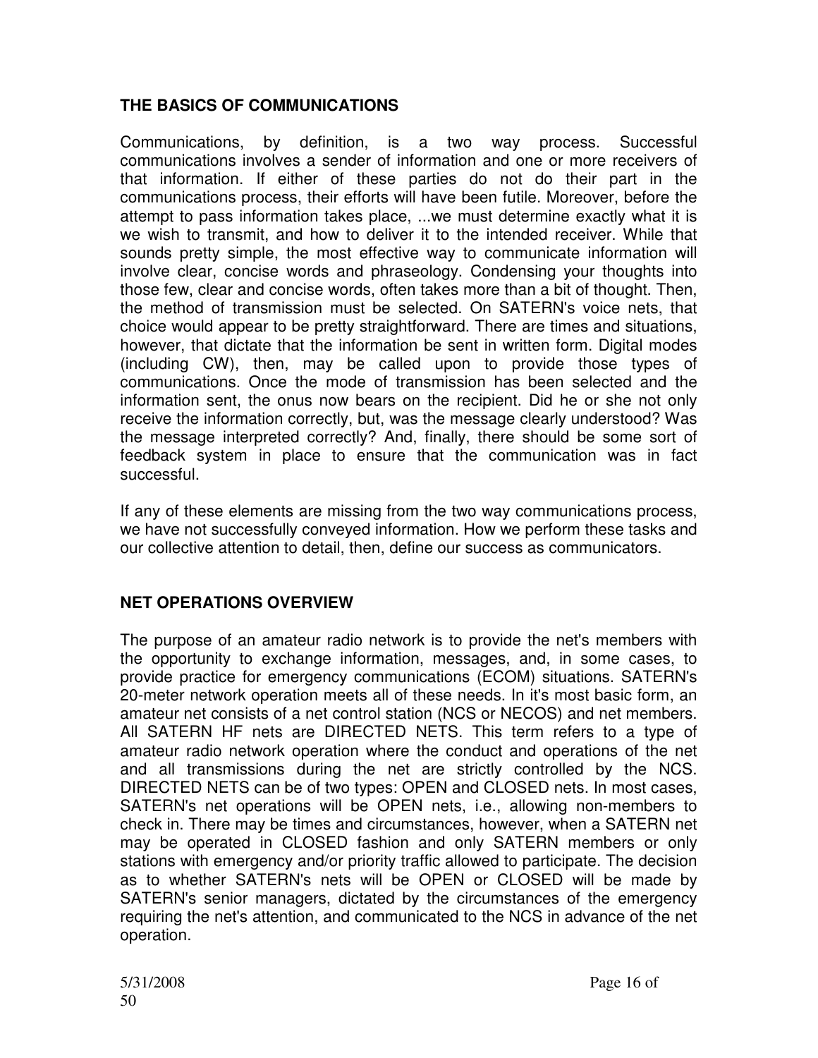## THE BASICS OF COMMUNICATIONS

Communications, by definition, is a two way process. Successful communications involves a sender of information and one or more receivers of that information. If either of these parties do not do their part in the communications process, their efforts will have been futile. Moreover, before the attempt to pass information takes place, ...we must determine exactly what it is we wish to transmit, and how to deliver it to the intended receiver. While that sounds pretty simple, the most effective way to communicate information will involve clear, concise words and phraseology. Condensing your thoughts into those few, clear and concise words, often takes more than a bit of thought. Then, the method of transmission must be selected. On SATERN's voice nets, that choice would appear to be pretty straightforward. There are times and situations, however, that dictate that the information be sent in written form. Digital modes (including CW), then, may be called upon to provide those types of communications. Once the mode of transmission has been selected and the information sent, the onus now bears on the recipient. Did he or she not only receive the information correctly, but, was the message clearly understood? Was the message interpreted correctly? And, finally, there should be some sort of feedback system in place to ensure that the communication was in fact successful.

If any of these elements are missing from the two way communications process, we have not successfully conveyed information. How we perform these tasks and our collective attention to detail, then, define our success as communicators.

## NET OPERATIONS OVERVIEW

The purpose of an amateur radio network is to provide the net's members with the opportunity to exchange information, messages, and, in some cases, to provide practice for emergency communications (ECOM) situations. SATERN's 20-meter network operation meets all of these needs. In it's most basic form, an amateur net consists of a net control station (NCS or NECOS) and net members. All SATERN HF nets are DIRECTED NETS. This term refers to a type of amateur radio network operation where the conduct and operations of the net and all transmissions during the net are strictly controlled by the NCS. DIRECTED NETS can be of two types: OPEN and CLOSED nets. In most cases, SATERN's net operations will be OPEN nets, i.e., allowing non-members to check in. There may be times and circumstances, however, when a SATERN net may be operated in CLOSED fashion and only SATERN members or only stations with emergency and/or priority traffic allowed to participate. The decision as to whether SATERN's nets will be OPEN or CLOSED will be made by SATERN's senior managers, dictated by the circumstances of the emergency requiring the net's attention, and communicated to the NCS in advance of the net operation.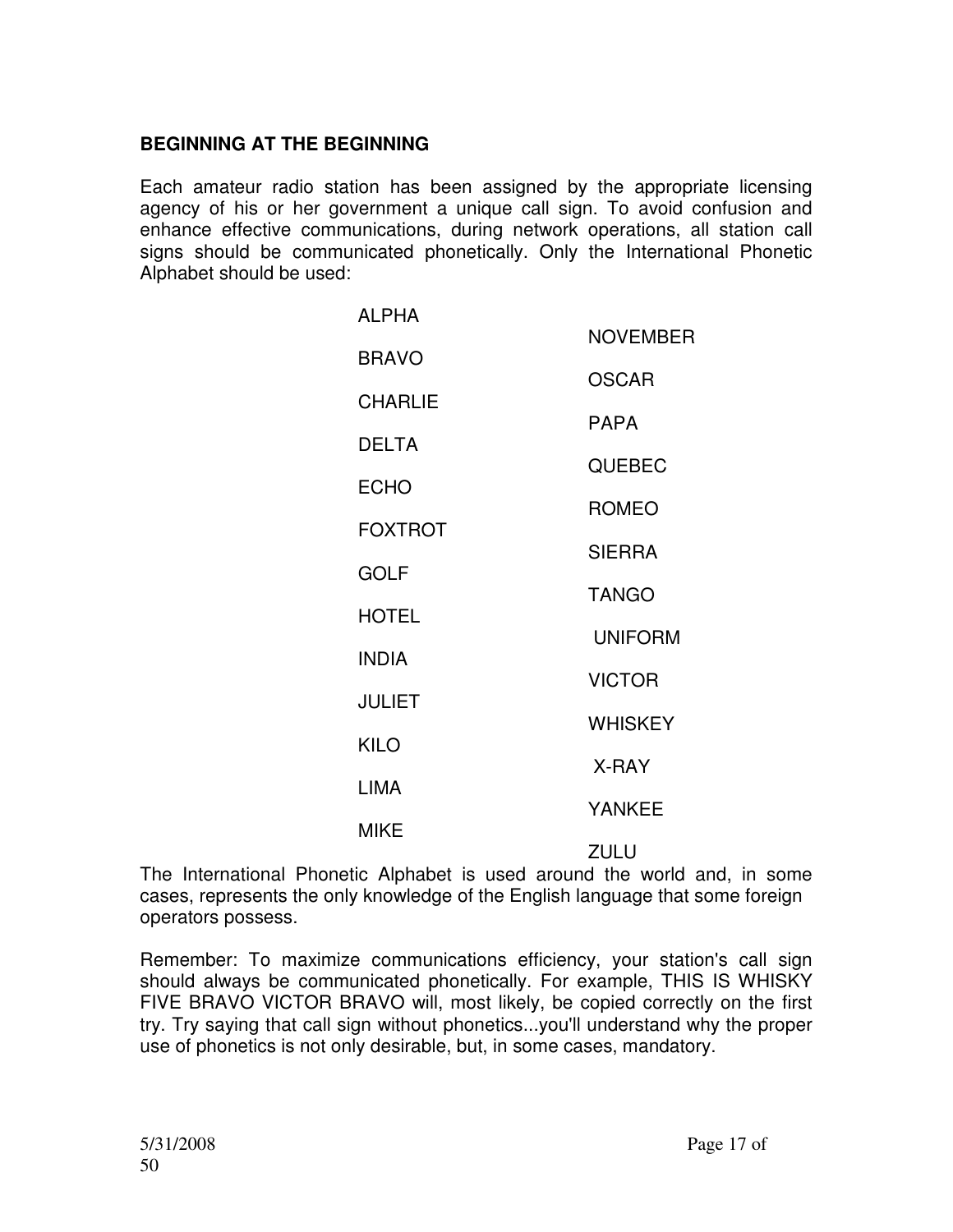## BEGINNING AT THE BEGINNING

Each amateur radio station has been assigned by the appropriate licensing agency of his or her government a unique call sign. To avoid confusion and enhance effective communications, during network operations, all station call signs should be communicated phonetically. Only the International Phonetic Alphabet should be used:

| | |
|---|---|
| ALPHA | NOVEMBER |
| BRAVO | OSCAR |
| CHARLIE | PAPA |
| DELTA | QUEBEC |
| ECHO | ROMEO |
| FOXTROT | SIERRA |
| GOLF | TANGO |
| HOTEL | UNIFORM |
| INDIA | VICTOR |
| JULIET | WHISKEY |
| KILO | X-RAY |
| LIMA | YANKEE |
| MIKE | ZULU |

The International Phonetic Alphabet is used around the world and, in some cases, represents the only knowledge of the English language that some foreign operators possess.

Remember: To maximize communications efficiency, your station's call sign should always be communicated phonetically. For example, THIS IS WHISKY FIVE BRAVO VICTOR BRAVO will, most likely, be copied correctly on the first try. Try saying that call sign without phonetics...you'll understand why the proper use of phonetics is not only desirable, but, in some cases, mandatory.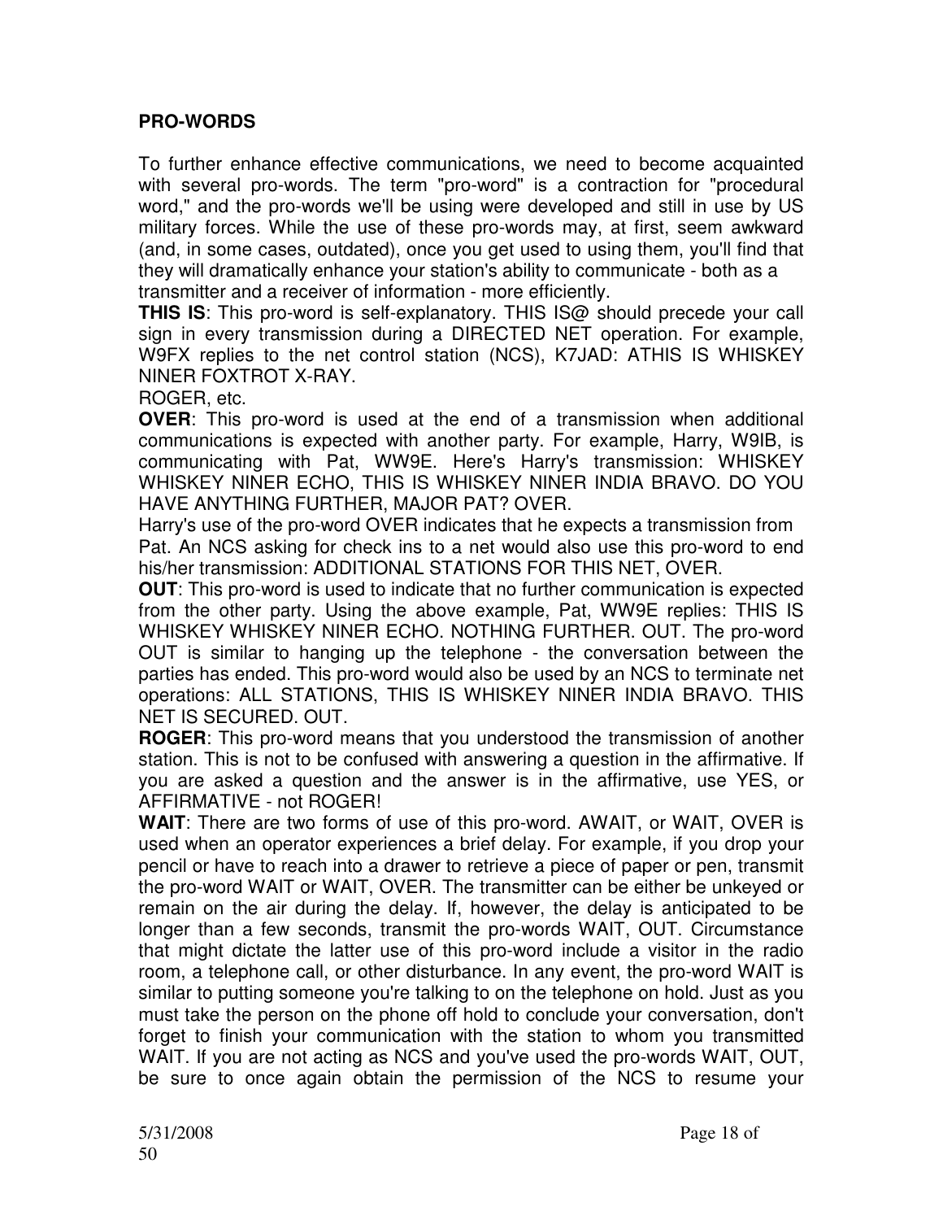**PRO-WORDS**

To further enhance effective communications, we need to become acquainted with several pro-words. The term "pro-word" is a contraction for "procedural word," and the pro-words we'll be using were developed and still in use by US military forces. While the use of these pro-words may, at first, seem awkward (and, in some cases, outdated), once you get used to using them, you'll find that they will dramatically enhance your station's ability to communicate - both as a transmitter and a receiver of information - more efficiently.

**THIS IS**: This pro-word is self-explanatory. THIS IS@ should precede your call sign in every transmission during a DIRECTED NET operation. For example, W9FX replies to the net control station (NCS), K7JAD: ATHIS IS WHISKEY NINER FOXTROT X-RAY.

ROGER, etc.

**OVER**: This pro-word is used at the end of a transmission when additional communications is expected with another party. For example, Harry, W9IB, is communicating with Pat, WW9E. Here's Harry's transmission: WHISKEY WHISKEY NINER ECHO, THIS IS WHISKEY NINER INDIA BRAVO. DO YOU HAVE ANYTHING FURTHER, MAJOR PAT? OVER.

Harry's use of the pro-word OVER indicates that he expects a transmission from Pat. An NCS asking for check ins to a net would also use this pro-word to end his/her transmission: ADDITIONAL STATIONS FOR THIS NET, OVER.

**OUT**: This pro-word is used to indicate that no further communication is expected from the other party. Using the above example, Pat, WW9E replies: THIS IS WHISKEY WHISKEY NINER ECHO. NOTHING FURTHER. OUT. The pro-word OUT is similar to hanging up the telephone - the conversation between the parties has ended. This pro-word would also be used by an NCS to terminate net operations: ALL STATIONS, THIS IS WHISKEY NINER INDIA BRAVO. THIS NET IS SECURED. OUT.

**ROGER**: This pro-word means that you understood the transmission of another station. This is not to be confused with answering a question in the affirmative. If you are asked a question and the answer is in the affirmative, use YES, or AFFIRMATIVE - not ROGER!

**WAIT**: There are two forms of use of this pro-word. AWAIT, or WAIT, OVER is used when an operator experiences a brief delay. For example, if you drop your pencil or have to reach into a drawer to retrieve a piece of paper or pen, transmit the pro-word WAIT or WAIT, OVER. The transmitter can be either be unkeyed or remain on the air during the delay. If, however, the delay is anticipated to be longer than a few seconds, transmit the pro-words WAIT, OUT. Circumstance that might dictate the latter use of this pro-word include a visitor in the radio room, a telephone call, or other disturbance. In any event, the pro-word WAIT is similar to putting someone you're talking to on the telephone on hold. Just as you must take the person on the phone off hold to conclude your conversation, don't forget to finish your communication with the station to whom you transmitted WAIT. If you are not acting as NCS and you've used the pro-words WAIT, OUT, be sure to once again obtain the permission of the NCS to resume your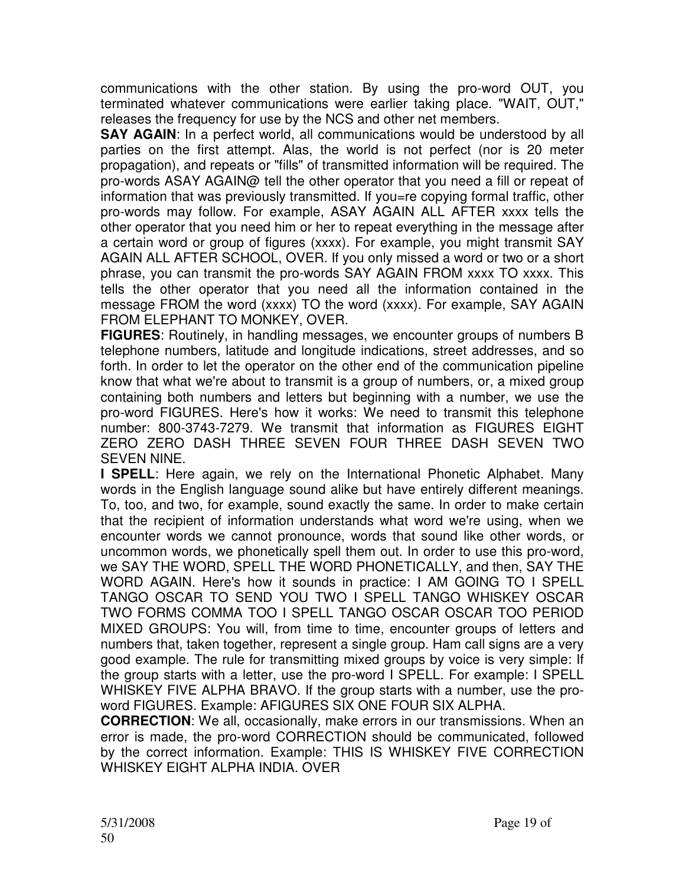communications with the other station. By using the pro-word OUT, you terminated whatever communications were earlier taking place. "WAIT, OUT," releases the frequency for use by the NCS and other net members.

**SAY AGAIN**: In a perfect world, all communications would be understood by all parties on the first attempt. Alas, the world is not perfect (nor is 20 meter propagation), and repeats or "fills" of transmitted information will be required. The pro-words ASAY AGAIN@ tell the other operator that you need a fill or repeat of information that was previously transmitted. If you=re copying formal traffic, other pro-words may follow. For example, ASAY AGAIN ALL AFTER xxxx tells the other operator that you need him or her to repeat everything in the message after a certain word or group of figures (xxxx). For example, you might transmit SAY AGAIN ALL AFTER SCHOOL, OVER. If you only missed a word or two or a short phrase, you can transmit the pro-words SAY AGAIN FROM xxxx TO xxxx. This tells the other operator that you need all the information contained in the message FROM the word (xxxx) TO the word (xxxx). For example, SAY AGAIN FROM ELEPHANT TO MONKEY, OVER.

**FIGURES**: Routinely, in handling messages, we encounter groups of numbers B telephone numbers, latitude and longitude indications, street addresses, and so forth. In order to let the operator on the other end of the communication pipeline know that what we're about to transmit is a group of numbers, or, a mixed group containing both numbers and letters but beginning with a number, we use the pro-word FIGURES. Here's how it works: We need to transmit this telephone number: 800-3743-7279. We transmit that information as FIGURES EIGHT ZERO ZERO DASH THREE SEVEN FOUR THREE DASH SEVEN TWO SEVEN NINE.

**I SPELL**: Here again, we rely on the International Phonetic Alphabet. Many words in the English language sound alike but have entirely different meanings. To, too, and two, for example, sound exactly the same. In order to make certain that the recipient of information understands what word we're using, when we encounter words we cannot pronounce, words that sound like other words, or uncommon words, we phonetically spell them out. In order to use this pro-word, we SAY THE WORD, SPELL THE WORD PHONETICALLY, and then, SAY THE WORD AGAIN. Here's how it sounds in practice: I AM GOING TO I SPELL TANGO OSCAR TO SEND YOU TWO I SPELL TANGO WHISKEY OSCAR TWO FORMS COMMA TOO I SPELL TANGO OSCAR OSCAR TOO PERIOD MIXED GROUPS: You will, from time to time, encounter groups of letters and numbers that, taken together, represent a single group. Ham call signs are a very good example. The rule for transmitting mixed groups by voice is very simple: If the group starts with a letter, use the pro-word I SPELL. For example: I SPELL WHISKEY FIVE ALPHA BRAVO. If the group starts with a number, use the pro-word FIGURES. Example: AFIGURES SIX ONE FOUR SIX ALPHA.

**CORRECTION**: We all, occasionally, make errors in our transmissions. When an error is made, the pro-word CORRECTION should be communicated, followed by the correct information. Example: THIS IS WHISKEY FIVE CORRECTION WHISKEY EIGHT ALPHA INDIA. OVER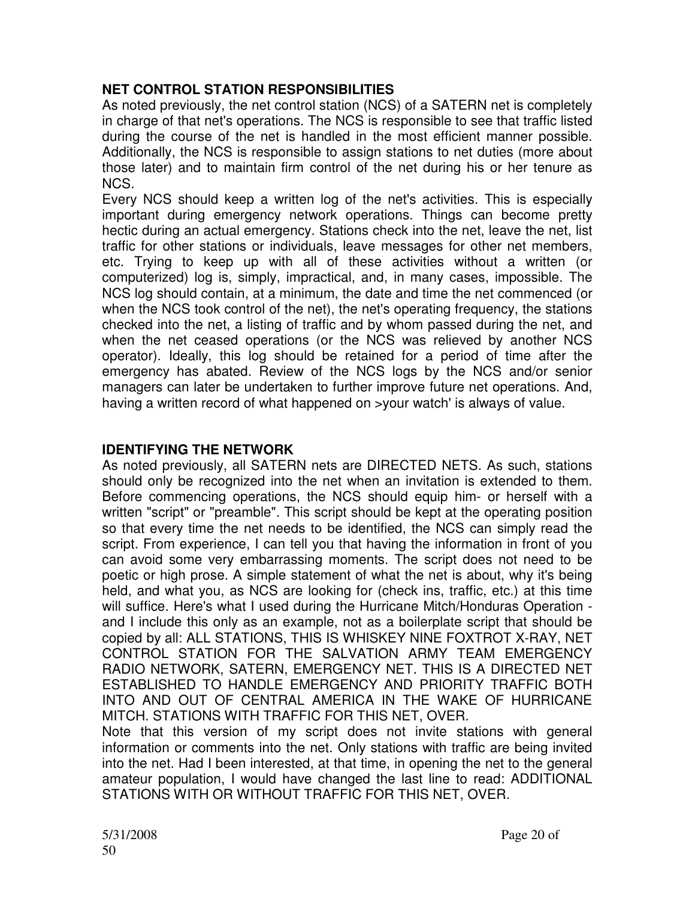## NET CONTROL STATION RESPONSIBILITIES

As noted previously, the net control station (NCS) of a SATERN net is completely in charge of that net's operations. The NCS is responsible to see that traffic listed during the course of the net is handled in the most efficient manner possible. Additionally, the NCS is responsible to assign stations to net duties (more about those later) and to maintain firm control of the net during his or her tenure as NCS.

Every NCS should keep a written log of the net's activities. This is especially important during emergency network operations. Things can become pretty hectic during an actual emergency. Stations check into the net, leave the net, list traffic for other stations or individuals, leave messages for other net members, etc. Trying to keep up with all of these activities without a written (or computerized) log is, simply, impractical, and, in many cases, impossible. The NCS log should contain, at a minimum, the date and time the net commenced (or when the NCS took control of the net), the net's operating frequency, the stations checked into the net, a listing of traffic and by whom passed during the net, and when the net ceased operations (or the NCS was relieved by another NCS operator). Ideally, this log should be retained for a period of time after the emergency has abated. Review of the NCS logs by the NCS and/or senior managers can later be undertaken to further improve future net operations. And, having a written record of what happened on >your watch' is always of value.

## IDENTIFYING THE NETWORK

As noted previously, all SATERN nets are DIRECTED NETS. As such, stations should only be recognized into the net when an invitation is extended to them. Before commencing operations, the NCS should equip him- or herself with a written "script" or "preamble". This script should be kept at the operating position so that every time the net needs to be identified, the NCS can simply read the script. From experience, I can tell you that having the information in front of you can avoid some very embarrassing moments. The script does not need to be poetic or high prose. A simple statement of what the net is about, why it's being held, and what you, as NCS are looking for (check ins, traffic, etc.) at this time will suffice. Here's what I used during the Hurricane Mitch/Honduras Operation - and I include this only as an example, not as a boilerplate script that should be copied by all: ALL STATIONS, THIS IS WHISKEY NINE FOXTROT X-RAY, NET CONTROL STATION FOR THE SALVATION ARMY TEAM EMERGENCY RADIO NETWORK, SATERN, EMERGENCY NET. THIS IS A DIRECTED NET ESTABLISHED TO HANDLE EMERGENCY AND PRIORITY TRAFFIC BOTH INTO AND OUT OF CENTRAL AMERICA IN THE WAKE OF HURRICANE MITCH. STATIONS WITH TRAFFIC FOR THIS NET, OVER.

Note that this version of my script does not invite stations with general information or comments into the net. Only stations with traffic are being invited into the net. Had I been interested, at that time, in opening the net to the general amateur population, I would have changed the last line to read: ADDITIONAL STATIONS WITH OR WITHOUT TRAFFIC FOR THIS NET, OVER.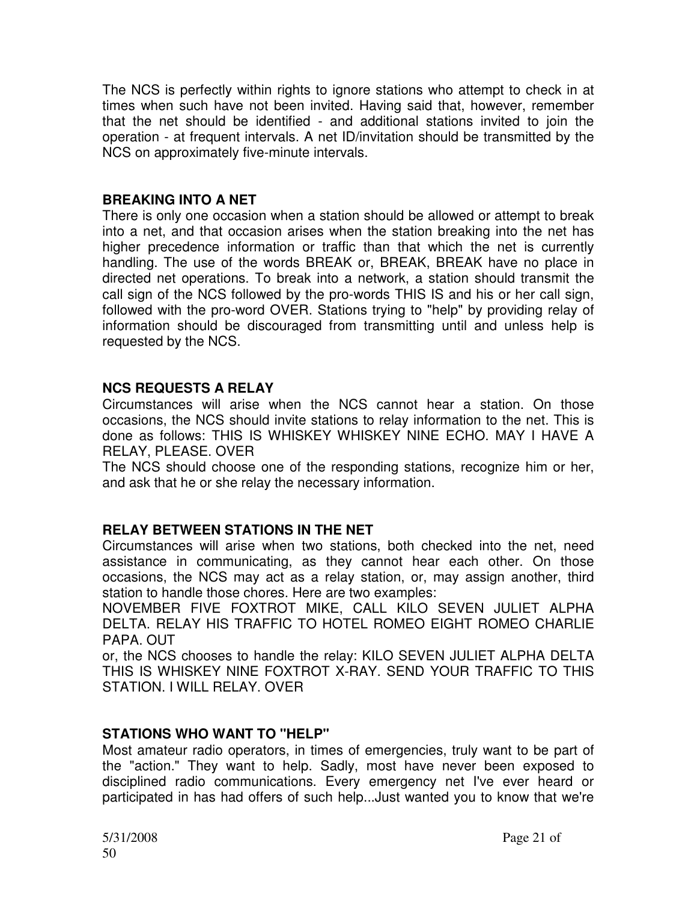The NCS is perfectly within rights to ignore stations who attempt to check in at times when such have not been invited. Having said that, however, remember that the net should be identified - and additional stations invited to join the operation - at frequent intervals. A net ID/invitation should be transmitted by the NCS on approximately five-minute intervals.

**BREAKING INTO A NET**

There is only one occasion when a station should be allowed or attempt to break into a net, and that occasion arises when the station breaking into the net has higher precedence information or traffic than that which the net is currently handling. The use of the words BREAK or, BREAK, BREAK have no place in directed net operations. To break into a network, a station should transmit the call sign of the NCS followed by the pro-words THIS IS and his or her call sign, followed with the pro-word OVER. Stations trying to "help" by providing relay of information should be discouraged from transmitting until and unless help is requested by the NCS.

**NCS REQUESTS A RELAY**

Circumstances will arise when the NCS cannot hear a station. On those occasions, the NCS should invite stations to relay information to the net. This is done as follows: THIS IS WHISKEY WHISKEY NINE ECHO. MAY I HAVE A RELAY, PLEASE. OVER

The NCS should choose one of the responding stations, recognize him or her, and ask that he or she relay the necessary information.

**RELAY BETWEEN STATIONS IN THE NET**

Circumstances will arise when two stations, both checked into the net, need assistance in communicating, as they cannot hear each other. On those occasions, the NCS may act as a relay station, or, may assign another, third station to handle those chores. Here are two examples:

NOVEMBER FIVE FOXTROT MIKE, CALL KILO SEVEN JULIET ALPHA DELTA. RELAY HIS TRAFFIC TO HOTEL ROMEO EIGHT ROMEO CHARLIE PAPA. OUT

or, the NCS chooses to handle the relay: KILO SEVEN JULIET ALPHA DELTA THIS IS WHISKEY NINE FOXTROT X-RAY. SEND YOUR TRAFFIC TO THIS STATION. I WILL RELAY. OVER

**STATIONS WHO WANT TO "HELP"**

Most amateur radio operators, in times of emergencies, truly want to be part of the "action." They want to help. Sadly, most have never been exposed to disciplined radio communications. Every emergency net I've ever heard or participated in has had offers of such help...Just wanted you to know that we're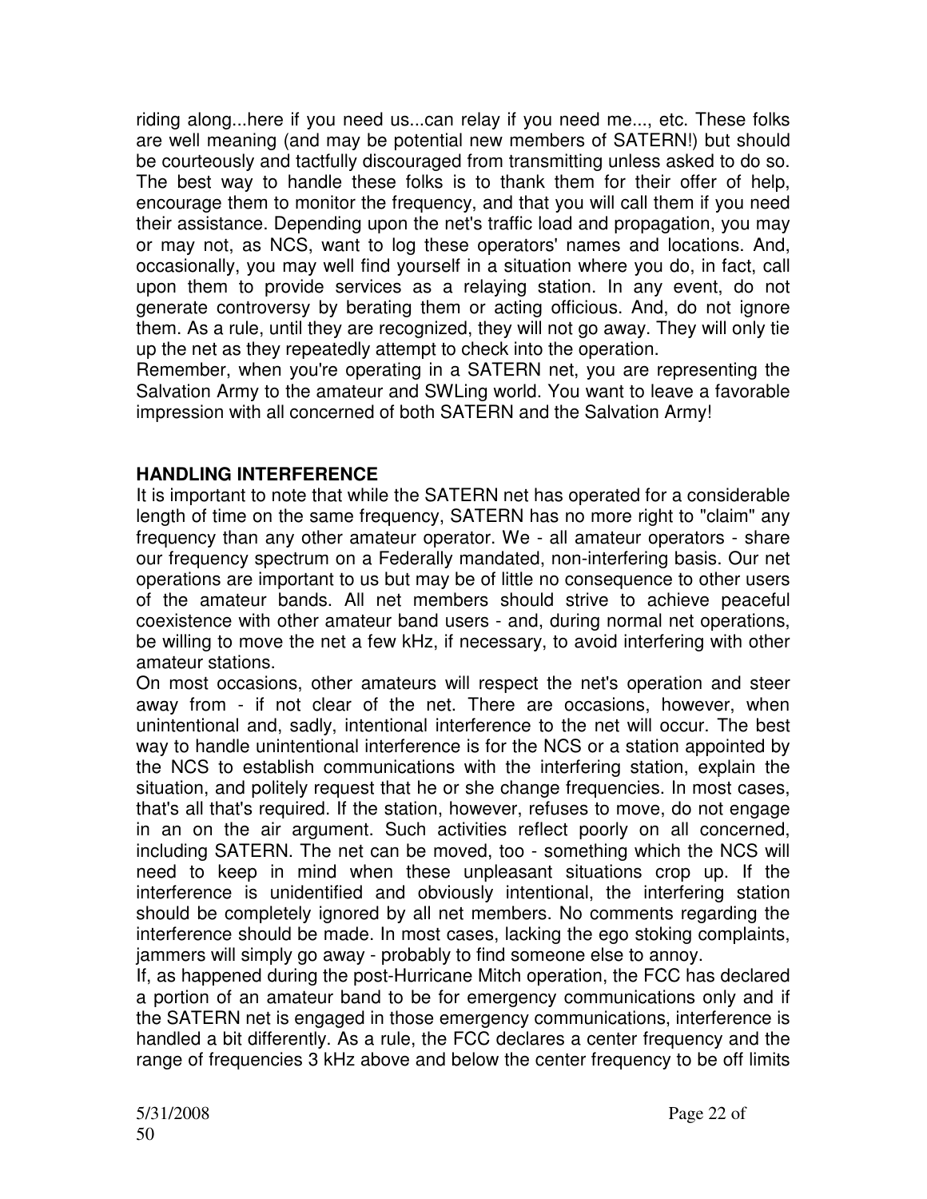riding along...here if you need us...can relay if you need me..., etc. These folks are well meaning (and may be potential new members of SATERN!) but should be courteously and tactfully discouraged from transmitting unless asked to do so. The best way to handle these folks is to thank them for their offer of help, encourage them to monitor the frequency, and that you will call them if you need their assistance. Depending upon the net's traffic load and propagation, you may or may not, as NCS, want to log these operators' names and locations. And, occasionally, you may well find yourself in a situation where you do, in fact, call upon them to provide services as a relaying station. In any event, do not generate controversy by berating them or acting officious. And, do not ignore them. As a rule, until they are recognized, they will not go away. They will only tie up the net as they repeatedly attempt to check into the operation.

Remember, when you're operating in a SATERN net, you are representing the Salvation Army to the amateur and SWLing world. You want to leave a favorable impression with all concerned of both SATERN and the Salvation Army!

**HANDLING INTERFERENCE**

It is important to note that while the SATERN net has operated for a considerable length of time on the same frequency, SATERN has no more right to "claim" any frequency than any other amateur operator. We - all amateur operators - share our frequency spectrum on a Federally mandated, non-interfering basis. Our net operations are important to us but may be of little no consequence to other users of the amateur bands. All net members should strive to achieve peaceful coexistence with other amateur band users - and, during normal net operations, be willing to move the net a few kHz, if necessary, to avoid interfering with other amateur stations.

On most occasions, other amateurs will respect the net's operation and steer away from - if not clear of the net. There are occasions, however, when unintentional and, sadly, intentional interference to the net will occur. The best way to handle unintentional interference is for the NCS or a station appointed by the NCS to establish communications with the interfering station, explain the situation, and politely request that he or she change frequencies. In most cases, that's all that's required. If the station, however, refuses to move, do not engage in an on the air argument. Such activities reflect poorly on all concerned, including SATERN. The net can be moved, too - something which the NCS will need to keep in mind when these unpleasant situations crop up. If the interference is unidentified and obviously intentional, the interfering station should be completely ignored by all net members. No comments regarding the interference should be made. In most cases, lacking the ego stoking complaints, jammers will simply go away - probably to find someone else to annoy.

If, as happened during the post-Hurricane Mitch operation, the FCC has declared a portion of an amateur band to be for emergency communications only and if the SATERN net is engaged in those emergency communications, interference is handled a bit differently. As a rule, the FCC declares a center frequency and the range of frequencies 3 kHz above and below the center frequency to be off limits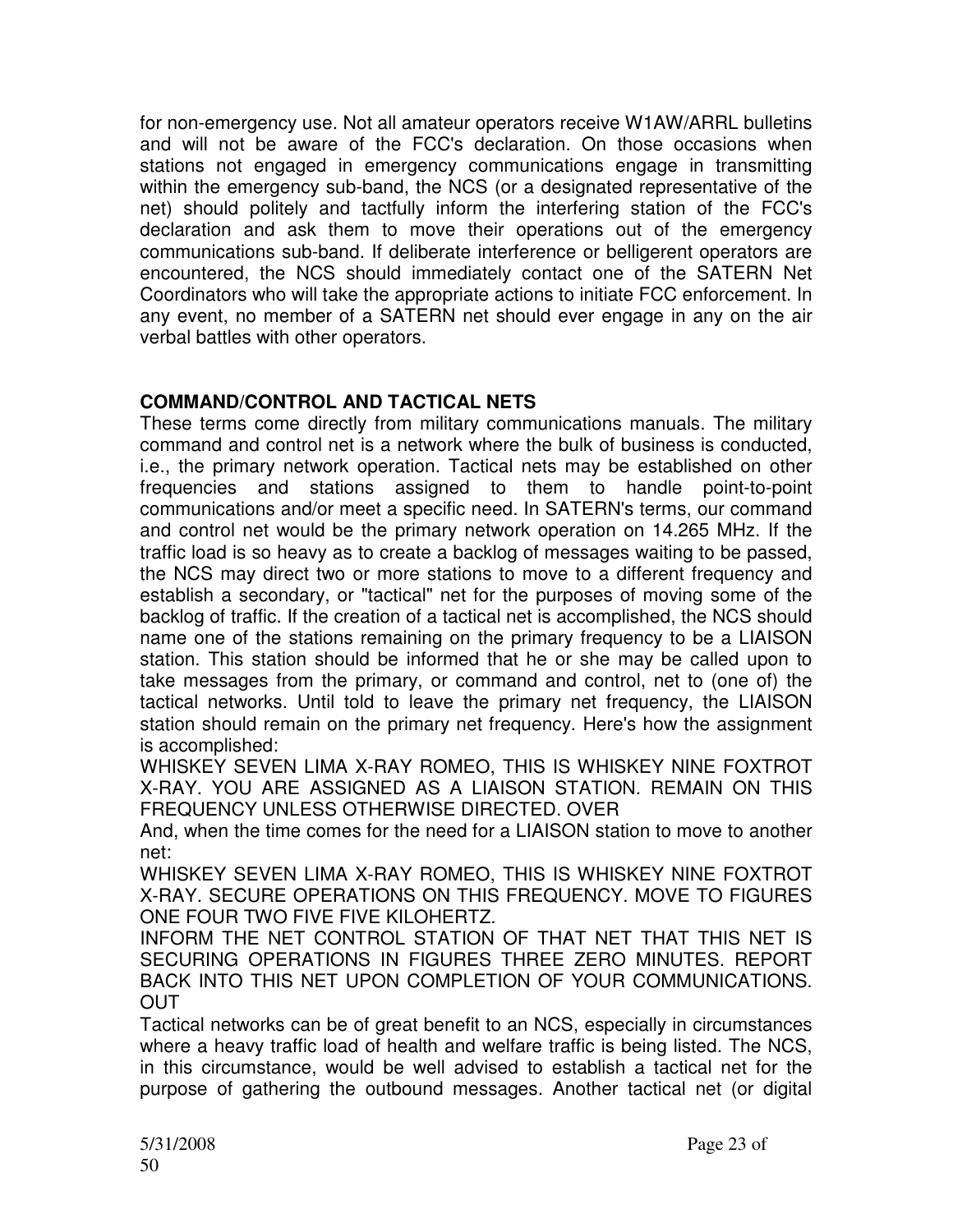for non-emergency use. Not all amateur operators receive W1AW/ARRL bulletins and will not be aware of the FCC's declaration. On those occasions when stations not engaged in emergency communications engage in transmitting within the emergency sub-band, the NCS (or a designated representative of the net) should politely and tactfully inform the interfering station of the FCC's declaration and ask them to move their operations out of the emergency communications sub-band. If deliberate interference or belligerent operators are encountered, the NCS should immediately contact one of the SATERN Net Coordinators who will take the appropriate actions to initiate FCC enforcement. In any event, no member of a SATERN net should ever engage in any on the air verbal battles with other operators.

**COMMAND/CONTROL AND TACTICAL NETS**

These terms come directly from military communications manuals. The military command and control net is a network where the bulk of business is conducted, i.e., the primary network operation. Tactical nets may be established on other frequencies and stations assigned to them to handle point-to-point communications and/or meet a specific need. In SATERN's terms, our command and control net would be the primary network operation on 14.265 MHz. If the traffic load is so heavy as to create a backlog of messages waiting to be passed, the NCS may direct two or more stations to move to a different frequency and establish a secondary, or "tactical" net for the purposes of moving some of the backlog of traffic. If the creation of a tactical net is accomplished, the NCS should name one of the stations remaining on the primary frequency to be a LIAISON station. This station should be informed that he or she may be called upon to take messages from the primary, or command and control, net to (one of) the tactical networks. Until told to leave the primary net frequency, the LIAISON station should remain on the primary net frequency. Here's how the assignment is accomplished:

WHISKEY SEVEN LIMA X-RAY ROMEO, THIS IS WHISKEY NINE FOXTROT X-RAY. YOU ARE ASSIGNED AS A LIAISON STATION. REMAIN ON THIS FREQUENCY UNLESS OTHERWISE DIRECTED. OVER

And, when the time comes for the need for a LIAISON station to move to another net:

WHISKEY SEVEN LIMA X-RAY ROMEO, THIS IS WHISKEY NINE FOXTROT X-RAY. SECURE OPERATIONS ON THIS FREQUENCY. MOVE TO FIGURES ONE FOUR TWO FIVE FIVE KILOHERTZ.

INFORM THE NET CONTROL STATION OF THAT NET THAT THIS NET IS SECURING OPERATIONS IN FIGURES THREE ZERO MINUTES. REPORT BACK INTO THIS NET UPON COMPLETION OF YOUR COMMUNICATIONS. OUT

Tactical networks can be of great benefit to an NCS, especially in circumstances where a heavy traffic load of health and welfare traffic is being listed. The NCS, in this circumstance, would be well advised to establish a tactical net for the purpose of gathering the outbound messages. Another tactical net (or digital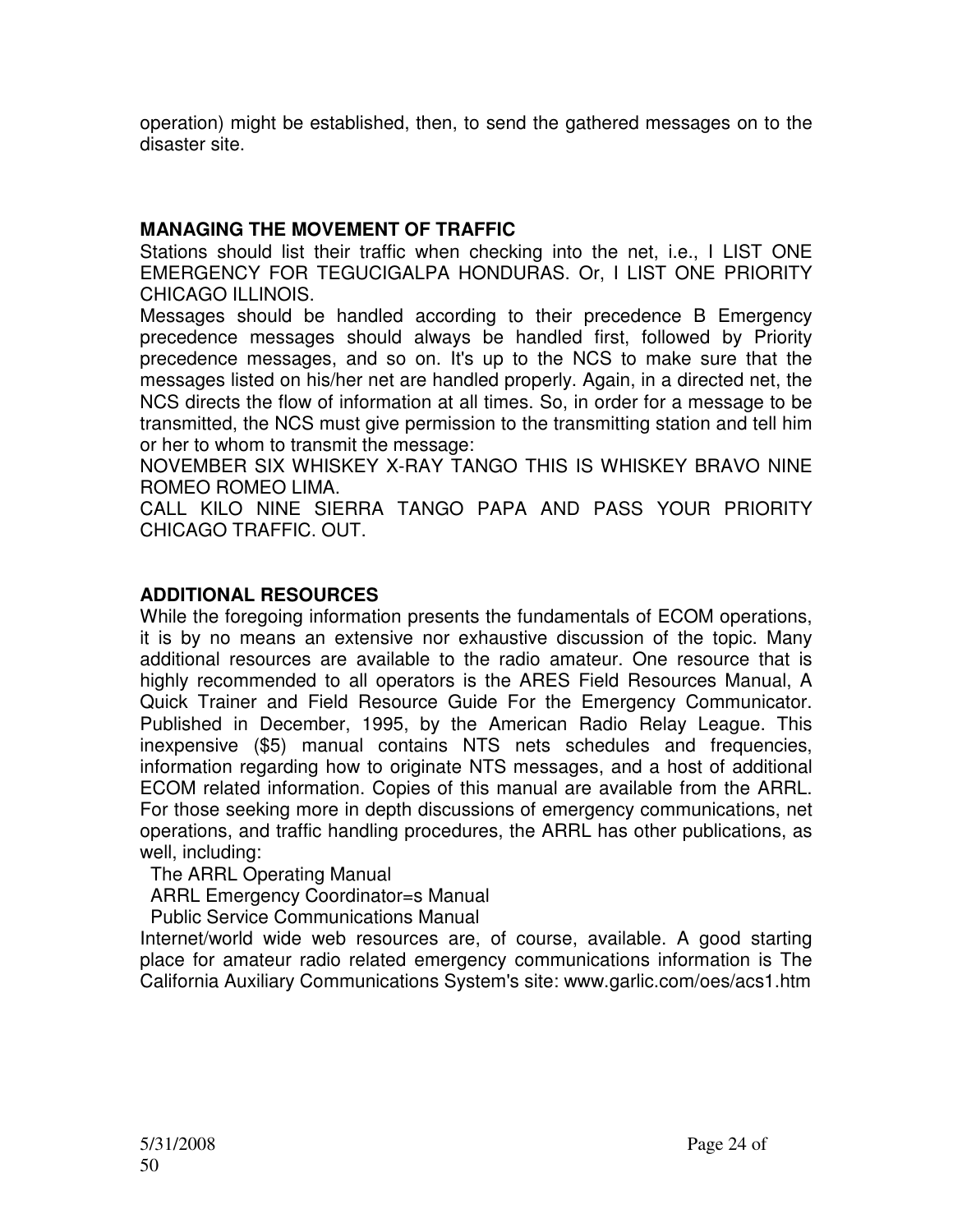operation) might be established, then, to send the gathered messages on to the disaster site.

## MANAGING THE MOVEMENT OF TRAFFIC

Stations should list their traffic when checking into the net, i.e., I LIST ONE EMERGENCY FOR TEGUCIGALPA HONDURAS. Or, I LIST ONE PRIORITY CHICAGO ILLINOIS.

Messages should be handled according to their precedence B Emergency precedence messages should always be handled first, followed by Priority precedence messages, and so on. It's up to the NCS to make sure that the messages listed on his/her net are handled properly. Again, in a directed net, the NCS directs the flow of information at all times. So, in order for a message to be transmitted, the NCS must give permission to the transmitting station and tell him or her to whom to transmit the message:

NOVEMBER SIX WHISKEY X-RAY TANGO THIS IS WHISKEY BRAVO NINE ROMEO ROMEO LIMA.

CALL KILO NINE SIERRA TANGO PAPA AND PASS YOUR PRIORITY CHICAGO TRAFFIC. OUT.

## ADDITIONAL RESOURCES

While the foregoing information presents the fundamentals of ECOM operations, it is by no means an extensive nor exhaustive discussion of the topic. Many additional resources are available to the radio amateur. One resource that is highly recommended to all operators is the ARES Field Resources Manual, A Quick Trainer and Field Resource Guide For the Emergency Communicator. Published in December, 1995, by the American Radio Relay League. This inexpensive ($5) manual contains NTS nets schedules and frequencies, information regarding how to originate NTS messages, and a host of additional ECOM related information. Copies of this manual are available from the ARRL. For those seeking more in depth discussions of emergency communications, net operations, and traffic handling procedures, the ARRL has other publications, as well, including:

- The ARRL Operating Manual
- ARRL Emergency Coordinator=s Manual
- Public Service Communications Manual

Internet/world wide web resources are, of course, available. A good starting place for amateur radio related emergency communications information is The California Auxiliary Communications System's site: www.garlic.com/oes/acs1.htm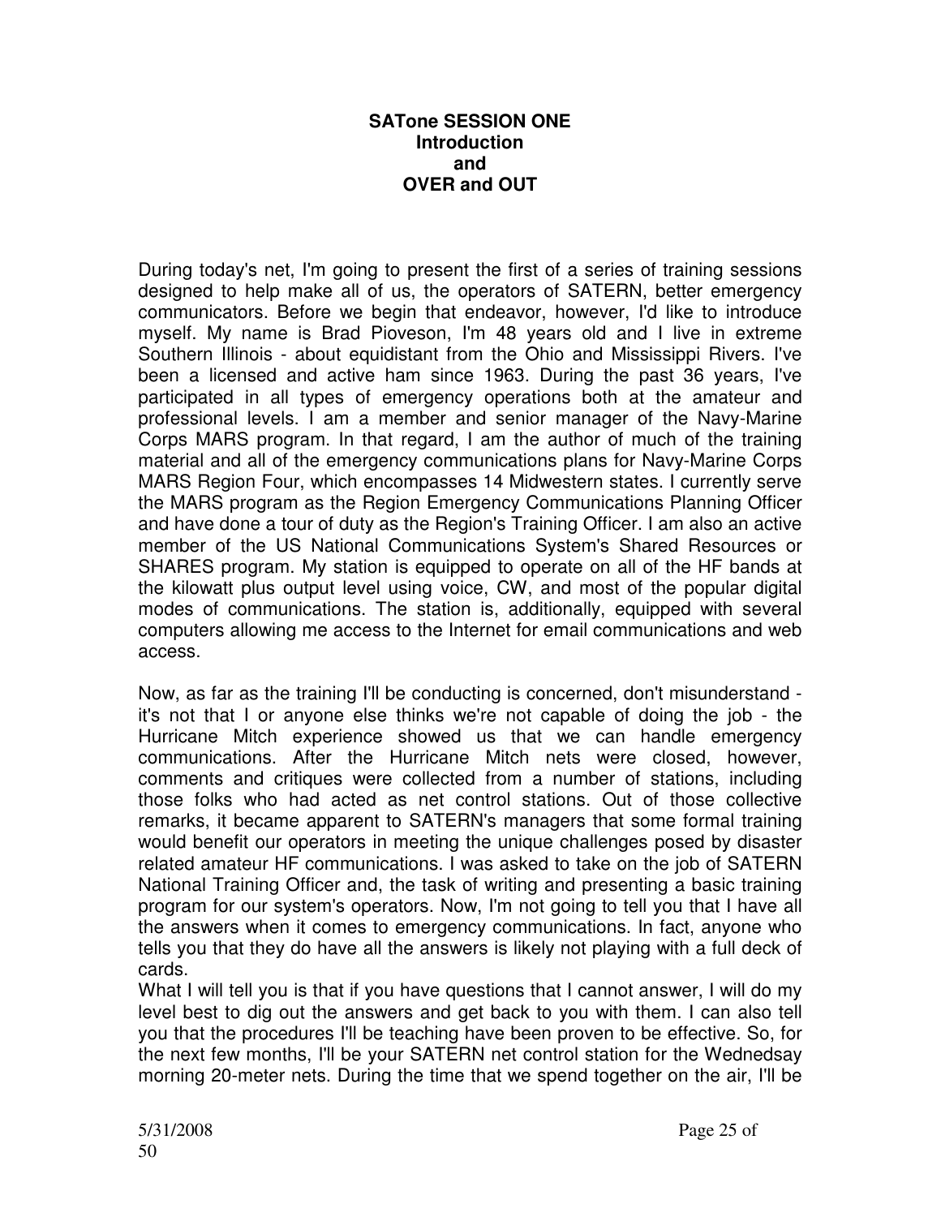# SATone SESSION ONE
## Introduction
## and
## OVER and OUT

During today's net, I'm going to present the first of a series of training sessions designed to help make all of us, the operators of SATERN, better emergency communicators. Before we begin that endeavor, however, I'd like to introduce myself. My name is Brad Pioveson, I'm 48 years old and I live in extreme Southern Illinois - about equidistant from the Ohio and Mississippi Rivers. I've been a licensed and active ham since 1963. During the past 36 years, I've participated in all types of emergency operations both at the amateur and professional levels. I am a member and senior manager of the Navy-Marine Corps MARS program. In that regard, I am the author of much of the training material and all of the emergency communications plans for Navy-Marine Corps MARS Region Four, which encompasses 14 Midwestern states. I currently serve the MARS program as the Region Emergency Communications Planning Officer and have done a tour of duty as the Region's Training Officer. I am also an active member of the US National Communications System's Shared Resources or SHARES program. My station is equipped to operate on all of the HF bands at the kilowatt plus output level using voice, CW, and most of the popular digital modes of communications. The station is, additionally, equipped with several computers allowing me access to the Internet for email communications and web access.

Now, as far as the training I'll be conducting is concerned, don't misunderstand - it's not that I or anyone else thinks we're not capable of doing the job - the Hurricane Mitch experience showed us that we can handle emergency communications. After the Hurricane Mitch nets were closed, however, comments and critiques were collected from a number of stations, including those folks who had acted as net control stations. Out of those collective remarks, it became apparent to SATERN's managers that some formal training would benefit our operators in meeting the unique challenges posed by disaster related amateur HF communications. I was asked to take on the job of SATERN National Training Officer and, the task of writing and presenting a basic training program for our system's operators. Now, I'm not going to tell you that I have all the answers when it comes to emergency communications. In fact, anyone who tells you that they do have all the answers is likely not playing with a full deck of cards.

What I will tell you is that if you have questions that I cannot answer, I will do my level best to dig out the answers and get back to you with them. I can also tell you that the procedures I'll be teaching have been proven to be effective. So, for the next few months, I'll be your SATERN net control station for the Wednesday morning 20-meter nets. During the time that we spend together on the air, I'll be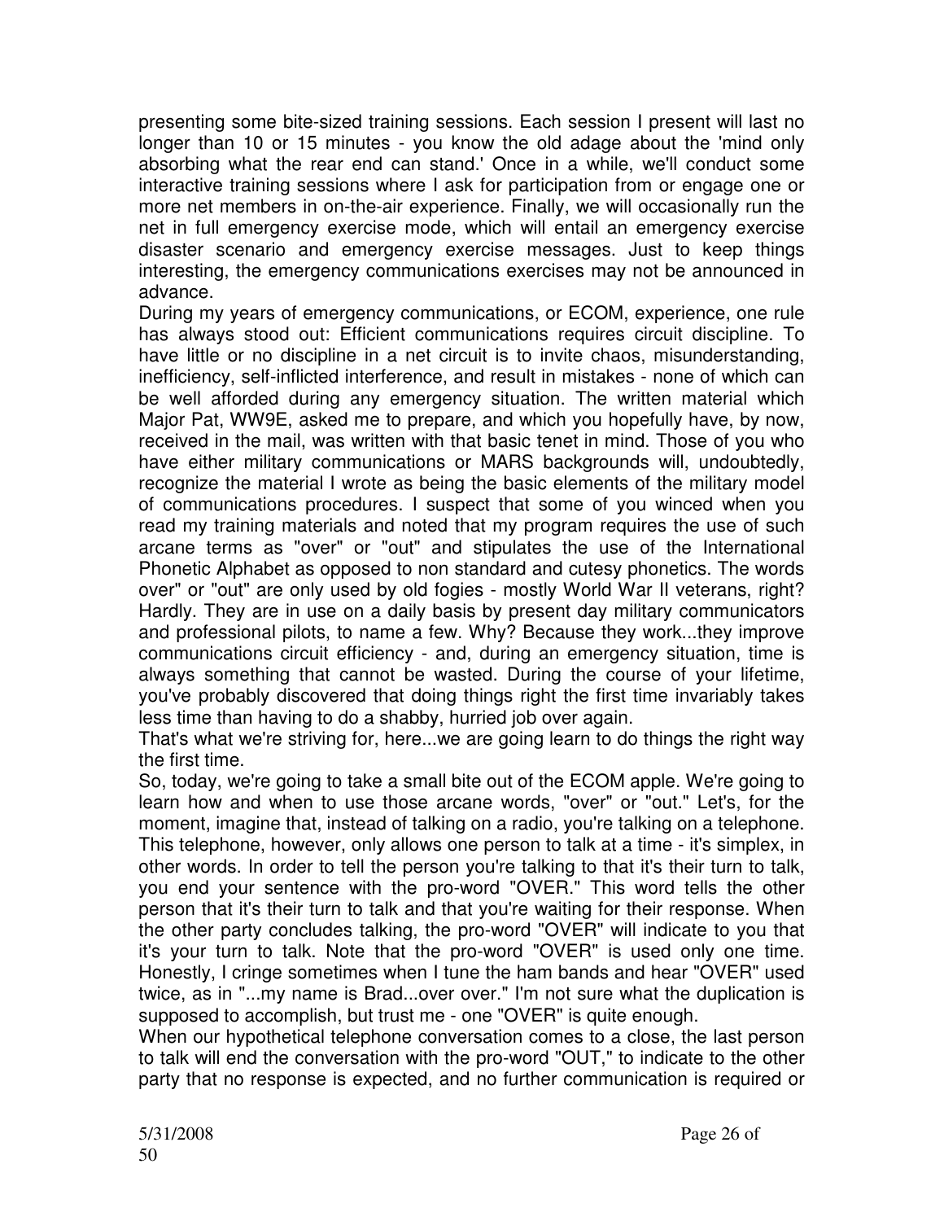presenting some bite-sized training sessions. Each session I present will last no longer than 10 or 15 minutes - you know the old adage about the 'mind only absorbing what the rear end can stand.' Once in a while, we'll conduct some interactive training sessions where I ask for participation from or engage one or more net members in on-the-air experience. Finally, we will occasionally run the net in full emergency exercise mode, which will entail an emergency exercise disaster scenario and emergency exercise messages. Just to keep things interesting, the emergency communications exercises may not be announced in advance.

During my years of emergency communications, or ECOM, experience, one rule has always stood out: Efficient communications requires circuit discipline. To have little or no discipline in a net circuit is to invite chaos, misunderstanding, inefficiency, self-inflicted interference, and result in mistakes - none of which can be well afforded during any emergency situation. The written material which Major Pat, WW9E, asked me to prepare, and which you hopefully have, by now, received in the mail, was written with that basic tenet in mind. Those of you who have either military communications or MARS backgrounds will, undoubtedly, recognize the material I wrote as being the basic elements of the military model of communications procedures. I suspect that some of you winced when you read my training materials and noted that my program requires the use of such arcane terms as "over" or "out" and stipulates the use of the International Phonetic Alphabet as opposed to non standard and cutesy phonetics. The words over" or "out" are only used by old fogies - mostly World War II veterans, right? Hardly. They are in use on a daily basis by present day military communicators and professional pilots, to name a few. Why? Because they work...they improve communications circuit efficiency - and, during an emergency situation, time is always something that cannot be wasted. During the course of your lifetime, you've probably discovered that doing things right the first time invariably takes less time than having to do a shabby, hurried job over again.

That's what we're striving for, here...we are going learn to do things the right way the first time.

So, today, we're going to take a small bite out of the ECOM apple. We're going to learn how and when to use those arcane words, "over" or "out." Let's, for the moment, imagine that, instead of talking on a radio, you're talking on a telephone. This telephone, however, only allows one person to talk at a time - it's simplex, in other words. In order to tell the person you're talking to that it's their turn to talk, you end your sentence with the pro-word "OVER." This word tells the other person that it's their turn to talk and that you're waiting for their response. When the other party concludes talking, the pro-word "OVER" will indicate to you that it's your turn to talk. Note that the pro-word "OVER" is used only one time. Honestly, I cringe sometimes when I tune the ham bands and hear "OVER" used twice, as in "...my name is Brad...over over." I'm not sure what the duplication is supposed to accomplish, but trust me - one "OVER" is quite enough.

When our hypothetical telephone conversation comes to a close, the last person to talk will end the conversation with the pro-word "OUT," to indicate to the other party that no response is expected, and no further communication is required or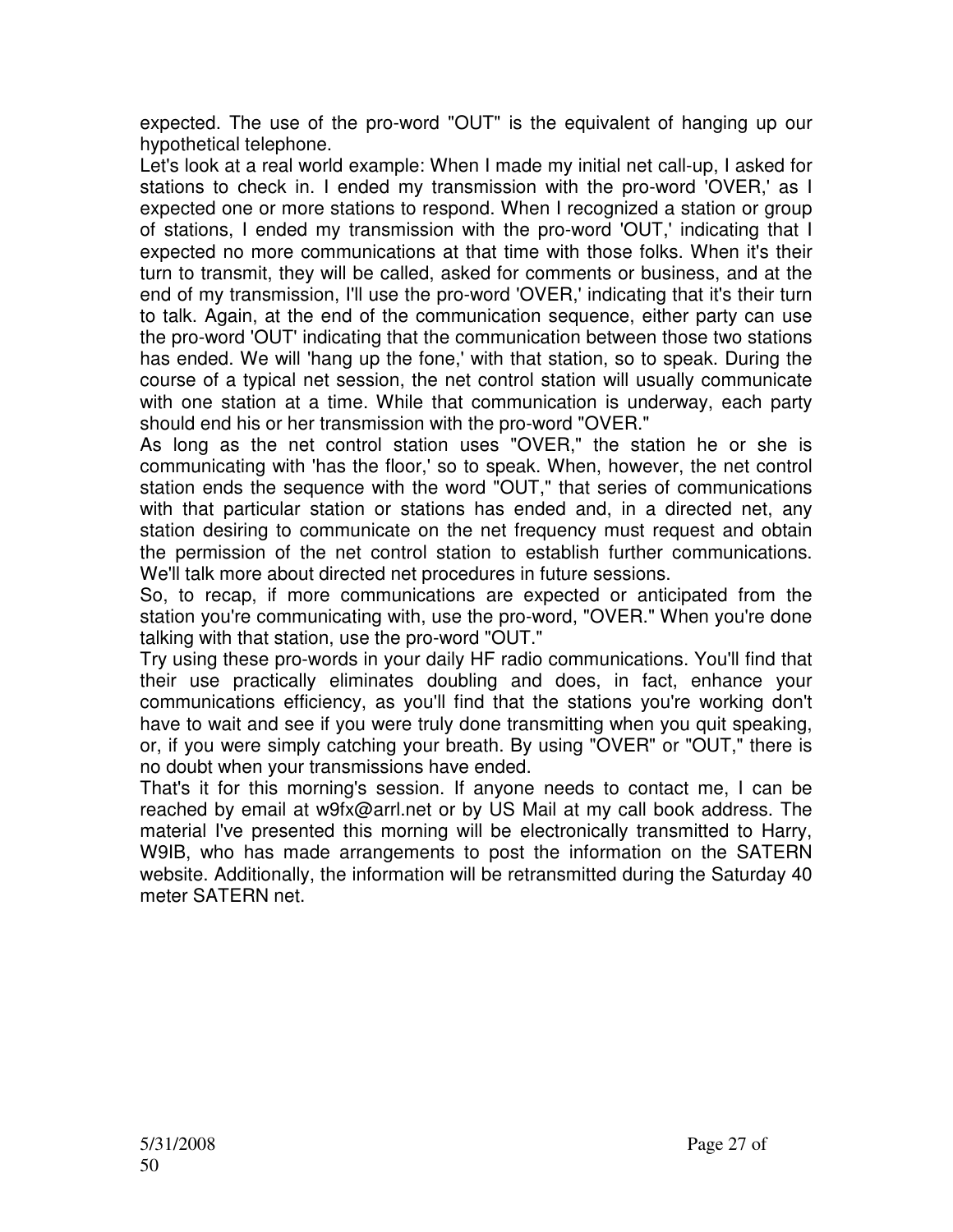expected. The use of the pro-word "OUT" is the equivalent of hanging up our hypothetical telephone.

Let's look at a real world example: When I made my initial net call-up, I asked for stations to check in. I ended my transmission with the pro-word 'OVER,' as I expected one or more stations to respond. When I recognized a station or group of stations, I ended my transmission with the pro-word 'OUT,' indicating that I expected no more communications at that time with those folks. When it's their turn to transmit, they will be called, asked for comments or business, and at the end of my transmission, I'll use the pro-word 'OVER,' indicating that it's their turn to talk. Again, at the end of the communication sequence, either party can use the pro-word 'OUT' indicating that the communication between those two stations has ended. We will 'hang up the fone,' with that station, so to speak. During the course of a typical net session, the net control station will usually communicate with one station at a time. While that communication is underway, each party should end his or her transmission with the pro-word "OVER."

As long as the net control station uses "OVER," the station he or she is communicating with 'has the floor,' so to speak. When, however, the net control station ends the sequence with the word "OUT," that series of communications with that particular station or stations has ended and, in a directed net, any station desiring to communicate on the net frequency must request and obtain the permission of the net control station to establish further communications. We'll talk more about directed net procedures in future sessions.

So, to recap, if more communications are expected or anticipated from the station you're communicating with, use the pro-word, "OVER." When you're done talking with that station, use the pro-word "OUT."

Try using these pro-words in your daily HF radio communications. You'll find that their use practically eliminates doubling and does, in fact, enhance your communications efficiency, as you'll find that the stations you're working don't have to wait and see if you were truly done transmitting when you quit speaking, or, if you were simply catching your breath. By using "OVER" or "OUT," there is no doubt when your transmissions have ended.

That's it for this morning's session. If anyone needs to contact me, I can be reached by email at w9fx@arrl.net or by US Mail at my call book address. The material I've presented this morning will be electronically transmitted to Harry, W9IB, who has made arrangements to post the information on the SATERN website. Additionally, the information will be retransmitted during the Saturday 40 meter SATERN net.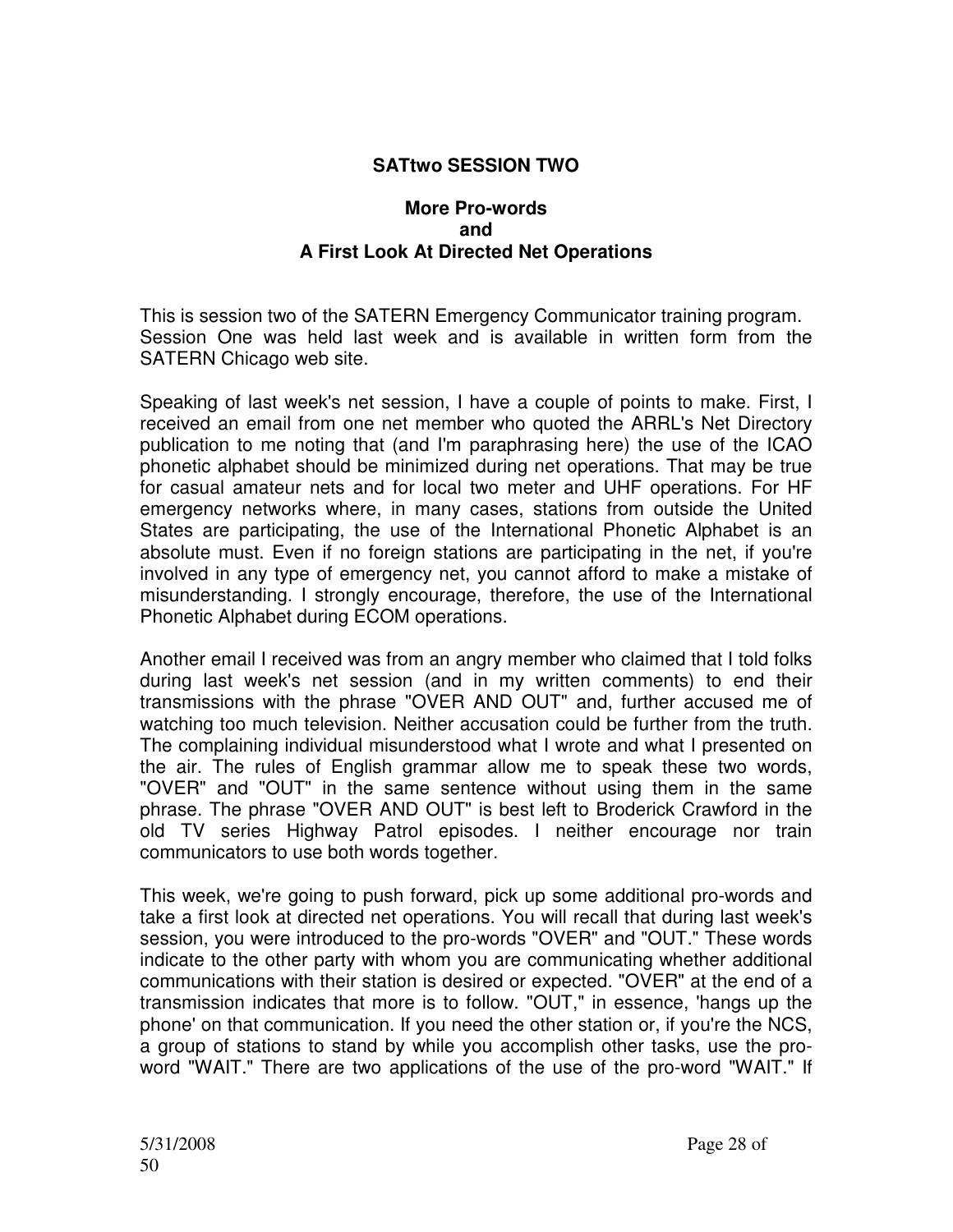## SATtwo SESSION TWO

### More Pro-words and A First Look At Directed Net Operations

This is session two of the SATERN Emergency Communicator training program. Session One was held last week and is available in written form from the SATERN Chicago web site.

Speaking of last week's net session, I have a couple of points to make. First, I received an email from one net member who quoted the ARRL's Net Directory publication to me noting that (and I'm paraphrasing here) the use of the ICAO phonetic alphabet should be minimized during net operations. That may be true for casual amateur nets and for local two meter and UHF operations. For HF emergency networks where, in many cases, stations from outside the United States are participating, the use of the International Phonetic Alphabet is an absolute must. Even if no foreign stations are participating in the net, if you're involved in any type of emergency net, you cannot afford to make a mistake of misunderstanding. I strongly encourage, therefore, the use of the International Phonetic Alphabet during ECOM operations.

Another email I received was from an angry member who claimed that I told folks during last week's net session (and in my written comments) to end their transmissions with the phrase "OVER AND OUT" and, further accused me of watching too much television. Neither accusation could be further from the truth. The complaining individual misunderstood what I wrote and what I presented on the air. The rules of English grammar allow me to speak these two words, "OVER" and "OUT" in the same sentence without using them in the same phrase. The phrase "OVER AND OUT" is best left to Broderick Crawford in the old TV series Highway Patrol episodes. I neither encourage nor train communicators to use both words together.

This week, we're going to push forward, pick up some additional pro-words and take a first look at directed net operations. You will recall that during last week's session, you were introduced to the pro-words "OVER" and "OUT." These words indicate to the other party with whom you are communicating whether additional communications with their station is desired or expected. "OVER" at the end of a transmission indicates that more is to follow. "OUT," in essence, 'hangs up the phone' on that communication. If you need the other station or, if you're the NCS, a group of stations to stand by while you accomplish other tasks, use the pro-word "WAIT." There are two applications of the use of the pro-word "WAIT." If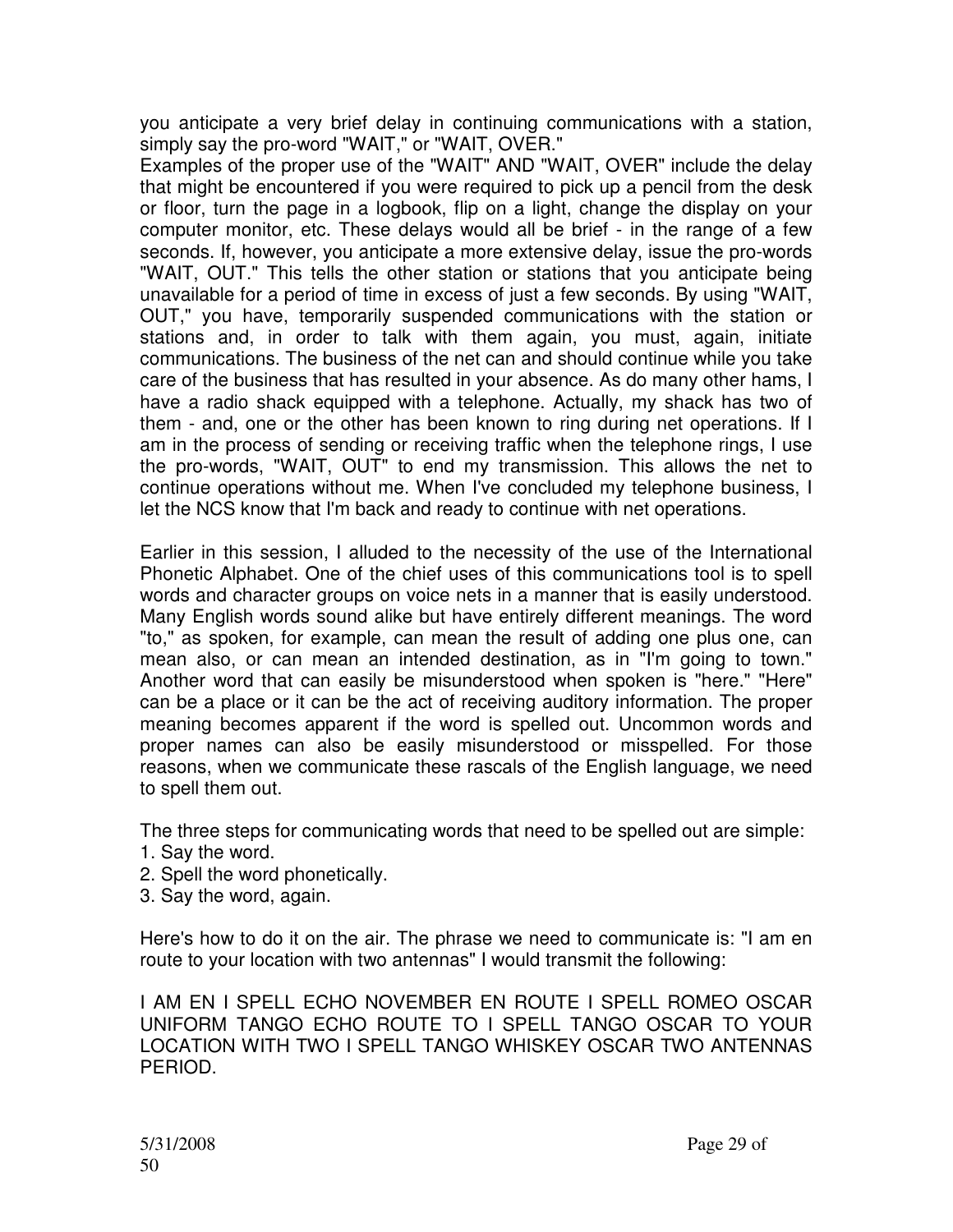you anticipate a very brief delay in continuing communications with a station, simply say the pro-word "WAIT," or "WAIT, OVER."
Examples of the proper use of the "WAIT" AND "WAIT, OVER" include the delay that might be encountered if you were required to pick up a pencil from the desk or floor, turn the page in a logbook, flip on a light, change the display on your computer monitor, etc. These delays would all be brief - in the range of a few seconds. If, however, you anticipate a more extensive delay, issue the pro-words "WAIT, OUT." This tells the other station or stations that you anticipate being unavailable for a period of time in excess of just a few seconds. By using "WAIT, OUT," you have, temporarily suspended communications with the station or stations and, in order to talk with them again, you must, again, initiate communications. The business of the net can and should continue while you take care of the business that has resulted in your absence. As do many other hams, I have a radio shack equipped with a telephone. Actually, my shack has two of them - and, one or the other has been known to ring during net operations. If I am in the process of sending or receiving traffic when the telephone rings, I use the pro-words, "WAIT, OUT" to end my transmission. This allows the net to continue operations without me. When I've concluded my telephone business, I let the NCS know that I'm back and ready to continue with net operations.

Earlier in this session, I alluded to the necessity of the use of the International Phonetic Alphabet. One of the chief uses of this communications tool is to spell words and character groups on voice nets in a manner that is easily understood. Many English words sound alike but have entirely different meanings. The word "to," as spoken, for example, can mean the result of adding one plus one, can mean also, or can mean an intended destination, as in "I'm going to town." Another word that can easily be misunderstood when spoken is "here." "Here" can be a place or it can be the act of receiving auditory information. The proper meaning becomes apparent if the word is spelled out. Uncommon words and proper names can also be easily misunderstood or misspelled. For those reasons, when we communicate these rascals of the English language, we need to spell them out.

The three steps for communicating words that need to be spelled out are simple:
1. Say the word.
2. Spell the word phonetically.
3. Say the word, again.

Here's how to do it on the air. The phrase we need to communicate is: "I am en route to your location with two antennas" I would transmit the following:

I AM EN I SPELL ECHO NOVEMBER EN ROUTE I SPELL ROMEO OSCAR UNIFORM TANGO ECHO ROUTE TO I SPELL TANGO OSCAR TO YOUR LOCATION WITH TWO I SPELL TANGO WHISKEY OSCAR TWO ANTENNAS PERIOD.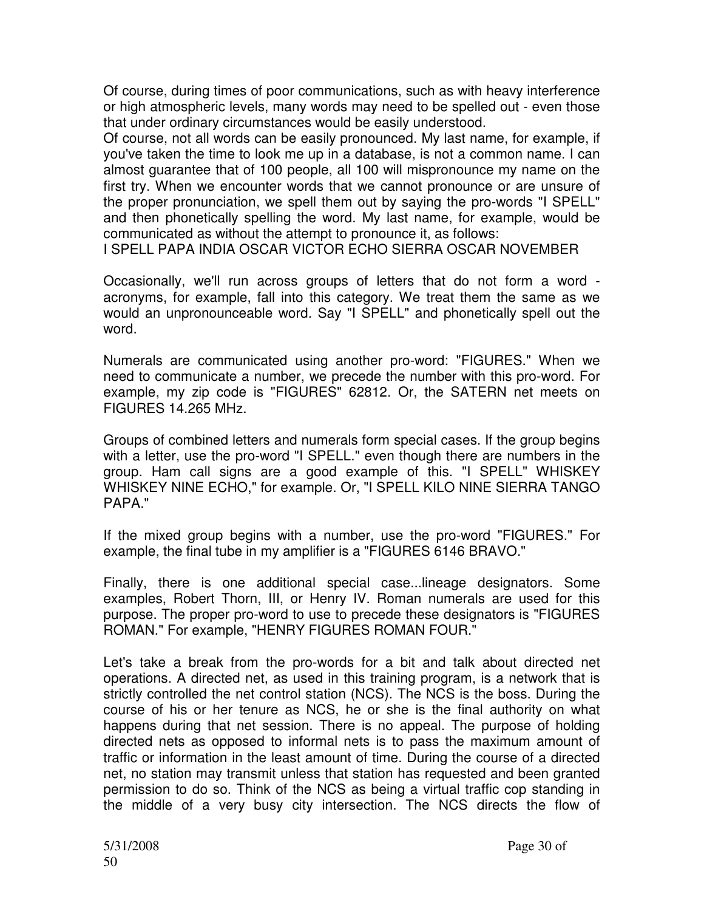Of course, during times of poor communications, such as with heavy interference or high atmospheric levels, many words may need to be spelled out - even those that under ordinary circumstances would be easily understood.

Of course, not all words can be easily pronounced. My last name, for example, if you've taken the time to look me up in a database, is not a common name. I can almost guarantee that of 100 people, all 100 will mispronounce my name on the first try. When we encounter words that we cannot pronounce or are unsure of the proper pronunciation, we spell them out by saying the pro-words "I SPELL" and then phonetically spelling the word. My last name, for example, would be communicated as without the attempt to pronounce it, as follows:

I SPELL PAPA INDIA OSCAR VICTOR ECHO SIERRA OSCAR NOVEMBER

Occasionally, we'll run across groups of letters that do not form a word - acronyms, for example, fall into this category. We treat them the same as we would an unpronounceable word. Say "I SPELL" and phonetically spell out the word.

Numerals are communicated using another pro-word: "FIGURES." When we need to communicate a number, we precede the number with this pro-word. For example, my zip code is "FIGURES" 62812. Or, the SATERN net meets on FIGURES 14.265 MHz.

Groups of combined letters and numerals form special cases. If the group begins with a letter, use the pro-word "I SPELL." even though there are numbers in the group. Ham call signs are a good example of this. "I SPELL" WHISKEY WHISKEY NINE ECHO," for example. Or, "I SPELL KILO NINE SIERRA TANGO PAPA."

If the mixed group begins with a number, use the pro-word "FIGURES." For example, the final tube in my amplifier is a "FIGURES 6146 BRAVO."

Finally, there is one additional special case...lineage designators. Some examples, Robert Thorn, III, or Henry IV. Roman numerals are used for this purpose. The proper pro-word to use to precede these designators is "FIGURES ROMAN." For example, "HENRY FIGURES ROMAN FOUR."

Let's take a break from the pro-words for a bit and talk about directed net operations. A directed net, as used in this training program, is a network that is strictly controlled the net control station (NCS). The NCS is the boss. During the course of his or her tenure as NCS, he or she is the final authority on what happens during that net session. There is no appeal. The purpose of holding directed nets as opposed to informal nets is to pass the maximum amount of traffic or information in the least amount of time. During the course of a directed net, no station may transmit unless that station has requested and been granted permission to do so. Think of the NCS as being a virtual traffic cop standing in the middle of a very busy city intersection. The NCS directs the flow of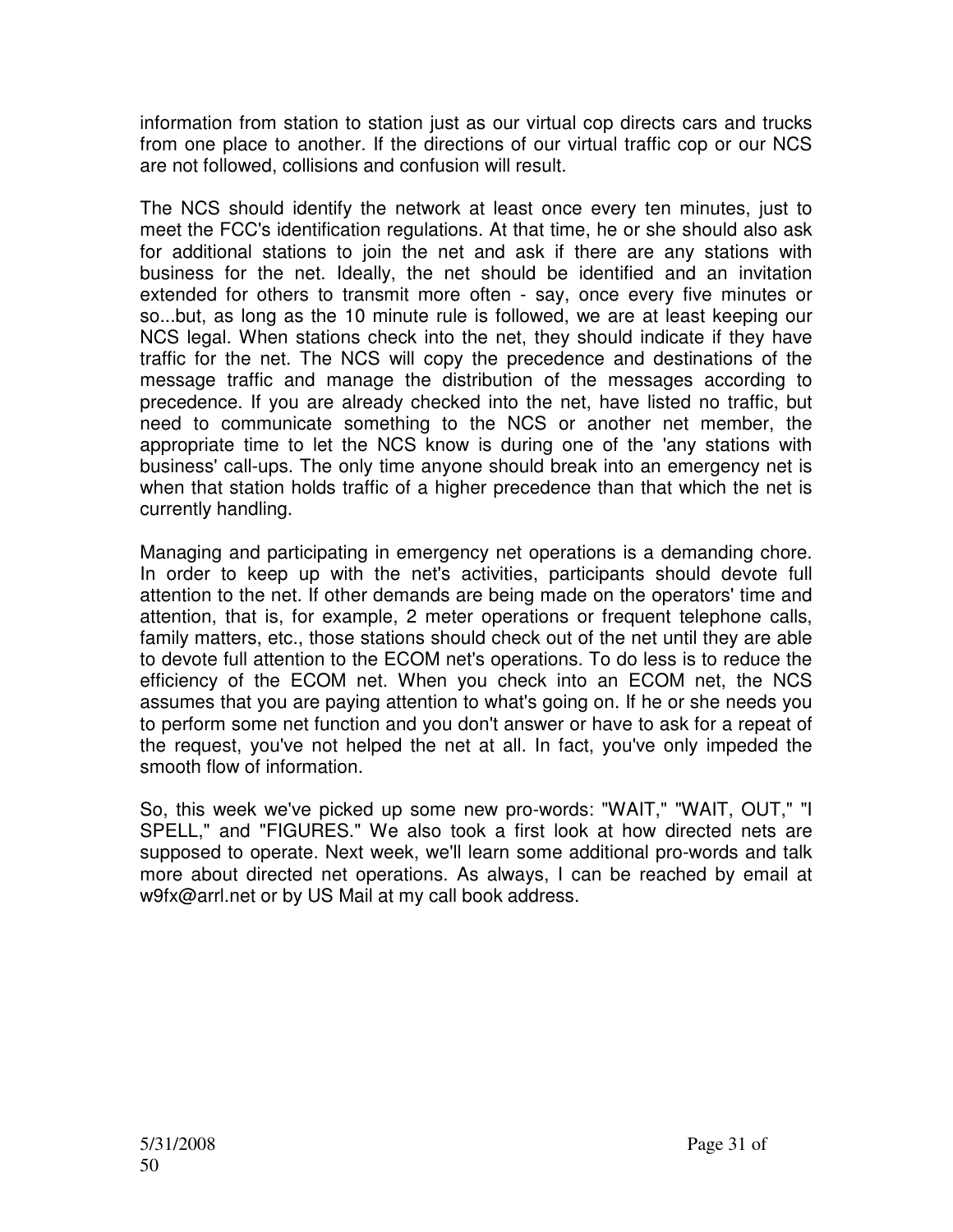information from station to station just as our virtual cop directs cars and trucks from one place to another. If the directions of our virtual traffic cop or our NCS are not followed, collisions and confusion will result.

The NCS should identify the network at least once every ten minutes, just to meet the FCC's identification regulations. At that time, he or she should also ask for additional stations to join the net and ask if there are any stations with business for the net. Ideally, the net should be identified and an invitation extended for others to transmit more often - say, once every five minutes or so...but, as long as the 10 minute rule is followed, we are at least keeping our NCS legal. When stations check into the net, they should indicate if they have traffic for the net. The NCS will copy the precedence and destinations of the message traffic and manage the distribution of the messages according to precedence. If you are already checked into the net, have listed no traffic, but need to communicate something to the NCS or another net member, the appropriate time to let the NCS know is during one of the 'any stations with business' call-ups. The only time anyone should break into an emergency net is when that station holds traffic of a higher precedence than that which the net is currently handling.

Managing and participating in emergency net operations is a demanding chore. In order to keep up with the net's activities, participants should devote full attention to the net. If other demands are being made on the operators' time and attention, that is, for example, 2 meter operations or frequent telephone calls, family matters, etc., those stations should check out of the net until they are able to devote full attention to the ECOM net's operations. To do less is to reduce the efficiency of the ECOM net. When you check into an ECOM net, the NCS assumes that you are paying attention to what's going on. If he or she needs you to perform some net function and you don't answer or have to ask for a repeat of the request, you've not helped the net at all. In fact, you've only impeded the smooth flow of information.

So, this week we've picked up some new pro-words: "WAIT," "WAIT, OUT," "I SPELL," and "FIGURES." We also took a first look at how directed nets are supposed to operate. Next week, we'll learn some additional pro-words and talk more about directed net operations. As always, I can be reached by email at w9fx@arrl.net or by US Mail at my call book address.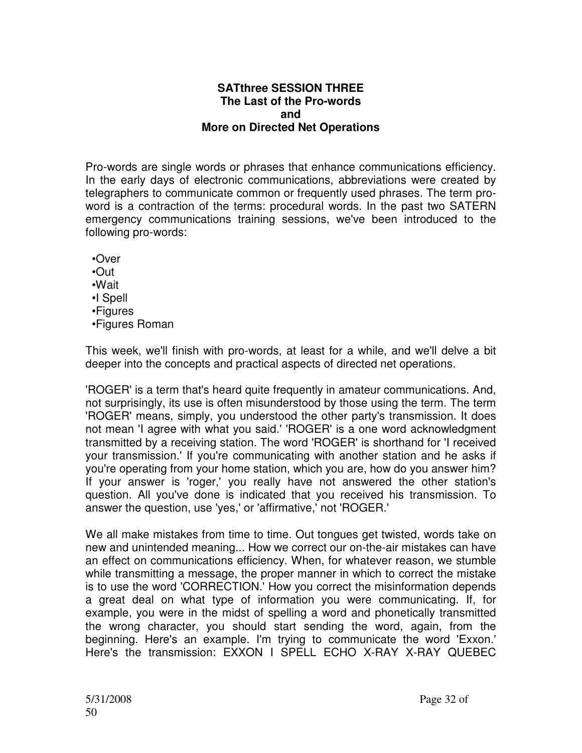**SATthree SESSION THREE**
**The Last of the Pro-words**
**and**
**More on Directed Net Operations**

Pro-words are single words or phrases that enhance communications efficiency. In the early days of electronic communications, abbreviations were created by telegraphers to communicate common or frequently used phrases. The term pro-word is a contraction of the terms: procedural words. In the past two SATERN emergency communications training sessions, we've been introduced to the following pro-words:

- Over
- Out
- Wait
- I Spell
- Figures
- Figures Roman

This week, we'll finish with pro-words, at least for a while, and we'll delve a bit deeper into the concepts and practical aspects of directed net operations.

'ROGER' is a term that's heard quite frequently in amateur communications. And, not surprisingly, its use is often misunderstood by those using the term. The term 'ROGER' means, simply, you understood the other party's transmission. It does not mean 'I agree with what you said.' 'ROGER' is a one word acknowledgment transmitted by a receiving station. The word 'ROGER' is shorthand for 'I received your transmission.' If you're communicating with another station and he asks if you're operating from your home station, which you are, how do you answer him? If your answer is 'roger,' you really have not answered the other station's question. All you've done is indicated that you received his transmission. To answer the question, use 'yes,' or 'affirmative,' not 'ROGER.'

We all make mistakes from time to time. Out tongues get twisted, words take on new and unintended meaning... How we correct our on-the-air mistakes can have an effect on communications efficiency. When, for whatever reason, we stumble while transmitting a message, the proper manner in which to correct the mistake is to use the word 'CORRECTION.' How you correct the misinformation depends a great deal on what type of information you were communicating. If, for example, you were in the midst of spelling a word and phonetically transmitted the wrong character, you should start sending the word, again, from the beginning. Here's an example. I'm trying to communicate the word 'Exxon.' Here's the transmission: EXXON I SPELL ECHO X-RAY X-RAY QUEBEC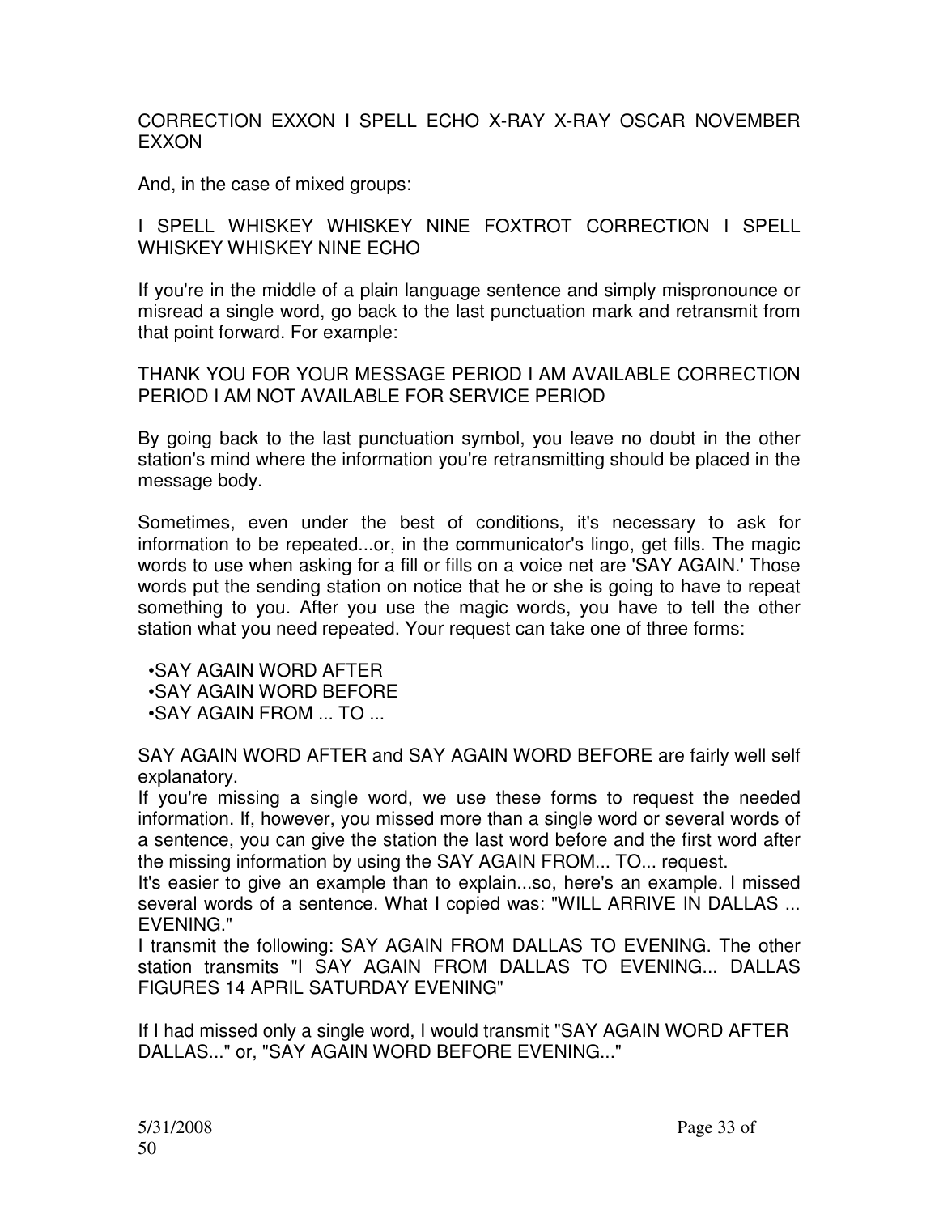CORRECTION EXXON I SPELL ECHO X-RAY X-RAY OSCAR NOVEMBER EXXON

And, in the case of mixed groups:

I SPELL WHISKEY WHISKEY NINE FOXTROT CORRECTION I SPELL WHISKEY WHISKEY NINE ECHO

If you're in the middle of a plain language sentence and simply mispronounce or misread a single word, go back to the last punctuation mark and retransmit from that point forward. For example:

THANK YOU FOR YOUR MESSAGE PERIOD I AM AVAILABLE CORRECTION PERIOD I AM NOT AVAILABLE FOR SERVICE PERIOD

By going back to the last punctuation symbol, you leave no doubt in the other station's mind where the information you're retransmitting should be placed in the message body.

Sometimes, even under the best of conditions, it's necessary to ask for information to be repeated...or, in the communicator's lingo, get fills. The magic words to use when asking for a fill or fills on a voice net are 'SAY AGAIN.' Those words put the sending station on notice that he or she is going to have to repeat something to you. After you use the magic words, you have to tell the other station what you need repeated. Your request can take one of three forms:

- SAY AGAIN WORD AFTER
- SAY AGAIN WORD BEFORE
- SAY AGAIN FROM ... TO ...

SAY AGAIN WORD AFTER and SAY AGAIN WORD BEFORE are fairly well self explanatory.
If you're missing a single word, we use these forms to request the needed information. If, however, you missed more than a single word or several words of a sentence, you can give the station the last word before and the first word after the missing information by using the SAY AGAIN FROM... TO... request.
It's easier to give an example than to explain...so, here's an example. I missed several words of a sentence. What I copied was: "WILL ARRIVE IN DALLAS ... EVENING."
I transmit the following: SAY AGAIN FROM DALLAS TO EVENING. The other station transmits "I SAY AGAIN FROM DALLAS TO EVENING... DALLAS FIGURES 14 APRIL SATURDAY EVENING"

If I had missed only a single word, I would transmit "SAY AGAIN WORD AFTER DALLAS..." or, "SAY AGAIN WORD BEFORE EVENING..."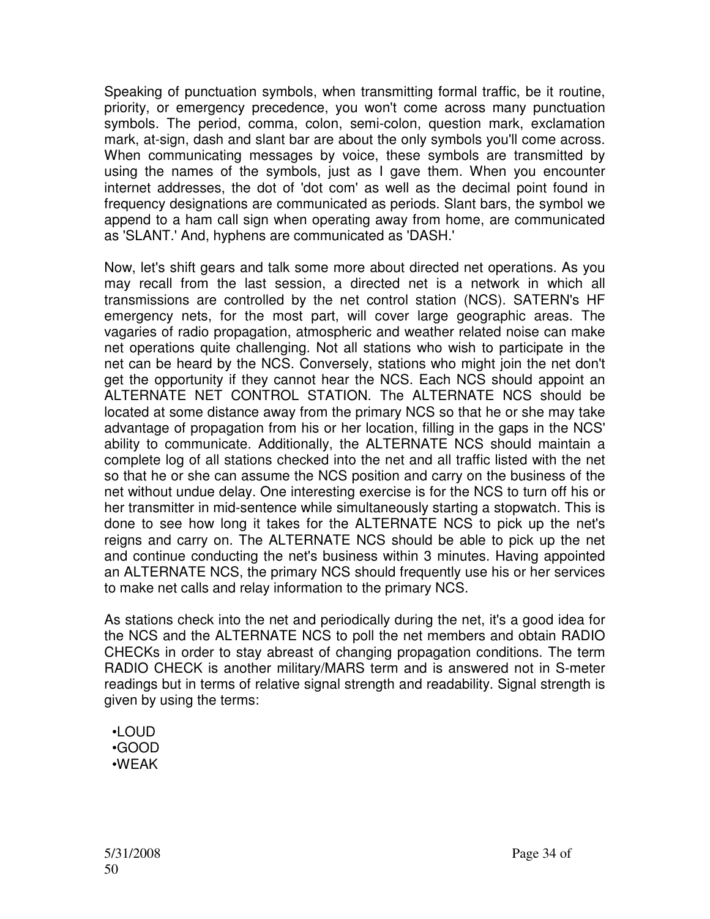Speaking of punctuation symbols, when transmitting formal traffic, be it routine, priority, or emergency precedence, you won't come across many punctuation symbols. The period, comma, colon, semi-colon, question mark, exclamation mark, at-sign, dash and slant bar are about the only symbols you'll come across. When communicating messages by voice, these symbols are transmitted by using the names of the symbols, just as I gave them. When you encounter internet addresses, the dot of 'dot com' as well as the decimal point found in frequency designations are communicated as periods. Slant bars, the symbol we append to a ham call sign when operating away from home, are communicated as 'SLANT.' And, hyphens are communicated as 'DASH.'

Now, let's shift gears and talk some more about directed net operations. As you may recall from the last session, a directed net is a network in which all transmissions are controlled by the net control station (NCS). SATERN's HF emergency nets, for the most part, will cover large geographic areas. The vagaries of radio propagation, atmospheric and weather related noise can make net operations quite challenging. Not all stations who wish to participate in the net can be heard by the NCS. Conversely, stations who might join the net don't get the opportunity if they cannot hear the NCS. Each NCS should appoint an ALTERNATE NET CONTROL STATION. The ALTERNATE NCS should be located at some distance away from the primary NCS so that he or she may take advantage of propagation from his or her location, filling in the gaps in the NCS' ability to communicate. Additionally, the ALTERNATE NCS should maintain a complete log of all stations checked into the net and all traffic listed with the net so that he or she can assume the NCS position and carry on the business of the net without undue delay. One interesting exercise is for the NCS to turn off his or her transmitter in mid-sentence while simultaneously starting a stopwatch. This is done to see how long it takes for the ALTERNATE NCS to pick up the net's reigns and carry on. The ALTERNATE NCS should be able to pick up the net and continue conducting the net's business within 3 minutes. Having appointed an ALTERNATE NCS, the primary NCS should frequently use his or her services to make net calls and relay information to the primary NCS.

As stations check into the net and periodically during the net, it's a good idea for the NCS and the ALTERNATE NCS to poll the net members and obtain RADIO CHECKs in order to stay abreast of changing propagation conditions. The term RADIO CHECK is another military/MARS term and is answered not in S-meter readings but in terms of relative signal strength and readability. Signal strength is given by using the terms:

- LOUD
- GOOD
- WEAK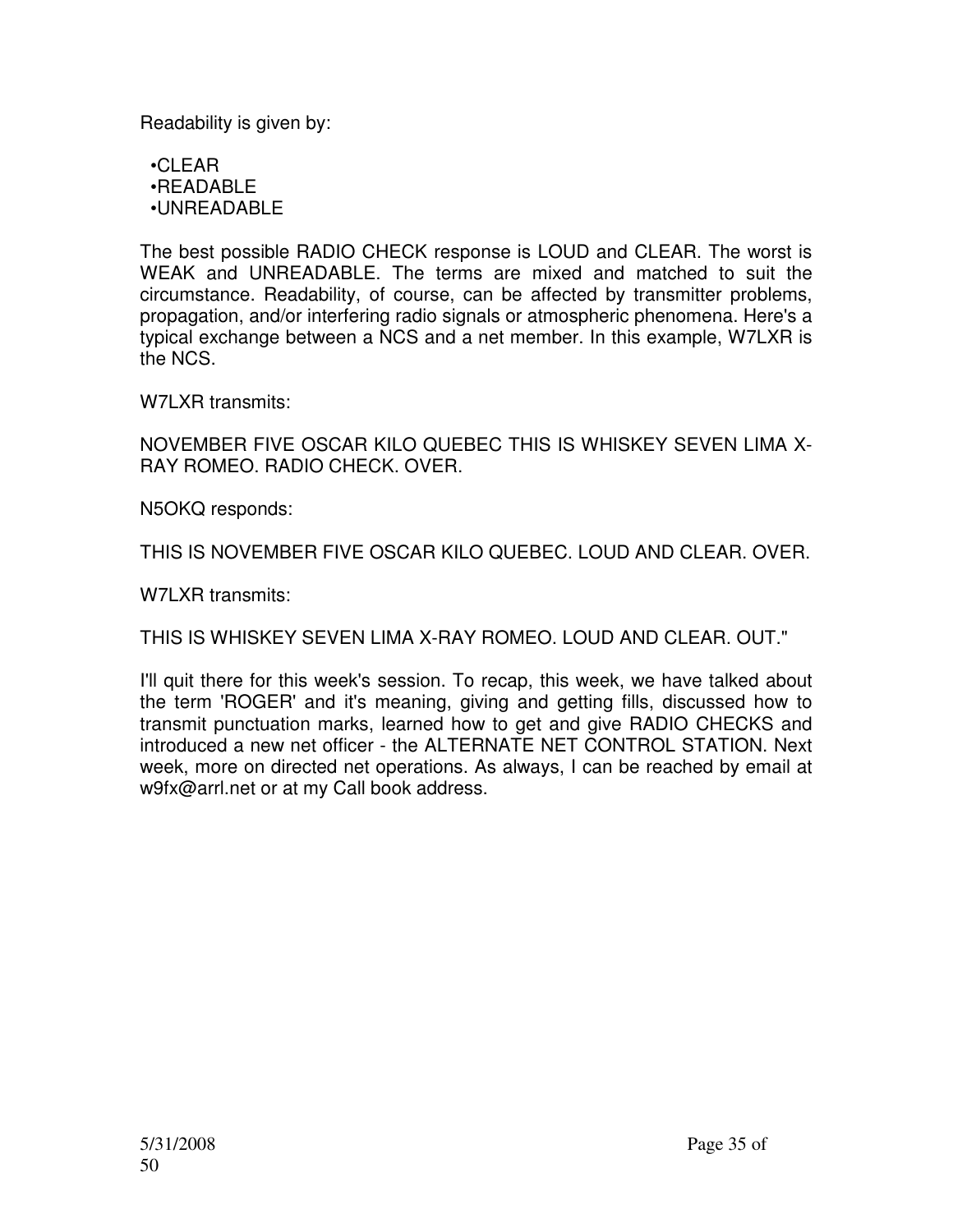Readability is given by:

- •CLEAR
- •READABLE
- •UNREADABLE

The best possible RADIO CHECK response is LOUD and CLEAR. The worst is WEAK and UNREADABLE. The terms are mixed and matched to suit the circumstance. Readability, of course, can be affected by transmitter problems, propagation, and/or interfering radio signals or atmospheric phenomena. Here's a typical exchange between a NCS and a net member. In this example, W7LXR is the NCS.

W7LXR transmits:

NOVEMBER FIVE OSCAR KILO QUEBEC THIS IS WHISKEY SEVEN LIMA X-RAY ROMEO. RADIO CHECK. OVER.

N5OKQ responds:

THIS IS NOVEMBER FIVE OSCAR KILO QUEBEC. LOUD AND CLEAR. OVER.

W7LXR transmits:

THIS IS WHISKEY SEVEN LIMA X-RAY ROMEO. LOUD AND CLEAR. OUT."

I'll quit there for this week's session. To recap, this week, we have talked about the term 'ROGER' and it's meaning, giving and getting fills, discussed how to transmit punctuation marks, learned how to get and give RADIO CHECKS and introduced a new net officer - the ALTERNATE NET CONTROL STATION. Next week, more on directed net operations. As always, I can be reached by email at w9fx@arrl.net or at my Call book address.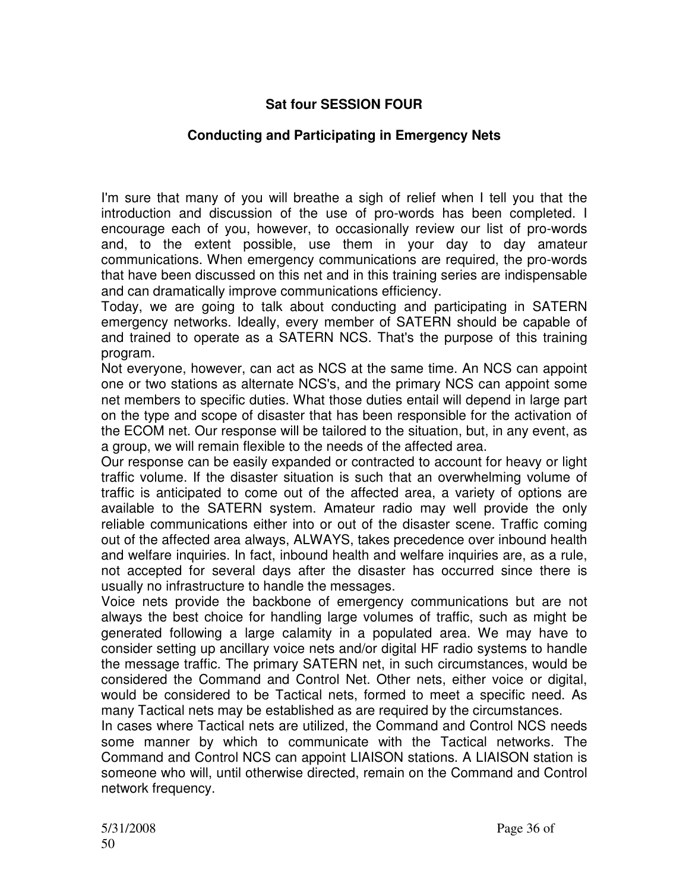## Sat four SESSION FOUR

### Conducting and Participating in Emergency Nets

I'm sure that many of you will breathe a sigh of relief when I tell you that the introduction and discussion of the use of pro-words has been completed. I encourage each of you, however, to occasionally review our list of pro-words and, to the extent possible, use them in your day to day amateur communications. When emergency communications are required, the pro-words that have been discussed on this net and in this training series are indispensable and can dramatically improve communications efficiency.

Today, we are going to talk about conducting and participating in SATERN emergency networks. Ideally, every member of SATERN should be capable of and trained to operate as a SATERN NCS. That's the purpose of this training program.

Not everyone, however, can act as NCS at the same time. An NCS can appoint one or two stations as alternate NCS's, and the primary NCS can appoint some net members to specific duties. What those duties entail will depend in large part on the type and scope of disaster that has been responsible for the activation of the ECOM net. Our response will be tailored to the situation, but, in any event, as a group, we will remain flexible to the needs of the affected area.

Our response can be easily expanded or contracted to account for heavy or light traffic volume. If the disaster situation is such that an overwhelming volume of traffic is anticipated to come out of the affected area, a variety of options are available to the SATERN system. Amateur radio may well provide the only reliable communications either into or out of the disaster scene. Traffic coming out of the affected area always, ALWAYS, takes precedence over inbound health and welfare inquiries. In fact, inbound health and welfare inquiries are, as a rule, not accepted for several days after the disaster has occurred since there is usually no infrastructure to handle the messages.

Voice nets provide the backbone of emergency communications but are not always the best choice for handling large volumes of traffic, such as might be generated following a large calamity in a populated area. We may have to consider setting up ancillary voice nets and/or digital HF radio systems to handle the message traffic. The primary SATERN net, in such circumstances, would be considered the Command and Control Net. Other nets, either voice or digital, would be considered to be Tactical nets, formed to meet a specific need. As many Tactical nets may be established as are required by the circumstances.

In cases where Tactical nets are utilized, the Command and Control NCS needs some manner by which to communicate with the Tactical networks. The Command and Control NCS can appoint LIAISON stations. A LIAISON station is someone who will, until otherwise directed, remain on the Command and Control network frequency.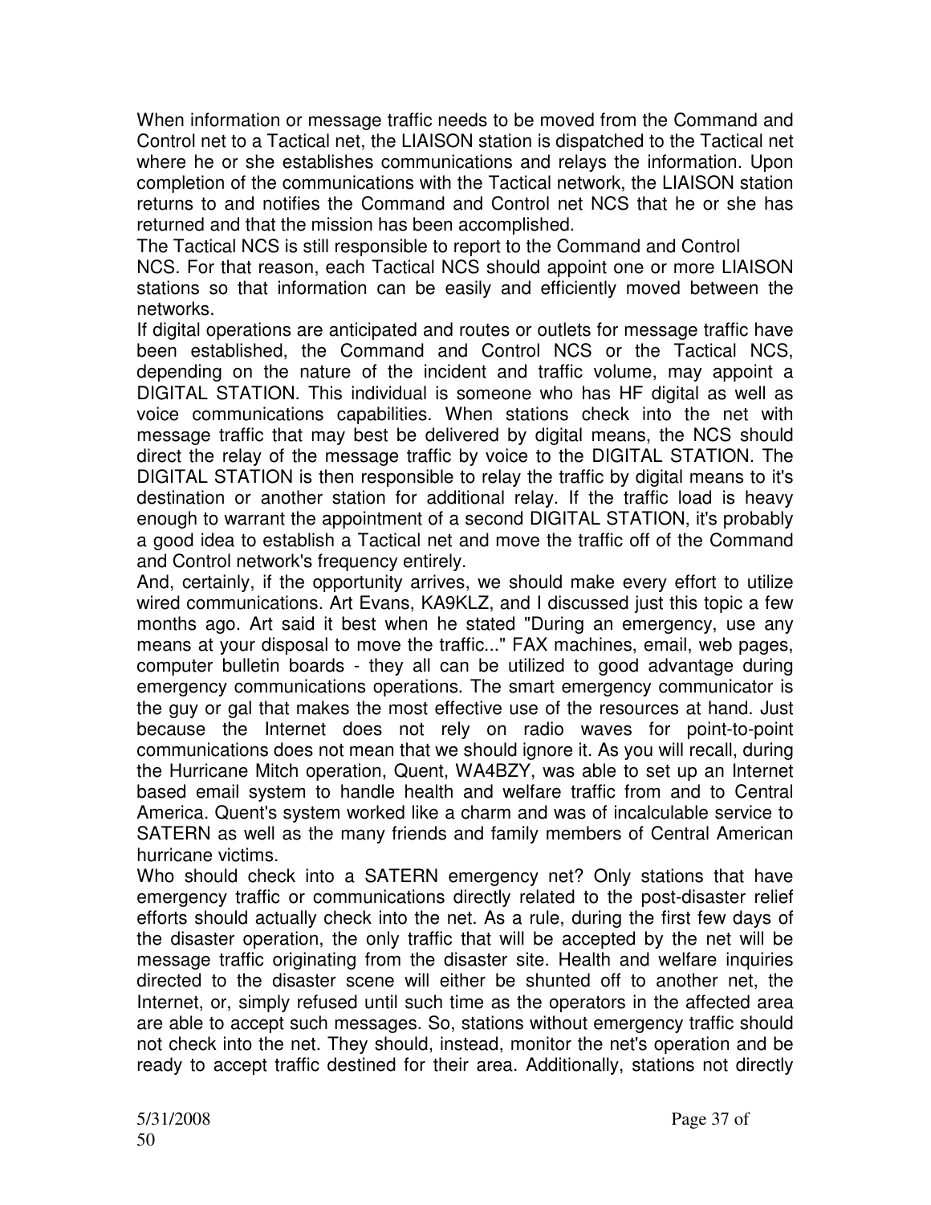When information or message traffic needs to be moved from the Command and Control net to a Tactical net, the LIAISON station is dispatched to the Tactical net where he or she establishes communications and relays the information. Upon completion of the communications with the Tactical network, the LIAISON station returns to and notifies the Command and Control net NCS that he or she has returned and that the mission has been accomplished.

The Tactical NCS is still responsible to report to the Command and Control NCS. For that reason, each Tactical NCS should appoint one or more LIAISON stations so that information can be easily and efficiently moved between the networks.

If digital operations are anticipated and routes or outlets for message traffic have been established, the Command and Control NCS or the Tactical NCS, depending on the nature of the incident and traffic volume, may appoint a DIGITAL STATION. This individual is someone who has HF digital as well as voice communications capabilities. When stations check into the net with message traffic that may best be delivered by digital means, the NCS should direct the relay of the message traffic by voice to the DIGITAL STATION. The DIGITAL STATION is then responsible to relay the traffic by digital means to it's destination or another station for additional relay. If the traffic load is heavy enough to warrant the appointment of a second DIGITAL STATION, it's probably a good idea to establish a Tactical net and move the traffic off of the Command and Control network's frequency entirely.

And, certainly, if the opportunity arrives, we should make every effort to utilize wired communications. Art Evans, KA9KLZ, and I discussed just this topic a few months ago. Art said it best when he stated "During an emergency, use any means at your disposal to move the traffic..." FAX machines, email, web pages, computer bulletin boards - they all can be utilized to good advantage during emergency communications operations. The smart emergency communicator is the guy or gal that makes the most effective use of the resources at hand. Just because the Internet does not rely on radio waves for point-to-point communications does not mean that we should ignore it. As you will recall, during the Hurricane Mitch operation, Quent, WA4BZY, was able to set up an Internet based email system to handle health and welfare traffic from and to Central America. Quent's system worked like a charm and was of incalculable service to SATERN as well as the many friends and family members of Central American hurricane victims.

Who should check into a SATERN emergency net? Only stations that have emergency traffic or communications directly related to the post-disaster relief efforts should actually check into the net. As a rule, during the first few days of the disaster operation, the only traffic that will be accepted by the net will be message traffic originating from the disaster site. Health and welfare inquiries directed to the disaster scene will either be shunted off to another net, the Internet, or, simply refused until such time as the operators in the affected area are able to accept such messages. So, stations without emergency traffic should not check into the net. They should, instead, monitor the net's operation and be ready to accept traffic destined for their area. Additionally, stations not directly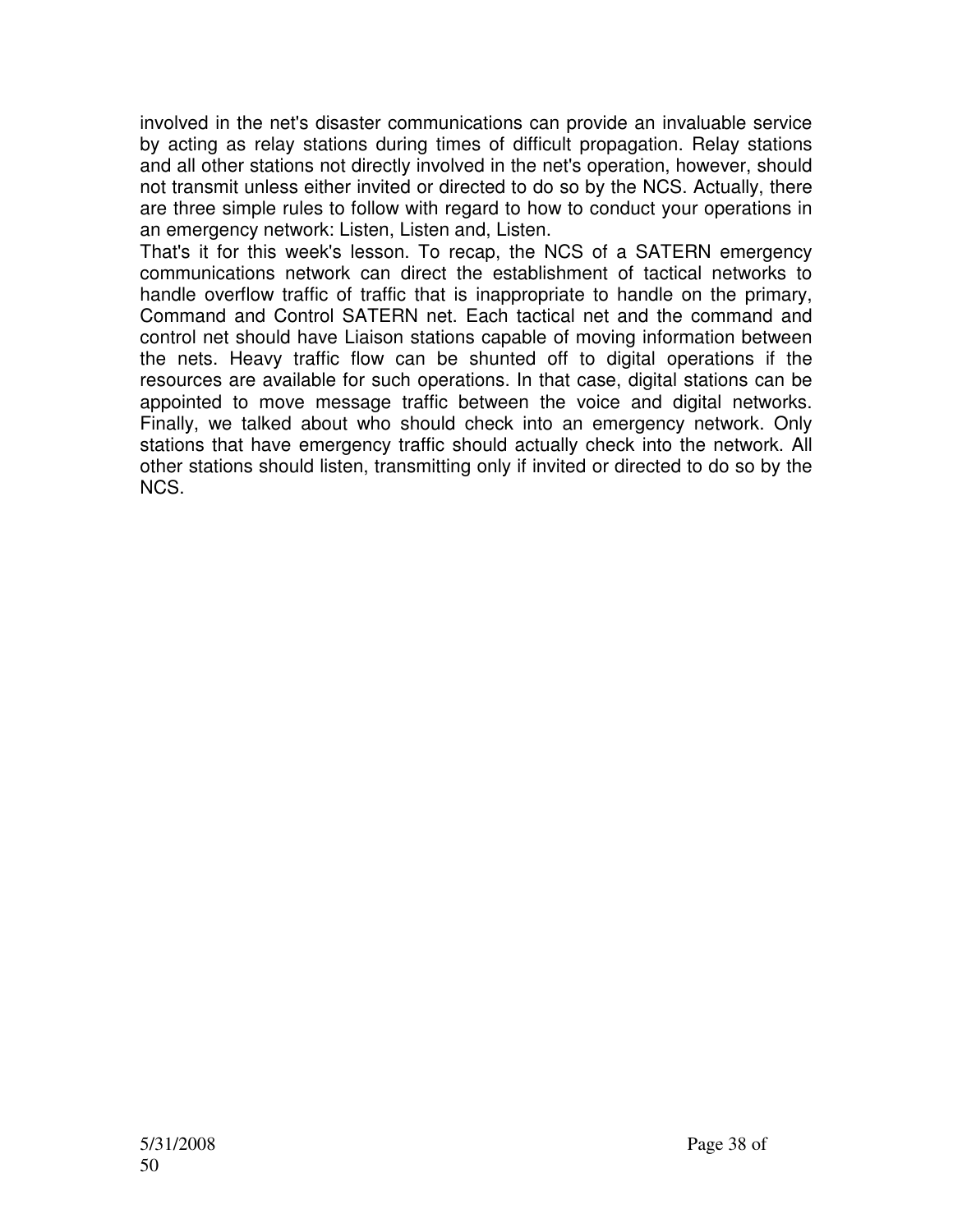involved in the net's disaster communications can provide an invaluable service by acting as relay stations during times of difficult propagation. Relay stations and all other stations not directly involved in the net's operation, however, should not transmit unless either invited or directed to do so by the NCS. Actually, there are three simple rules to follow with regard to how to conduct your operations in an emergency network: Listen, Listen and, Listen.

That's it for this week's lesson. To recap, the NCS of a SATERN emergency communications network can direct the establishment of tactical networks to handle overflow traffic of traffic that is inappropriate to handle on the primary, Command and Control SATERN net. Each tactical net and the command and control net should have Liaison stations capable of moving information between the nets. Heavy traffic flow can be shunted off to digital operations if the resources are available for such operations. In that case, digital stations can be appointed to move message traffic between the voice and digital networks. Finally, we talked about who should check into an emergency network. Only stations that have emergency traffic should actually check into the network. All other stations should listen, transmitting only if invited or directed to do so by the NCS.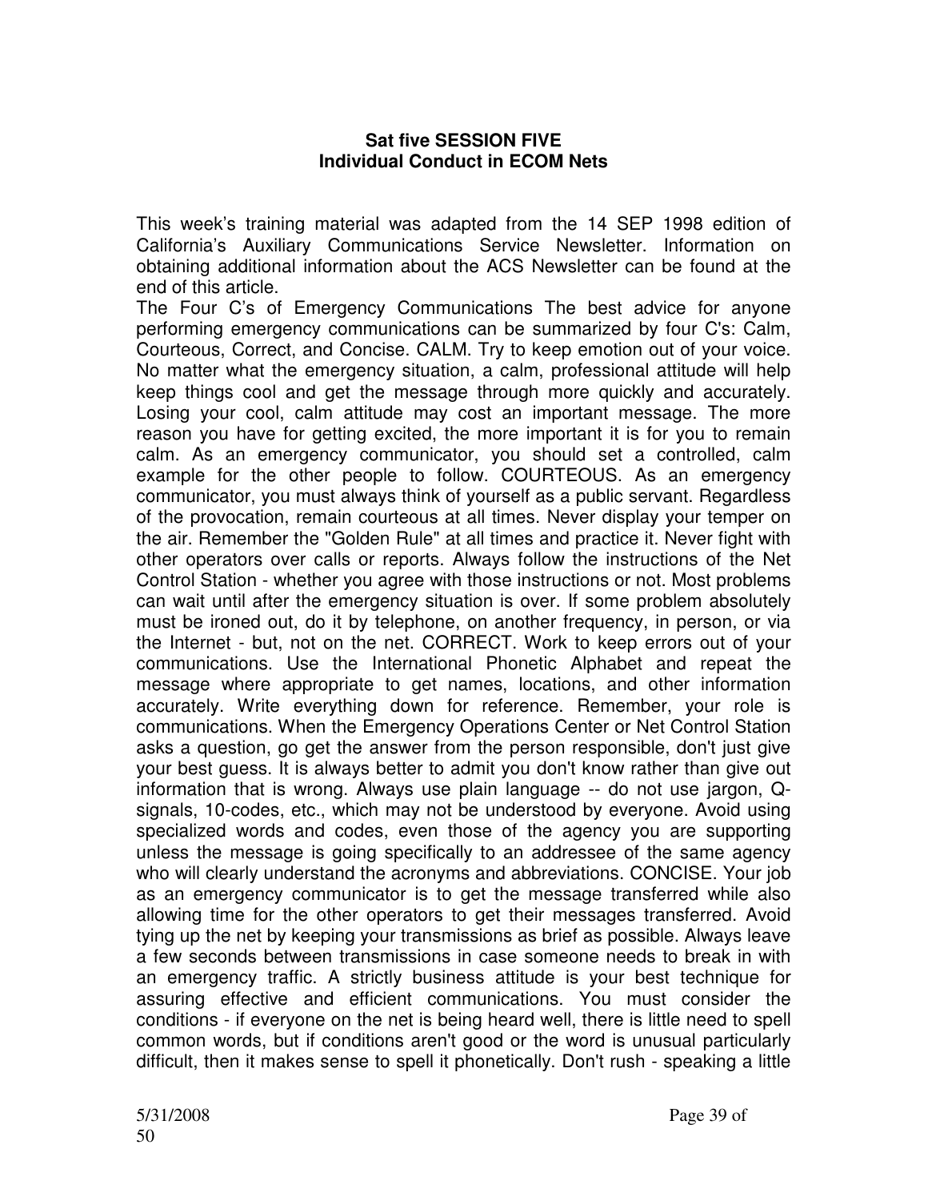### Sat five SESSION FIVE
### Individual Conduct in ECOM Nets

This week's training material was adapted from the 14 SEP 1998 edition of California's Auxiliary Communications Service Newsletter. Information on obtaining additional information about the ACS Newsletter can be found at the end of this article.

The Four C's of Emergency Communications The best advice for anyone performing emergency communications can be summarized by four C's: Calm, Courteous, Correct, and Concise. CALM. Try to keep emotion out of your voice. No matter what the emergency situation, a calm, professional attitude will help keep things cool and get the message through more quickly and accurately. Losing your cool, calm attitude may cost an important message. The more reason you have for getting excited, the more important it is for you to remain calm. As an emergency communicator, you should set a controlled, calm example for the other people to follow. COURTEOUS. As an emergency communicator, you must always think of yourself as a public servant. Regardless of the provocation, remain courteous at all times. Never display your temper on the air. Remember the "Golden Rule" at all times and practice it. Never fight with other operators over calls or reports. Always follow the instructions of the Net Control Station - whether you agree with those instructions or not. Most problems can wait until after the emergency situation is over. If some problem absolutely must be ironed out, do it by telephone, on another frequency, in person, or via the Internet - but, not on the net. CORRECT. Work to keep errors out of your communications. Use the International Phonetic Alphabet and repeat the message where appropriate to get names, locations, and other information accurately. Write everything down for reference. Remember, your role is communications. When the Emergency Operations Center or Net Control Station asks a question, go get the answer from the person responsible, don't just give your best guess. It is always better to admit you don't know rather than give out information that is wrong. Always use plain language -- do not use jargon, Q-signals, 10-codes, etc., which may not be understood by everyone. Avoid using specialized words and codes, even those of the agency you are supporting unless the message is going specifically to an addressee of the same agency who will clearly understand the acronyms and abbreviations. CONCISE. Your job as an emergency communicator is to get the message transferred while also allowing time for the other operators to get their messages transferred. Avoid tying up the net by keeping your transmissions as brief as possible. Always leave a few seconds between transmissions in case someone needs to break in with an emergency traffic. A strictly business attitude is your best technique for assuring effective and efficient communications. You must consider the conditions - if everyone on the net is being heard well, there is little need to spell common words, but if conditions aren't good or the word is unusual particularly difficult, then it makes sense to spell it phonetically. Don't rush - speaking a little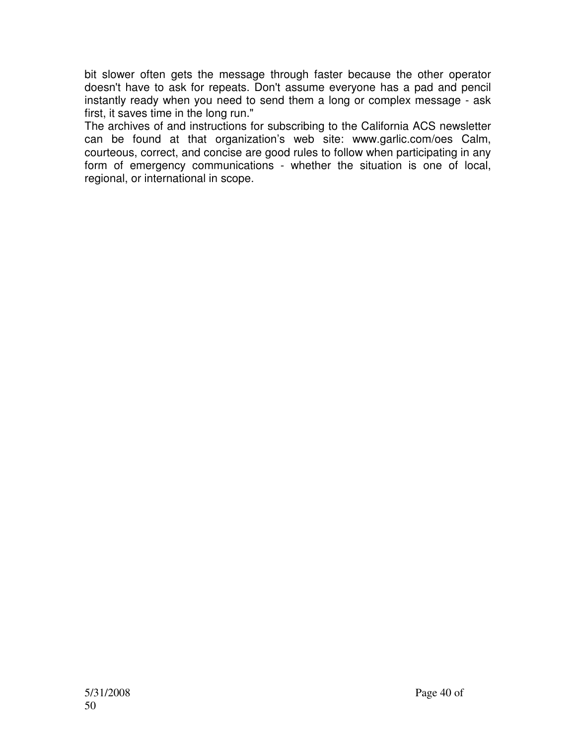bit slower often gets the message through faster because the other operator doesn't have to ask for repeats. Don't assume everyone has a pad and pencil instantly ready when you need to send them a long or complex message - ask first, it saves time in the long run."

The archives of and instructions for subscribing to the California ACS newsletter can be found at that organization's web site: www.garlic.com/oes Calm, courteous, correct, and concise are good rules to follow when participating in any form of emergency communications - whether the situation is one of local, regional, or international in scope.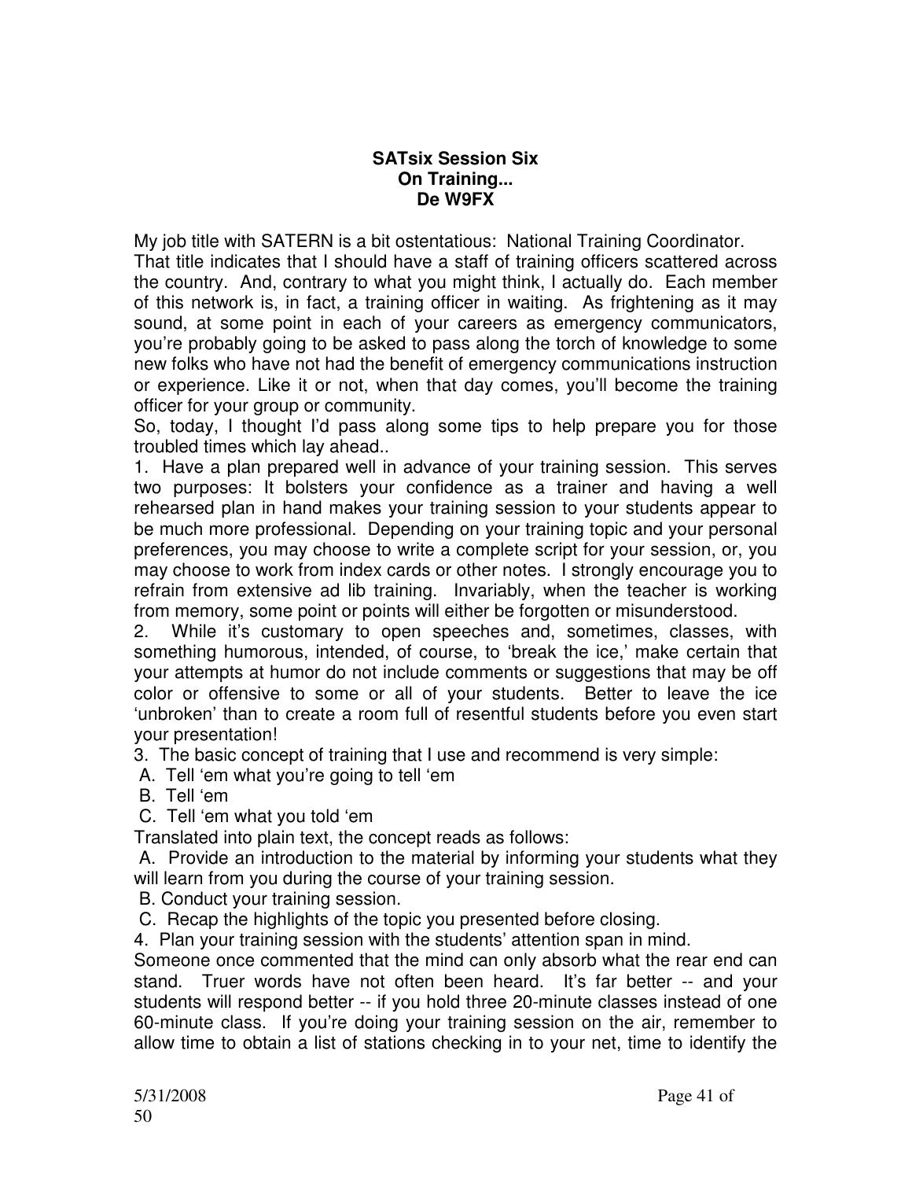**SATsix Session Six**
**On Training...**
**De W9FX**

My job title with SATERN is a bit ostentatious: National Training Coordinator. That title indicates that I should have a staff of training officers scattered across the country. And, contrary to what you might think, I actually do. Each member of this network is, in fact, a training officer in waiting. As frightening as it may sound, at some point in each of your careers as emergency communicators, you're probably going to be asked to pass along the torch of knowledge to some new folks who have not had the benefit of emergency communications instruction or experience. Like it or not, when that day comes, you'll become the training officer for your group or community.

So, today, I thought I'd pass along some tips to help prepare you for those troubled times which lay ahead..

1. Have a plan prepared well in advance of your training session. This serves two purposes: It bolsters your confidence as a trainer and having a well rehearsed plan in hand makes your training session to your students appear to be much more professional. Depending on your training topic and your personal preferences, you may choose to write a complete script for your session, or, you may choose to work from index cards or other notes. I strongly encourage you to refrain from extensive ad lib training. Invariably, when the teacher is working from memory, some point or points will either be forgotten or misunderstood.

2. While it's customary to open speeches and, sometimes, classes, with something humorous, intended, of course, to 'break the ice,' make certain that your attempts at humor do not include comments or suggestions that may be off color or offensive to some or all of your students. Better to leave the ice 'unbroken' than to create a room full of resentful students before you even start your presentation!

3. The basic concept of training that I use and recommend is very simple:

 A. Tell 'em what you're going to tell 'em
 B. Tell 'em
 C. Tell 'em what you told 'em

Translated into plain text, the concept reads as follows:

 A. Provide an introduction to the material by informing your students what they will learn from you during the course of your training session.
 B. Conduct your training session.
 C. Recap the highlights of the topic you presented before closing.

4. Plan your training session with the students' attention span in mind.

Someone once commented that the mind can only absorb what the rear end can stand. Truer words have not often been heard. It's far better -- and your students will respond better -- if you hold three 20-minute classes instead of one 60-minute class. If you're doing your training session on the air, remember to allow time to obtain a list of stations checking in to your net, time to identify the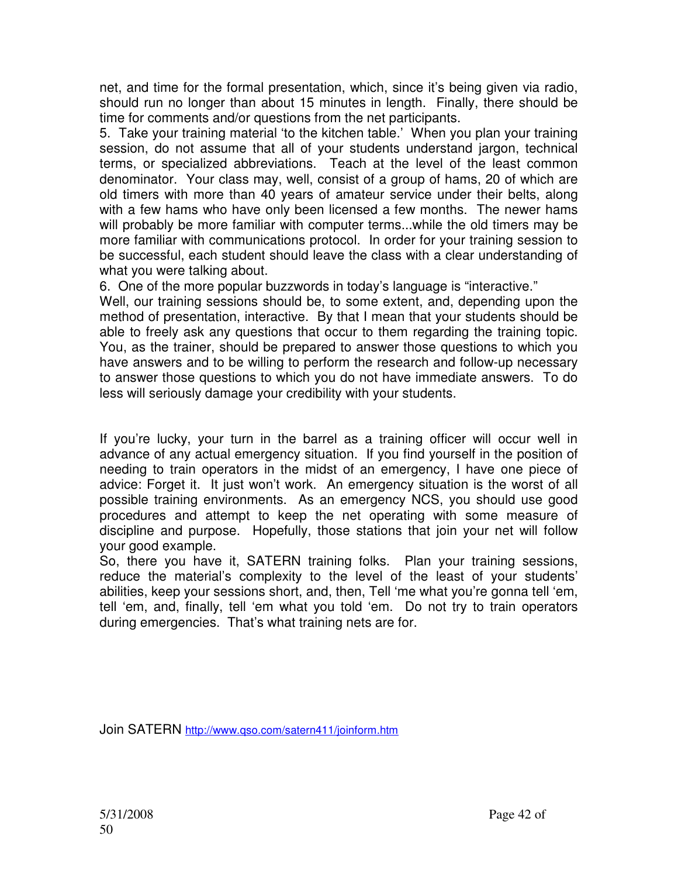net, and time for the formal presentation, which, since it's being given via radio, should run no longer than about 15 minutes in length. Finally, there should be time for comments and/or questions from the net participants.

5. Take your training material 'to the kitchen table.' When you plan your training session, do not assume that all of your students understand jargon, technical terms, or specialized abbreviations. Teach at the level of the least common denominator. Your class may, well, consist of a group of hams, 20 of which are old timers with more than 40 years of amateur service under their belts, along with a few hams who have only been licensed a few months. The newer hams will probably be more familiar with computer terms...while the old timers may be more familiar with communications protocol. In order for your training session to be successful, each student should leave the class with a clear understanding of what you were talking about.

6. One of the more popular buzzwords in today's language is "interactive." Well, our training sessions should be, to some extent, and, depending upon the method of presentation, interactive. By that I mean that your students should be able to freely ask any questions that occur to them regarding the training topic. You, as the trainer, should be prepared to answer those questions to which you have answers and to be willing to perform the research and follow-up necessary to answer those questions to which you do not have immediate answers. To do less will seriously damage your credibility with your students.

If you're lucky, your turn in the barrel as a training officer will occur well in advance of any actual emergency situation. If you find yourself in the position of needing to train operators in the midst of an emergency, I have one piece of advice: Forget it. It just won't work. An emergency situation is the worst of all possible training environments. As an emergency NCS, you should use good procedures and attempt to keep the net operating with some measure of discipline and purpose. Hopefully, those stations that join your net will follow your good example.

So, there you have it, SATERN training folks. Plan your training sessions, reduce the material's complexity to the level of the least of your students' abilities, keep your sessions short, and, then, Tell 'me what you're gonna tell 'em, tell 'em, and, finally, tell 'em what you told 'em. Do not try to train operators during emergencies. That's what training nets are for.

Join SATERN http://www.qso.com/satern411/joinform.htm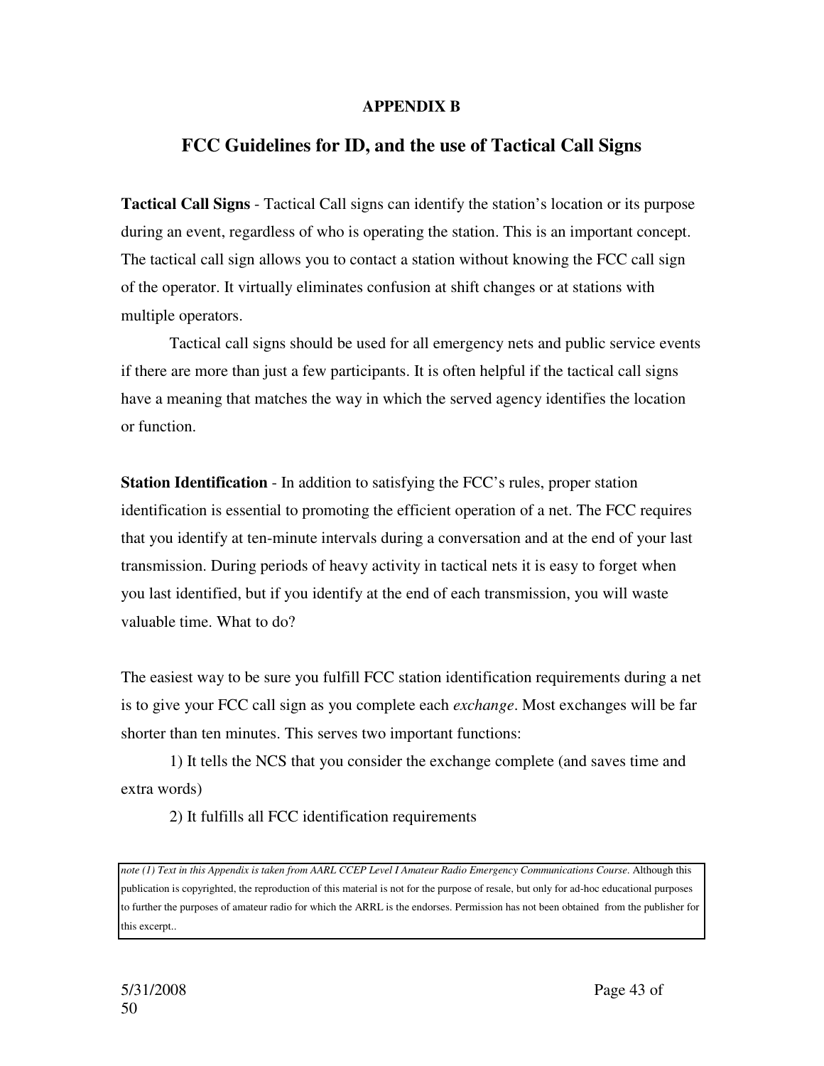**APPENDIX B**

## FCC Guidelines for ID, and the use of Tactical Call Signs

**Tactical Call Signs** - Tactical Call signs can identify the station's location or its purpose during an event, regardless of who is operating the station. This is an important concept. The tactical call sign allows you to contact a station without knowing the FCC call sign of the operator. It virtually eliminates confusion at shift changes or at stations with multiple operators.

Tactical call signs should be used for all emergency nets and public service events if there are more than just a few participants. It is often helpful if the tactical call signs have a meaning that matches the way in which the served agency identifies the location or function.

**Station Identification** - In addition to satisfying the FCC's rules, proper station identification is essential to promoting the efficient operation of a net. The FCC requires that you identify at ten-minute intervals during a conversation and at the end of your last transmission. During periods of heavy activity in tactical nets it is easy to forget when you last identified, but if you identify at the end of each transmission, you will waste valuable time. What to do?

The easiest way to be sure you fulfill FCC station identification requirements during a net is to give your FCC call sign as you complete each *exchange*. Most exchanges will be far shorter than ten minutes. This serves two important functions:

1) It tells the NCS that you consider the exchange complete (and saves time and extra words)

2) It fulfills all FCC identification requirements

*note (1) Text in this Appendix is taken from AARL CCEP Level I Amateur Radio Emergency Communications Course*. Although this publication is copyrighted, the reproduction of this material is not for the purpose of resale, but only for ad-hoc educational purposes to further the purposes of amateur radio for which the ARRL is the endorses. Permission has not been obtained from the publisher for this excerpt..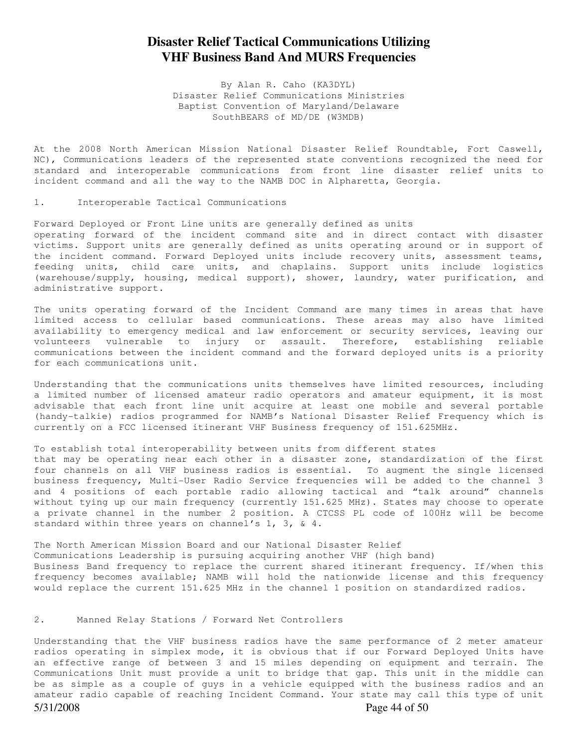# Disaster Relief Tactical Communications Utilizing VHF Business Band And MURS Frequencies

By Alan R. Caho (KA3DYL)
Disaster Relief Communications Ministries
Baptist Convention of Maryland/Delaware
SouthBEARS of MD/DE (W3MDB)

At the 2008 North American Mission National Disaster Relief Roundtable, Fort Caswell, NC), Communications leaders of the represented state conventions recognized the need for standard and interoperable communications from front line disaster relief units to incident command and all the way to the NAMB DOC in Alpharetta, Georgia.

## 1. Interoperable Tactical Communications

Forward Deployed or Front Line units are generally defined as units operating forward of the incident command site and in direct contact with disaster victims. Support units are generally defined as units operating around or in support of the incident command. Forward Deployed units include recovery units, assessment teams, feeding units, child care units, and chaplains. Support units include logistics (warehouse/supply, housing, medical support), shower, laundry, water purification, and administrative support.

The units operating forward of the Incident Command are many times in areas that have limited access to cellular based communications. These areas may also have limited availability to emergency medical and law enforcement or security services, leaving our volunteers vulnerable to injury or assault. Therefore, establishing reliable communications between the incident command and the forward deployed units is a priority for each communications unit.

Understanding that the communications units themselves have limited resources, including a limited number of licensed amateur radio operators and amateur equipment, it is most advisable that each front line unit acquire at least one mobile and several portable (handy-talkie) radios programmed for NAMB's National Disaster Relief Frequency which is currently on a FCC licensed itinerant VHF Business frequency of 151.625MHz.

To establish total interoperability between units from different states that may be operating near each other in a disaster zone, standardization of the first four channels on all VHF business radios is essential. To augment the single licensed business frequency, Multi-User Radio Service frequencies will be added to the channel 3 and 4 positions of each portable radio allowing tactical and "talk around" channels without tying up our main frequency (currently 151.625 MHz). States may choose to operate a private channel in the number 2 position. A CTCSS PL code of 100Hz will be become standard within three years on channel's 1, 3, & 4.

The North American Mission Board and our National Disaster Relief Communications Leadership is pursuing acquiring another VHF (high band) Business Band frequency to replace the current shared itinerant frequency. If/when this frequency becomes available; NAMB will hold the nationwide license and this frequency would replace the current 151.625 MHz in the channel 1 position on standardized radios.

## 2. Manned Relay Stations / Forward Net Controllers

Understanding that the VHF business radios have the same performance of 2 meter amateur radios operating in simplex mode, it is obvious that if our Forward Deployed Units have an effective range of between 3 and 15 miles depending on equipment and terrain. The Communications Unit must provide a unit to bridge that gap. This unit in the middle can be as simple as a couple of guys in a vehicle equipped with the business radios and an amateur radio capable of reaching Incident Command. Your state may call this type of unit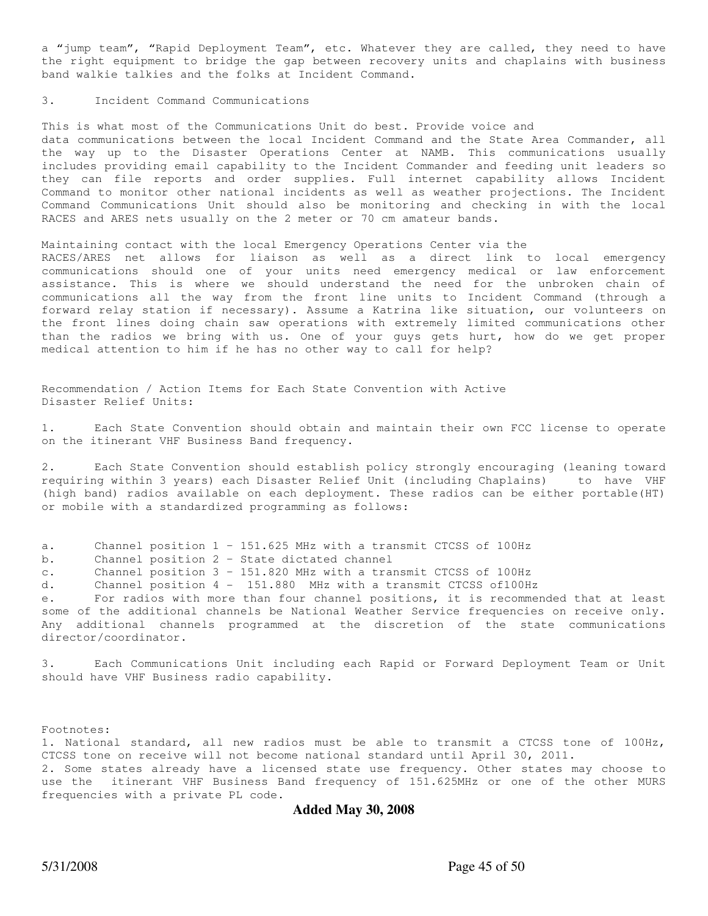a "jump team", "Rapid Deployment Team", etc. Whatever they are called, they need to have the right equipment to bridge the gap between recovery units and chaplains with business band walkie talkies and the folks at Incident Command.

3. Incident Command Communications

This is what most of the Communications Unit do best. Provide voice and data communications between the local Incident Command and the State Area Commander, all the way up to the Disaster Operations Center at NAMB. This communications usually includes providing email capability to the Incident Commander and feeding unit leaders so they can file reports and order supplies. Full internet capability allows Incident Command to monitor other national incidents as well as weather projections. The Incident Command Communications Unit should also be monitoring and checking in with the local RACES and ARES nets usually on the 2 meter or 70 cm amateur bands.

Maintaining contact with the local Emergency Operations Center via the RACES/ARES net allows for liaison as well as a direct link to local emergency communications should one of your units need emergency medical or law enforcement assistance. This is where we should understand the need for the unbroken chain of communications all the way from the front line units to Incident Command (through a forward relay station if necessary). Assume a Katrina like situation, our volunteers on the front lines doing chain saw operations with extremely limited communications other than the radios we bring with us. One of your guys gets hurt, how do we get proper medical attention to him if he has no other way to call for help?

Recommendation / Action Items for Each State Convention with Active Disaster Relief Units:

1. Each State Convention should obtain and maintain their own FCC license to operate on the itinerant VHF Business Band frequency.

2. Each State Convention should establish policy strongly encouraging (leaning toward requiring within 3 years) each Disaster Relief Unit (including Chaplains) to have VHF (high band) radios available on each deployment. These radios can be either portable(HT) or mobile with a standardized programming as follows:

a. Channel position 1 – 151.625 MHz with a transmit CTCSS of 100Hz
b. Channel position 2 – State dictated channel
c. Channel position 3 – 151.820 MHz with a transmit CTCSS of 100Hz
d. Channel position 4 – 151.880 MHz with a transmit CTCSS of100Hz
e. For radios with more than four channel positions, it is recommended that at least some of the additional channels be National Weather Service frequencies on receive only. Any additional channels programmed at the discretion of the state communications director/coordinator.

3. Each Communications Unit including each Rapid or Forward Deployment Team or Unit should have VHF Business radio capability.

Footnotes:
1. National standard, all new radios must be able to transmit a CTCSS tone of 100Hz, CTCSS tone on receive will not become national standard until April 30, 2011.
2. Some states already have a licensed state use frequency. Other states may choose to use the itinerant VHF Business Band frequency of 151.625MHz or one of the other MURS frequencies with a private PL code.

**Added May 30, 2008**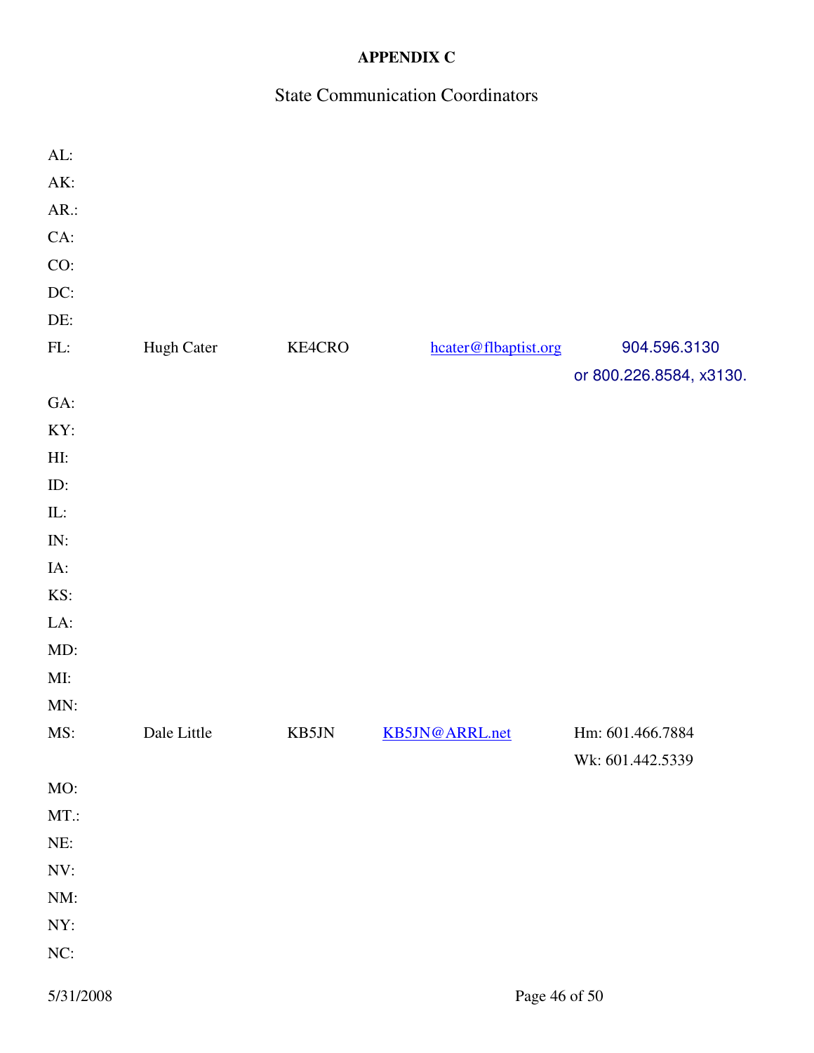**APPENDIX C**

State Communication Coordinators

| State | Name | Call Sign | Email | Phone |
|---|---|---|---|---|
| AL: | | | | |
| AK: | | | | |
| AR.: | | | | |
| CA: | | | | |
| CO: | | | | |
| DC: | | | | |
| DE: | | | | |
| FL: | Hugh Cater | KE4CRO | hcater@flbaptist.org | 904.596.3130 or 800.226.8584, x3130. |
| GA: | | | | |
| KY: | | | | |
| HI: | | | | |
| ID: | | | | |
| IL: | | | | |
| IN: | | | | |
| IA: | | | | |
| KS: | | | | |
| LA: | | | | |
| MD: | | | | |
| MI: | | | | |
| MN: | | | | |
| MS: | Dale Little | KB5JN | KB5JN@ARRL.net | Hm: 601.466.7884<br>Wk: 601.442.5339 |
| MO: | | | | |
| MT.: | | | | |
| NE: | | | | |
| NV: | | | | |
| NM: | | | | |
| NY: | | | | |
| NC: | | | | |

5/31/2008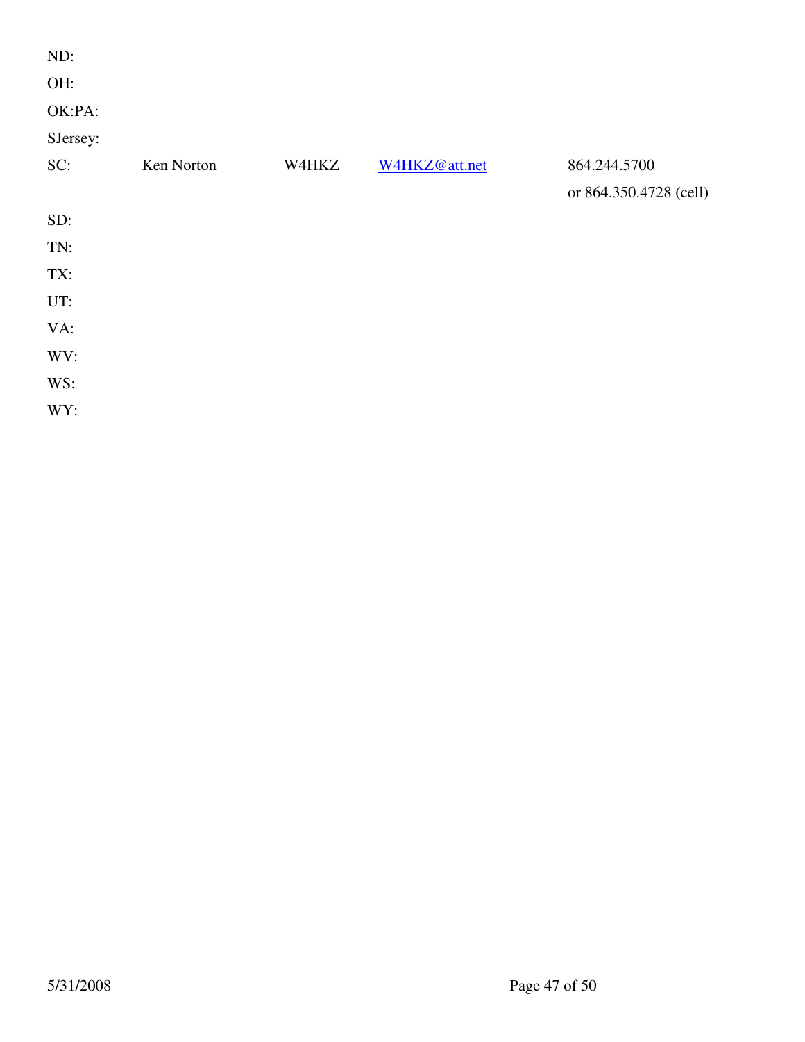| | | | | |
|---|---|---|---|---|
| ND: | | | | |
| OH: | | | | |
| OK:PA: | | | | |
| SJersey: | | | | |
| SC: | Ken Norton | W4HKZ | W4HKZ@att.net | 864.244.5700<br>or 864.350.4728 (cell) |
| SD: | | | | |
| TN: | | | | |
| TX: | | | | |
| UT: | | | | |
| VA: | | | | |
| WV: | | | | |
| WS: | | | | |
| WY: | | | | |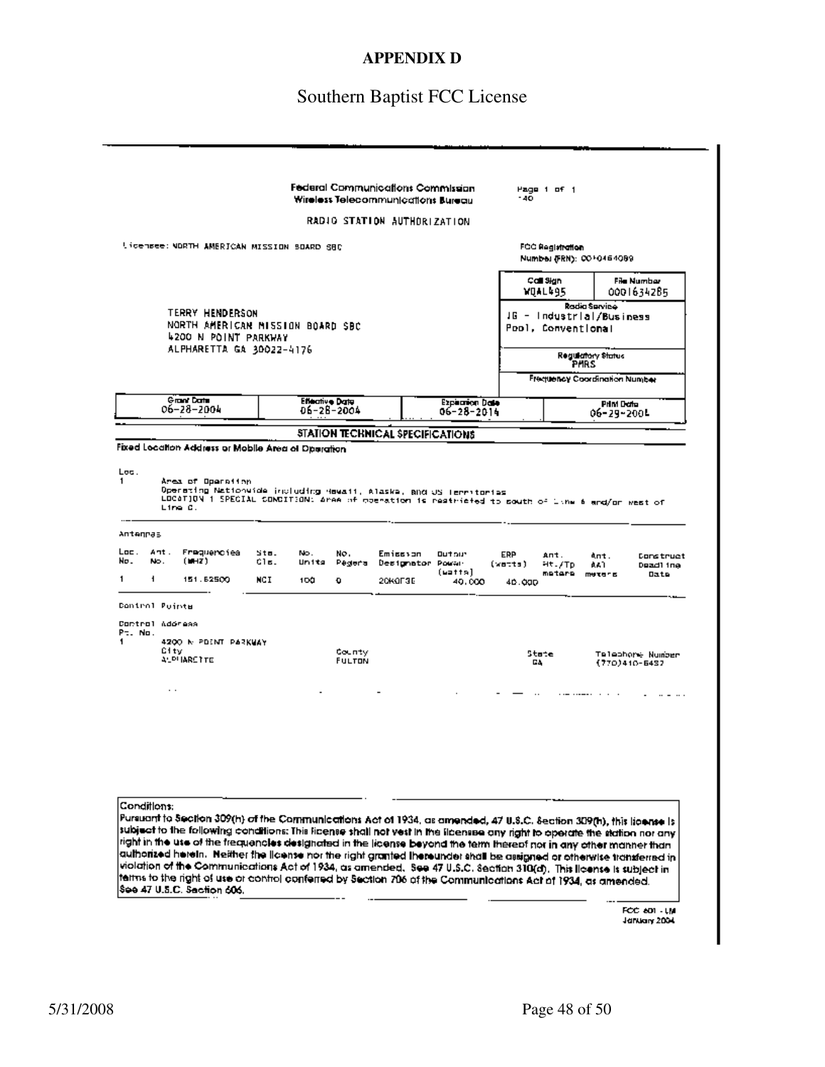**APPENDIX D**

Southern Baptist FCC License

Federal Communications Commission
Wireless Telecommunications Bureau

RADIO STATION AUTHORIZATION

Page 1 of 1
140

Licensee: NORTH AMERICAN MISSION BOARD SBC

FCC Registration Number (FRN): 0010464089

| Call Sign | File Number |
|---|---|
| WQAL495 | 0001634285 |

Radio Service
IG - Industrial/Business Pool, Conventional

Regulatory Status
PMRS

Frequency Coordination Number

TERRY HENDERSON
NORTH AMERICAN MISSION BOARD SBC
4200 N POINT PARKWAY
ALPHARETTA GA 30022-4176

| Grant Date | Effective Date | Expiration Date | Print Date |
|---|---|---|---|
| 06-28-2004 | 06-28-2004 | 06-28-2014 | 06-29-2004 |

**STATION TECHNICAL SPECIFICATIONS**

**Fixed Location Address or Mobile Area of Operation**

Loc. 1
Area of Operation
Operating Nationwide including Hawaii, Alaska, and US Territories
LOCATION 1 SPECIAL CONDITION: Area of operation is restricted to south of Line A and/or west of Line C.

Antennas

| Loc. No. | Ant. No. | Frequencies (MHZ) | Sta. Cls. | No. Units | No. Pagers | Emission Designator | Output Power (watts) | ERP (watts) | Ant. Ht./Tp meters | Ant. AAT meters | Construct Deadline Date |
|---|---|---|---|---|---|---|---|---|---|---|---|
| 1 | 1 | 151.62500 | MO1 | 100 | 0 | 20K0F3E | 40.000 | 40.000 | | | |

Control Points

Control Address
Pt. No. 1
4200 N POINT PARKWAY

| City | County | State | Telephone Number |
|---|---|---|---|
| ALPHARETTE | FULTON | GA | (770)410-6452 |

**Conditions:**
Pursuant to Section 309(h) of the Communications Act of 1934, as amended, 47 U.S.C. Section 309(h), this license is subject to the following conditions: This license shall not vest in the licensee any right to operate the station nor any right in the use of the frequencies designated in the license beyond the term thereof nor in any other manner than authorized herein. Neither the license nor the right granted thereunder shall be assigned or otherwise transferred in violation of the Communications Act of 1934, as amended. See 47 U.S.C. Section 310(d). This license is subject in terms to the right of use or control conferred by Section 706 of the Communications Act of 1934, as amended. See 47 U.S.C. Section 606.

FCC 601 - LM
January 2004